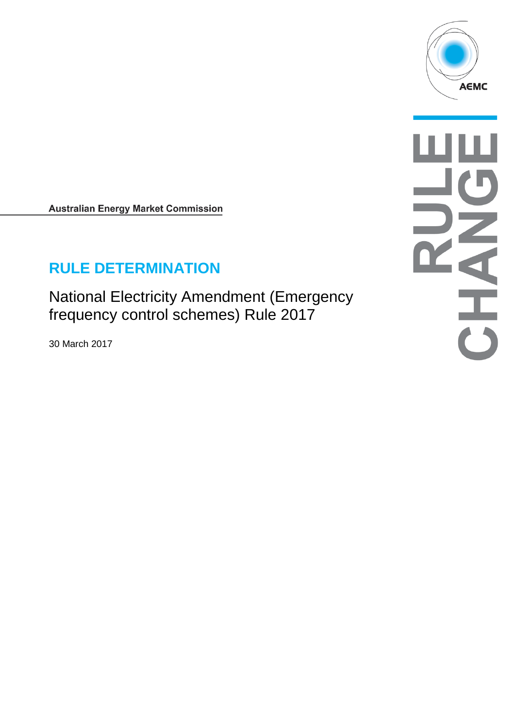Australian Energy Market Commission

# RULE DETERMINATION

## National Electricity Amendment (Emergency frequency control schemes) Rule 2017

30 March 2017

RULE CHANGE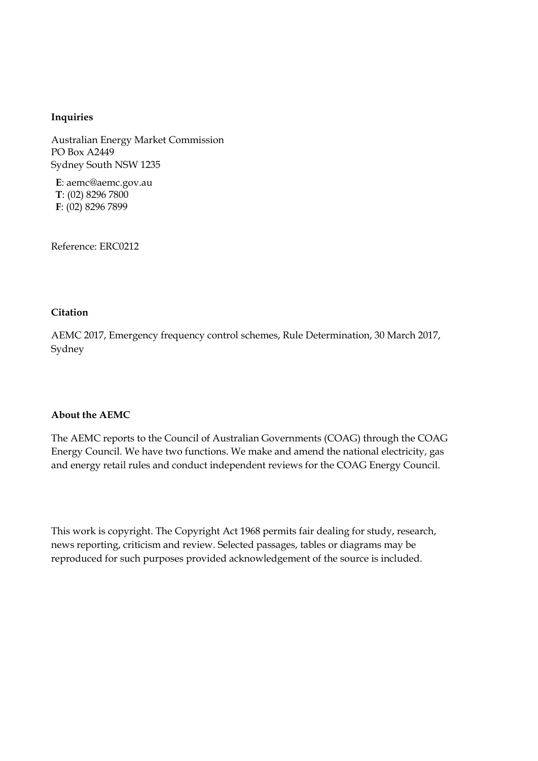**Inquiries**

Australian Energy Market Commission
PO Box A2449
Sydney South NSW 1235

**E**: aemc@aemc.gov.au
**T**: (02) 8296 7800
**F**: (02) 8296 7899

Reference: ERC0212

**Citation**

AEMC 2017, Emergency frequency control schemes, Rule Determination, 30 March 2017, Sydney

**About the AEMC**

The AEMC reports to the Council of Australian Governments (COAG) through the COAG Energy Council. We have two functions. We make and amend the national electricity, gas and energy retail rules and conduct independent reviews for the COAG Energy Council.

This work is copyright. The Copyright Act 1968 permits fair dealing for study, research, news reporting, criticism and review. Selected passages, tables or diagrams may be reproduced for such purposes provided acknowledgement of the source is included.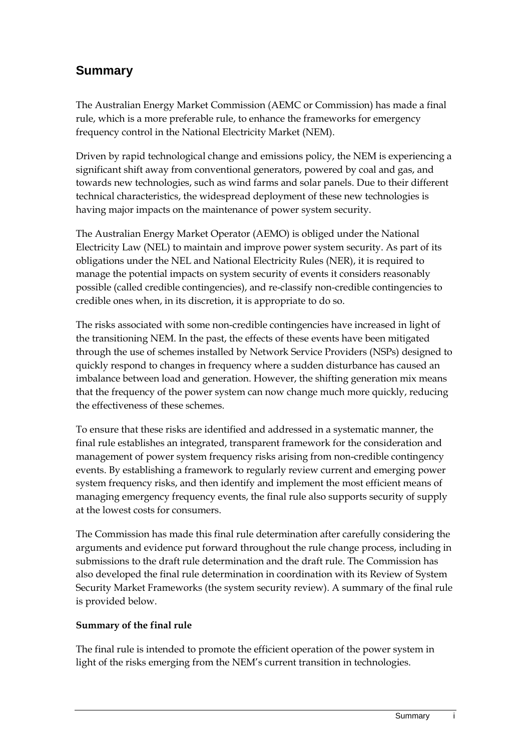## Summary

The Australian Energy Market Commission (AEMC or Commission) has made a final rule, which is a more preferable rule, to enhance the frameworks for emergency frequency control in the National Electricity Market (NEM).

Driven by rapid technological change and emissions policy, the NEM is experiencing a significant shift away from conventional generators, powered by coal and gas, and towards new technologies, such as wind farms and solar panels. Due to their different technical characteristics, the widespread deployment of these new technologies is having major impacts on the maintenance of power system security.

The Australian Energy Market Operator (AEMO) is obliged under the National Electricity Law (NEL) to maintain and improve power system security. As part of its obligations under the NEL and National Electricity Rules (NER), it is required to manage the potential impacts on system security of events it considers reasonably possible (called credible contingencies), and re-classify non-credible contingencies to credible ones when, in its discretion, it is appropriate to do so.

The risks associated with some non-credible contingencies have increased in light of the transitioning NEM. In the past, the effects of these events have been mitigated through the use of schemes installed by Network Service Providers (NSPs) designed to quickly respond to changes in frequency where a sudden disturbance has caused an imbalance between load and generation. However, the shifting generation mix means that the frequency of the power system can now change much more quickly, reducing the effectiveness of these schemes.

To ensure that these risks are identified and addressed in a systematic manner, the final rule establishes an integrated, transparent framework for the consideration and management of power system frequency risks arising from non-credible contingency events. By establishing a framework to regularly review current and emerging power system frequency risks, and then identify and implement the most efficient means of managing emergency frequency events, the final rule also supports security of supply at the lowest costs for consumers.

The Commission has made this final rule determination after carefully considering the arguments and evidence put forward throughout the rule change process, including in submissions to the draft rule determination and the draft rule. The Commission has also developed the final rule determination in coordination with its Review of System Security Market Frameworks (the system security review). A summary of the final rule is provided below.

**Summary of the final rule**

The final rule is intended to promote the efficient operation of the power system in light of the risks emerging from the NEM's current transition in technologies.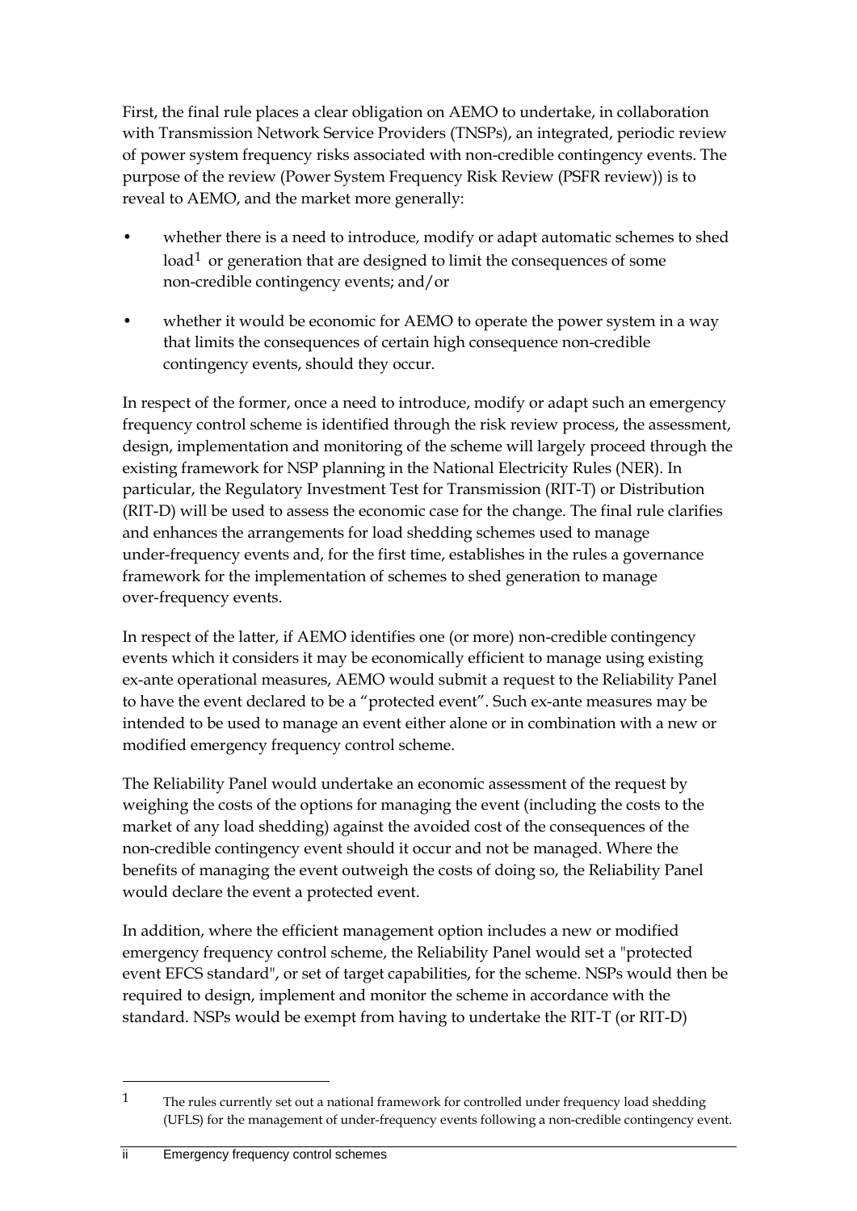First, the final rule places a clear obligation on AEMO to undertake, in collaboration with Transmission Network Service Providers (TNSPs), an integrated, periodic review of power system frequency risks associated with non-credible contingency events. The purpose of the review (Power System Frequency Risk Review (PSFR review)) is to reveal to AEMO, and the market more generally:

- whether there is a need to introduce, modify or adapt automatic schemes to shed load[1] or generation that are designed to limit the consequences of some non-credible contingency events; and/or
- whether it would be economic for AEMO to operate the power system in a way that limits the consequences of certain high consequence non-credible contingency events, should they occur.

In respect of the former, once a need to introduce, modify or adapt such an emergency frequency control scheme is identified through the risk review process, the assessment, design, implementation and monitoring of the scheme will largely proceed through the existing framework for NSP planning in the National Electricity Rules (NER). In particular, the Regulatory Investment Test for Transmission (RIT-T) or Distribution (RIT-D) will be used to assess the economic case for the change. The final rule clarifies and enhances the arrangements for load shedding schemes used to manage under-frequency events and, for the first time, establishes in the rules a governance framework for the implementation of schemes to shed generation to manage over-frequency events.

In respect of the latter, if AEMO identifies one (or more) non-credible contingency events which it considers it may be economically efficient to manage using existing ex-ante operational measures, AEMO would submit a request to the Reliability Panel to have the event declared to be a "protected event". Such ex-ante measures may be intended to be used to manage an event either alone or in combination with a new or modified emergency frequency control scheme.

The Reliability Panel would undertake an economic assessment of the request by weighing the costs of the options for managing the event (including the costs to the market of any load shedding) against the avoided cost of the consequences of the non-credible contingency event should it occur and not be managed. Where the benefits of managing the event outweigh the costs of doing so, the Reliability Panel would declare the event a protected event.

In addition, where the efficient management option includes a new or modified emergency frequency control scheme, the Reliability Panel would set a "protected event EFCS standard", or set of target capabilities, for the scheme. NSPs would then be required to design, implement and monitor the scheme in accordance with the standard. NSPs would be exempt from having to undertake the RIT-T (or RIT-D)

[1] The rules currently set out a national framework for controlled under frequency load shedding (UFLS) for the management of under-frequency events following a non-credible contingency event.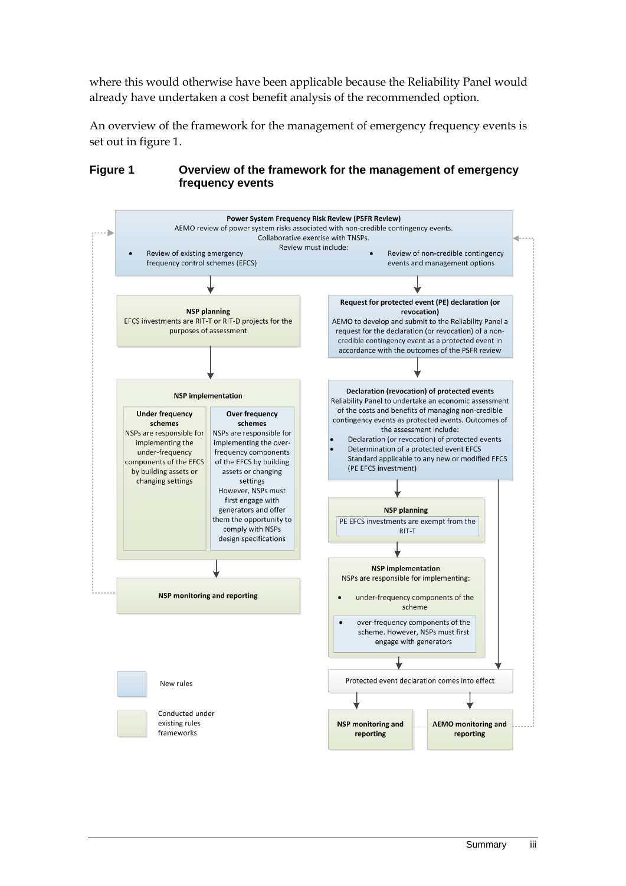where this would otherwise have been applicable because the Reliability Panel would already have undertaken a cost benefit analysis of the recommended option.

An overview of the framework for the management of emergency frequency events is set out in figure 1.

**Figure 1 Overview of the framework for the management of emergency frequency events**

**Power System Frequency Risk Review (PSFR Review)**
AEMO review of power system risks associated with non-credible contingency events.
Collaborative exercise with TNSPs.
Review must include:

- Review of existing emergency frequency control schemes (EFCS)
- Review of non-credible contingency events and management options

**NSP planning**
EFCS investments are RIT-T or RIT-D projects for the purposes of assessment

**NSP implementation**

**Under frequency schemes**
NSPs are responsible for implementing the under-frequency components of the EFCS by building assets or changing settings

**Over frequency schemes**
NSPs are responsible for implementing the over-frequency components of the EFCS by building assets or changing settings
However, NSPs must first engage with generators and offer them the opportunity to comply with NSPs design specifications

**NSP monitoring and reporting**

**Request for protected event (PE) declaration (or revocation)**
AEMO to develop and submit to the Reliability Panel a request for the declaration (or revocation) of a non-credible contingency event as a protected event in accordance with the outcomes of the PSFR review

**Declaration (revocation) of protected events**
Reliability Panel to undertake an economic assessment of the costs and benefits of managing non-credible contingency events as protected events. Outcomes of the assessment include:

- Declaration (or revocation) of protected events
- Determination of a protected event EFCS Standard applicable to any new or modified EFCS (PE EFCS investment)

**NSP planning**
PE EFCS investments are exempt from the RIT-T

**NSP implementation**
NSPs are responsible for implementing:

- under-frequency components of the scheme
- over-frequency components of the scheme. However, NSPs must first engage with generators

Protected event declaration comes into effect

**NSP monitoring and reporting**

**AEMO monitoring and reporting**

New rules

Conducted under existing rules frameworks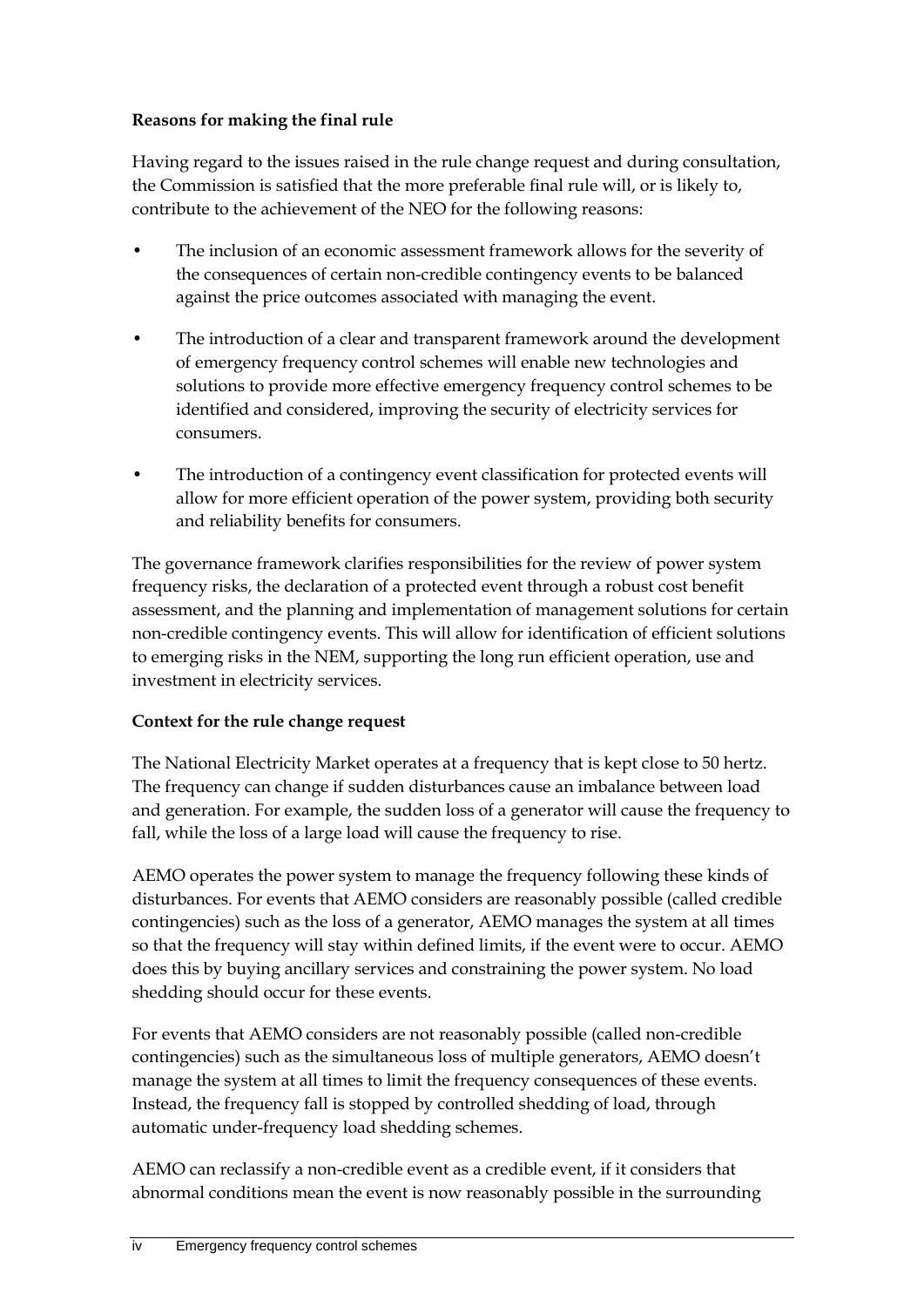**Reasons for making the final rule**

Having regard to the issues raised in the rule change request and during consultation, the Commission is satisfied that the more preferable final rule will, or is likely to, contribute to the achievement of the NEO for the following reasons:

- The inclusion of an economic assessment framework allows for the severity of the consequences of certain non-credible contingency events to be balanced against the price outcomes associated with managing the event.
- The introduction of a clear and transparent framework around the development of emergency frequency control schemes will enable new technologies and solutions to provide more effective emergency frequency control schemes to be identified and considered, improving the security of electricity services for consumers.
- The introduction of a contingency event classification for protected events will allow for more efficient operation of the power system, providing both security and reliability benefits for consumers.

The governance framework clarifies responsibilities for the review of power system frequency risks, the declaration of a protected event through a robust cost benefit assessment, and the planning and implementation of management solutions for certain non-credible contingency events. This will allow for identification of efficient solutions to emerging risks in the NEM, supporting the long run efficient operation, use and investment in electricity services.

**Context for the rule change request**

The National Electricity Market operates at a frequency that is kept close to 50 hertz. The frequency can change if sudden disturbances cause an imbalance between load and generation. For example, the sudden loss of a generator will cause the frequency to fall, while the loss of a large load will cause the frequency to rise.

AEMO operates the power system to manage the frequency following these kinds of disturbances. For events that AEMO considers are reasonably possible (called credible contingencies) such as the loss of a generator, AEMO manages the system at all times so that the frequency will stay within defined limits, if the event were to occur. AEMO does this by buying ancillary services and constraining the power system. No load shedding should occur for these events.

For events that AEMO considers are not reasonably possible (called non-credible contingencies) such as the simultaneous loss of multiple generators, AEMO doesn't manage the system at all times to limit the frequency consequences of these events. Instead, the frequency fall is stopped by controlled shedding of load, through automatic under-frequency load shedding schemes.

AEMO can reclassify a non-credible event as a credible event, if it considers that abnormal conditions mean the event is now reasonably possible in the surrounding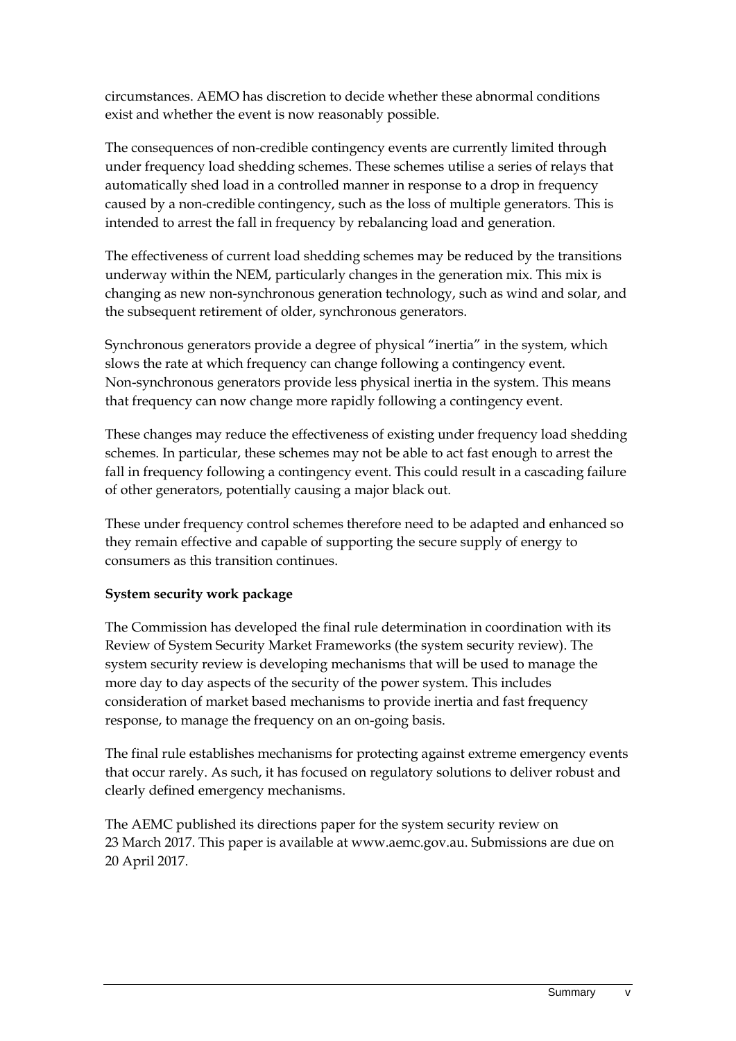circumstances. AEMO has discretion to decide whether these abnormal conditions exist and whether the event is now reasonably possible.

The consequences of non-credible contingency events are currently limited through under frequency load shedding schemes. These schemes utilise a series of relays that automatically shed load in a controlled manner in response to a drop in frequency caused by a non-credible contingency, such as the loss of multiple generators. This is intended to arrest the fall in frequency by rebalancing load and generation.

The effectiveness of current load shedding schemes may be reduced by the transitions underway within the NEM, particularly changes in the generation mix. This mix is changing as new non-synchronous generation technology, such as wind and solar, and the subsequent retirement of older, synchronous generators.

Synchronous generators provide a degree of physical "inertia" in the system, which slows the rate at which frequency can change following a contingency event. Non-synchronous generators provide less physical inertia in the system. This means that frequency can now change more rapidly following a contingency event.

These changes may reduce the effectiveness of existing under frequency load shedding schemes. In particular, these schemes may not be able to act fast enough to arrest the fall in frequency following a contingency event. This could result in a cascading failure of other generators, potentially causing a major black out.

These under frequency control schemes therefore need to be adapted and enhanced so they remain effective and capable of supporting the secure supply of energy to consumers as this transition continues.

**System security work package**

The Commission has developed the final rule determination in coordination with its Review of System Security Market Frameworks (the system security review). The system security review is developing mechanisms that will be used to manage the more day to day aspects of the security of the power system. This includes consideration of market based mechanisms to provide inertia and fast frequency response, to manage the frequency on an on-going basis.

The final rule establishes mechanisms for protecting against extreme emergency events that occur rarely. As such, it has focused on regulatory solutions to deliver robust and clearly defined emergency mechanisms.

The AEMC published its directions paper for the system security review on 23 March 2017. This paper is available at www.aemc.gov.au. Submissions are due on 20 April 2017.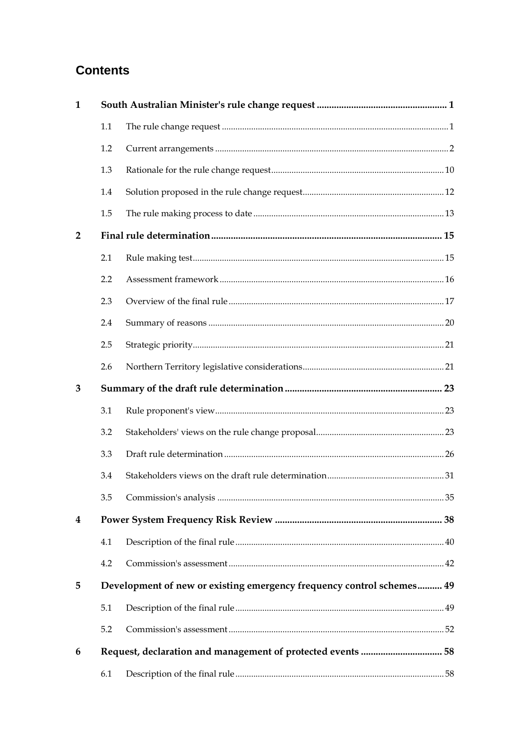## Contents

| | | | |
|---|---|---|---|
| **1** | **South Australian Minister's rule change request** | | **1** |
| | 1.1 | The rule change request | 1 |
| | 1.2 | Current arrangements | 2 |
| | 1.3 | Rationale for the rule change request | 10 |
| | 1.4 | Solution proposed in the rule change request | 12 |
| | 1.5 | The rule making process to date | 13 |
| **2** | **Final rule determination** | | **15** |
| | 2.1 | Rule making test | 15 |
| | 2.2 | Assessment framework | 16 |
| | 2.3 | Overview of the final rule | 17 |
| | 2.4 | Summary of reasons | 20 |
| | 2.5 | Strategic priority | 21 |
| | 2.6 | Northern Territory legislative considerations | 21 |
| **3** | **Summary of the draft rule determination** | | **23** |
| | 3.1 | Rule proponent's view | 23 |
| | 3.2 | Stakeholders' views on the rule change proposal | 23 |
| | 3.3 | Draft rule determination | 26 |
| | 3.4 | Stakeholders views on the draft rule determination | 31 |
| | 3.5 | Commission's analysis | 35 |
| **4** | **Power System Frequency Risk Review** | | **38** |
| | 4.1 | Description of the final rule | 40 |
| | 4.2 | Commission's assessment | 42 |
| **5** | **Development of new or existing emergency frequency control schemes** | | **49** |
| | 5.1 | Description of the final rule | 49 |
| | 5.2 | Commission's assessment | 52 |
| **6** | **Request, declaration and management of protected events** | | **58** |
| | 6.1 | Description of the final rule | 58 |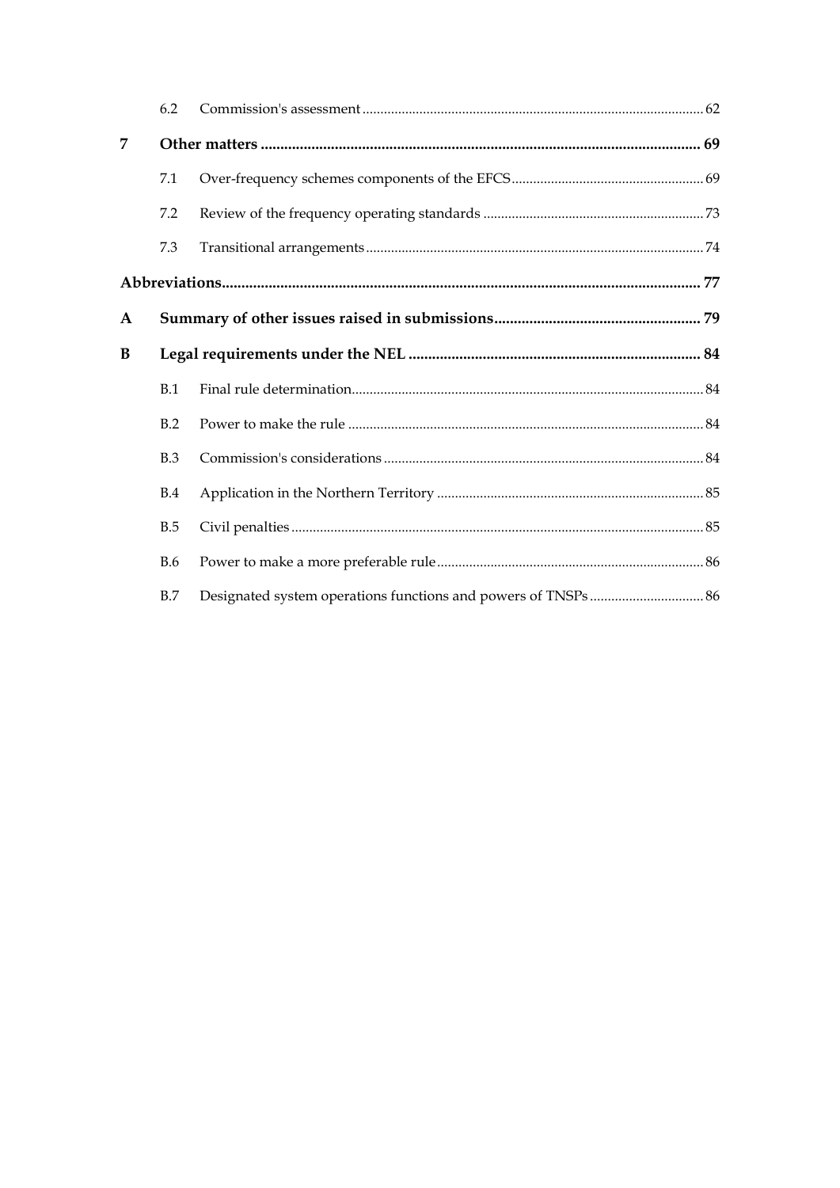| | | |
|---|---|---|
| 6.2 | Commission's assessment | 62 |
| **7** | **Other matters** | **69** |
| 7.1 | Over-frequency schemes components of the EFCS | 69 |
| 7.2 | Review of the frequency operating standards | 73 |
| 7.3 | Transitional arrangements | 74 |
| **Abbreviations** | | **77** |
| **A** | **Summary of other issues raised in submissions** | **79** |
| **B** | **Legal requirements under the NEL** | **84** |
| B.1 | Final rule determination | 84 |
| B.2 | Power to make the rule | 84 |
| B.3 | Commission's considerations | 84 |
| B.4 | Application in the Northern Territory | 85 |
| B.5 | Civil penalties | 85 |
| B.6 | Power to make a more preferable rule | 86 |
| B.7 | Designated system operations functions and powers of TNSPs | 86 |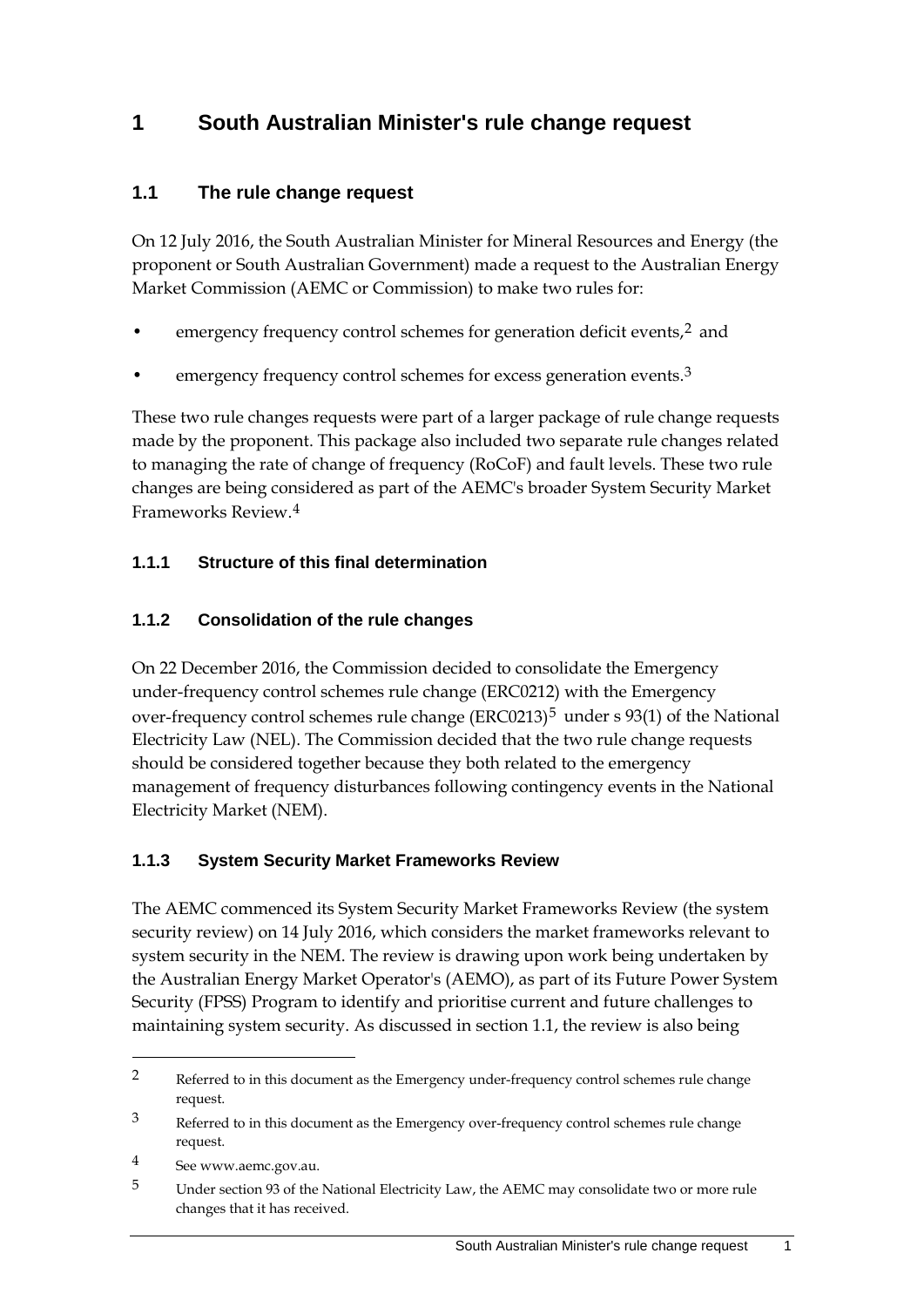# 1 South Australian Minister's rule change request

## 1.1 The rule change request

On 12 July 2016, the South Australian Minister for Mineral Resources and Energy (the proponent or South Australian Government) made a request to the Australian Energy Market Commission (AEMC or Commission) to make two rules for:

- emergency frequency control schemes for generation deficit events,[2] and
- emergency frequency control schemes for excess generation events.[3]

These two rule changes requests were part of a larger package of rule change requests made by the proponent. This package also included two separate rule changes related to managing the rate of change of frequency (RoCoF) and fault levels. These two rule changes are being considered as part of the AEMC's broader System Security Market Frameworks Review.[4]

### 1.1.1 Structure of this final determination

### 1.1.2 Consolidation of the rule changes

On 22 December 2016, the Commission decided to consolidate the Emergency under-frequency control schemes rule change (ERC0212) with the Emergency over-frequency control schemes rule change (ERC0213)[5] under s 93(1) of the National Electricity Law (NEL). The Commission decided that the two rule change requests should be considered together because they both related to the emergency management of frequency disturbances following contingency events in the National Electricity Market (NEM).

### 1.1.3 System Security Market Frameworks Review

The AEMC commenced its System Security Market Frameworks Review (the system security review) on 14 July 2016, which considers the market frameworks relevant to system security in the NEM. The review is drawing upon work being undertaken by the Australian Energy Market Operator's (AEMO), as part of its Future Power System Security (FPSS) Program to identify and prioritise current and future challenges to maintaining system security. As discussed in section 1.1, the review is also being

---

2 Referred to in this document as the Emergency under-frequency control schemes rule change request.

3 Referred to in this document as the Emergency over-frequency control schemes rule change request.

4 See www.aemc.gov.au.

5 Under section 93 of the National Electricity Law, the AEMC may consolidate two or more rule changes that it has received.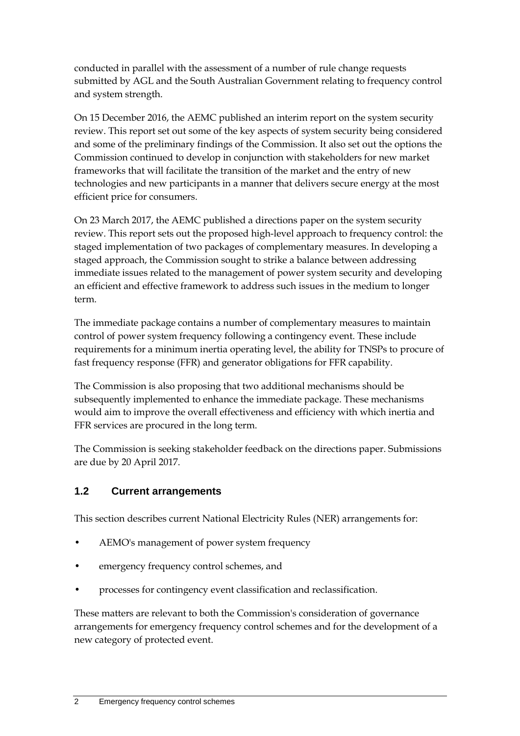conducted in parallel with the assessment of a number of rule change requests submitted by AGL and the South Australian Government relating to frequency control and system strength.

On 15 December 2016, the AEMC published an interim report on the system security review. This report set out some of the key aspects of system security being considered and some of the preliminary findings of the Commission. It also set out the options the Commission continued to develop in conjunction with stakeholders for new market frameworks that will facilitate the transition of the market and the entry of new technologies and new participants in a manner that delivers secure energy at the most efficient price for consumers.

On 23 March 2017, the AEMC published a directions paper on the system security review. This report sets out the proposed high-level approach to frequency control: the staged implementation of two packages of complementary measures. In developing a staged approach, the Commission sought to strike a balance between addressing immediate issues related to the management of power system security and developing an efficient and effective framework to address such issues in the medium to longer term.

The immediate package contains a number of complementary measures to maintain control of power system frequency following a contingency event. These include requirements for a minimum inertia operating level, the ability for TNSPs to procure of fast frequency response (FFR) and generator obligations for FFR capability.

The Commission is also proposing that two additional mechanisms should be subsequently implemented to enhance the immediate package. These mechanisms would aim to improve the overall effectiveness and efficiency with which inertia and FFR services are procured in the long term.

The Commission is seeking stakeholder feedback on the directions paper. Submissions are due by 20 April 2017.

## 1.2 Current arrangements

This section describes current National Electricity Rules (NER) arrangements for:

- AEMO's management of power system frequency
- emergency frequency control schemes, and
- processes for contingency event classification and reclassification.

These matters are relevant to both the Commission's consideration of governance arrangements for emergency frequency control schemes and for the development of a new category of protected event.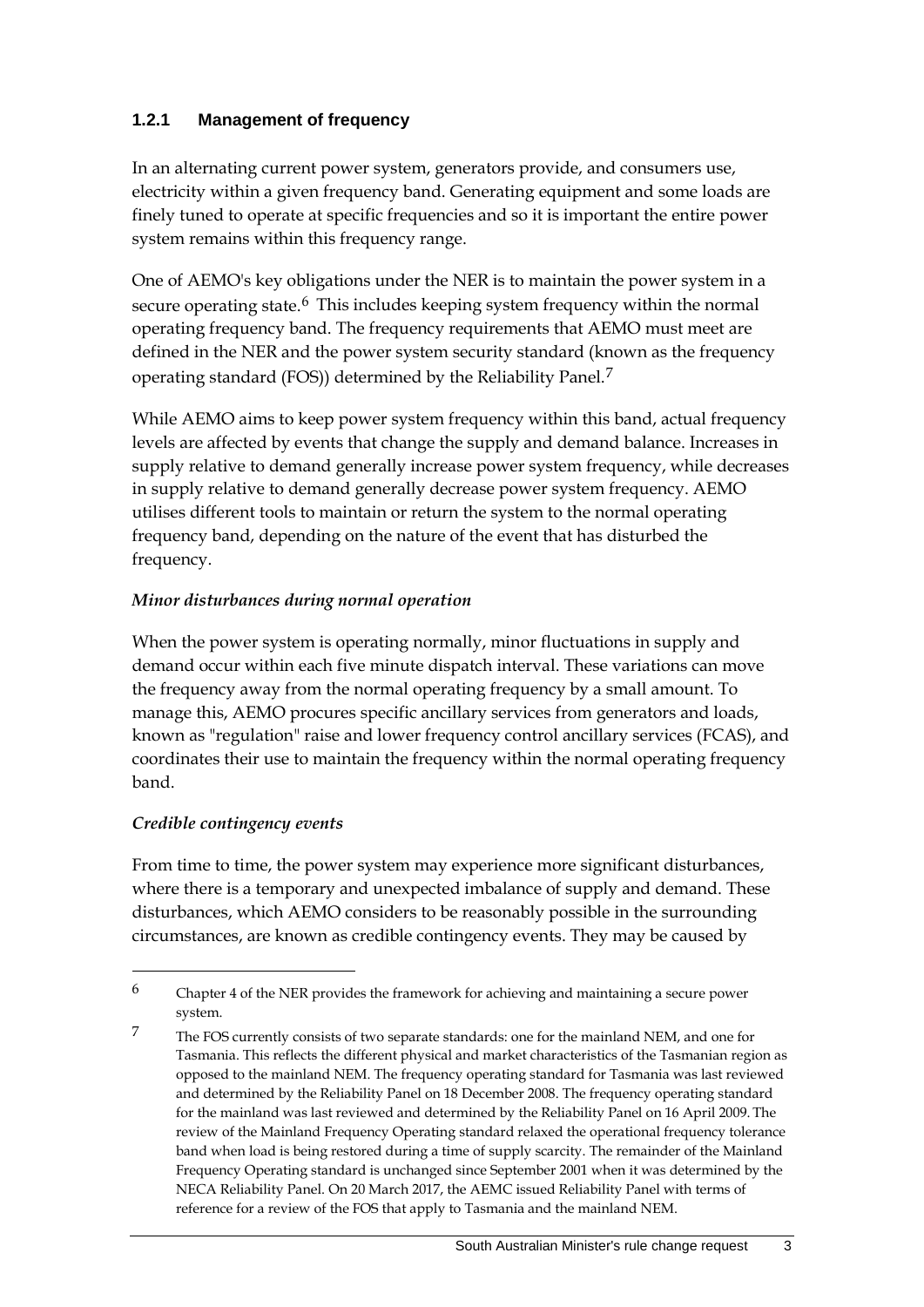### 1.2.1 Management of frequency

In an alternating current power system, generators provide, and consumers use, electricity within a given frequency band. Generating equipment and some loads are finely tuned to operate at specific frequencies and so it is important the entire power system remains within this frequency range.

One of AEMO's key obligations under the NER is to maintain the power system in a secure operating state.[6] This includes keeping system frequency within the normal operating frequency band. The frequency requirements that AEMO must meet are defined in the NER and the power system security standard (known as the frequency operating standard (FOS)) determined by the Reliability Panel.[7]

While AEMO aims to keep power system frequency within this band, actual frequency levels are affected by events that change the supply and demand balance. Increases in supply relative to demand generally increase power system frequency, while decreases in supply relative to demand generally decrease power system frequency. AEMO utilises different tools to maintain or return the system to the normal operating frequency band, depending on the nature of the event that has disturbed the frequency.

*Minor disturbances during normal operation*

When the power system is operating normally, minor fluctuations in supply and demand occur within each five minute dispatch interval. These variations can move the frequency away from the normal operating frequency by a small amount. To manage this, AEMO procures specific ancillary services from generators and loads, known as "regulation" raise and lower frequency control ancillary services (FCAS), and coordinates their use to maintain the frequency within the normal operating frequency band.

*Credible contingency events*

From time to time, the power system may experience more significant disturbances, where there is a temporary and unexpected imbalance of supply and demand. These disturbances, which AEMO considers to be reasonably possible in the surrounding circumstances, are known as credible contingency events. They may be caused by

---

6 Chapter 4 of the NER provides the framework for achieving and maintaining a secure power system.

7 The FOS currently consists of two separate standards: one for the mainland NEM, and one for Tasmania. This reflects the different physical and market characteristics of the Tasmanian region as opposed to the mainland NEM. The frequency operating standard for Tasmania was last reviewed and determined by the Reliability Panel on 18 December 2008. The frequency operating standard for the mainland was last reviewed and determined by the Reliability Panel on 16 April 2009. The review of the Mainland Frequency Operating standard relaxed the operational frequency tolerance band when load is being restored during a time of supply scarcity. The remainder of the Mainland Frequency Operating standard is unchanged since September 2001 when it was determined by the NECA Reliability Panel. On 20 March 2017, the AEMC issued Reliability Panel with terms of reference for a review of the FOS that apply to Tasmania and the mainland NEM.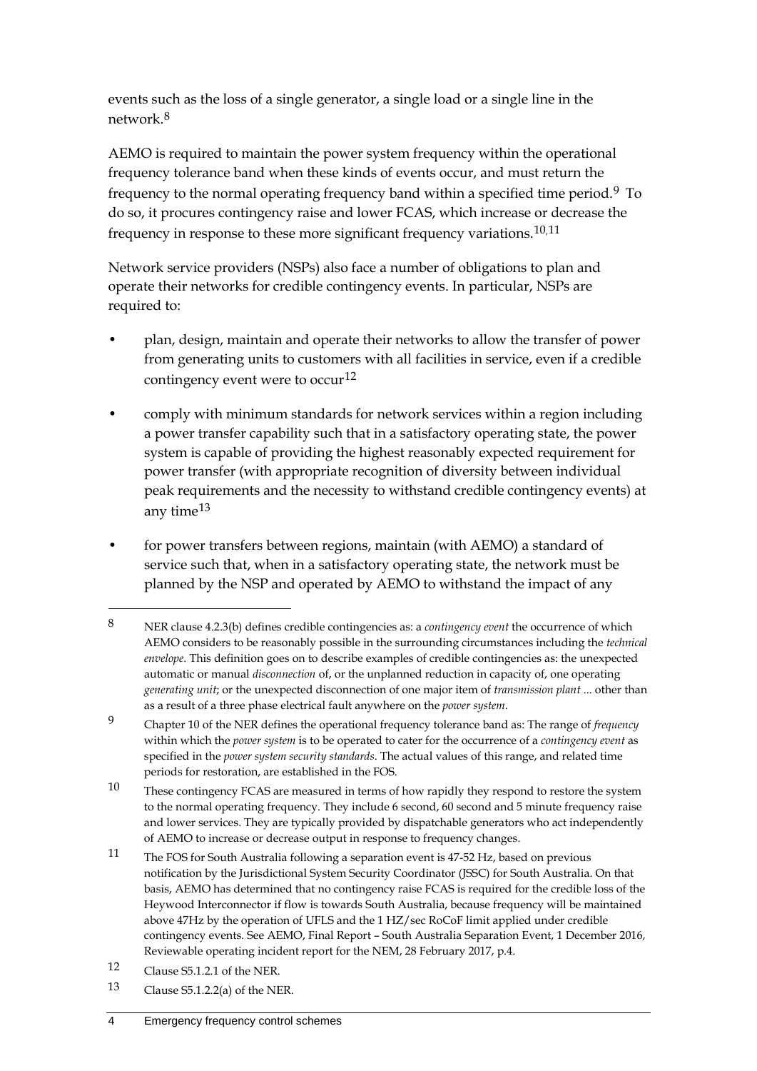events such as the loss of a single generator, a single load or a single line in the network.[8]

AEMO is required to maintain the power system frequency within the operational frequency tolerance band when these kinds of events occur, and must return the frequency to the normal operating frequency band within a specified time period.[9] To do so, it procures contingency raise and lower FCAS, which increase or decrease the frequency in response to these more significant frequency variations.[10,11]

Network service providers (NSPs) also face a number of obligations to plan and operate their networks for credible contingency events. In particular, NSPs are required to:

- plan, design, maintain and operate their networks to allow the transfer of power from generating units to customers with all facilities in service, even if a credible contingency event were to occur[12]
- comply with minimum standards for network services within a region including a power transfer capability such that in a satisfactory operating state, the power system is capable of providing the highest reasonably expected requirement for power transfer (with appropriate recognition of diversity between individual peak requirements and the necessity to withstand credible contingency events) at any time[13]
- for power transfers between regions, maintain (with AEMO) a standard of service such that, when in a satisfactory operating state, the network must be planned by the NSP and operated by AEMO to withstand the impact of any

---

8 NER clause 4.2.3(b) defines credible contingencies as: a *contingency event* the occurrence of which AEMO considers to be reasonably possible in the surrounding circumstances including the *technical envelope*. This definition goes on to describe examples of credible contingencies as: the unexpected automatic or manual *disconnection* of, or the unplanned reduction in capacity of, one operating *generating unit*; or the unexpected disconnection of one major item of *transmission plant* ... other than as a result of a three phase electrical fault anywhere on the *power system*.

9 Chapter 10 of the NER defines the operational frequency tolerance band as: The range of *frequency* within which the *power system* is to be operated to cater for the occurrence of a *contingency event* as specified in the *power system security standards*. The actual values of this range, and related time periods for restoration, are established in the FOS.

10 These contingency FCAS are measured in terms of how rapidly they respond to restore the system to the normal operating frequency. They include 6 second, 60 second and 5 minute frequency raise and lower services. They are typically provided by dispatchable generators who act independently of AEMO to increase or decrease output in response to frequency changes.

11 The FOS for South Australia following a separation event is 47-52 Hz, based on previous notification by the Jurisdictional System Security Coordinator (JSSC) for South Australia. On that basis, AEMO has determined that no contingency raise FCAS is required for the credible loss of the Heywood Interconnector if flow is towards South Australia, because frequency will be maintained above 47Hz by the operation of UFLS and the 1 HZ/sec RoCoF limit applied under credible contingency events. See AEMO, Final Report – South Australia Separation Event, 1 December 2016, Reviewable operating incident report for the NEM, 28 February 2017, p.4.

12 Clause S5.1.2.1 of the NER.

13 Clause S5.1.2.2(a) of the NER.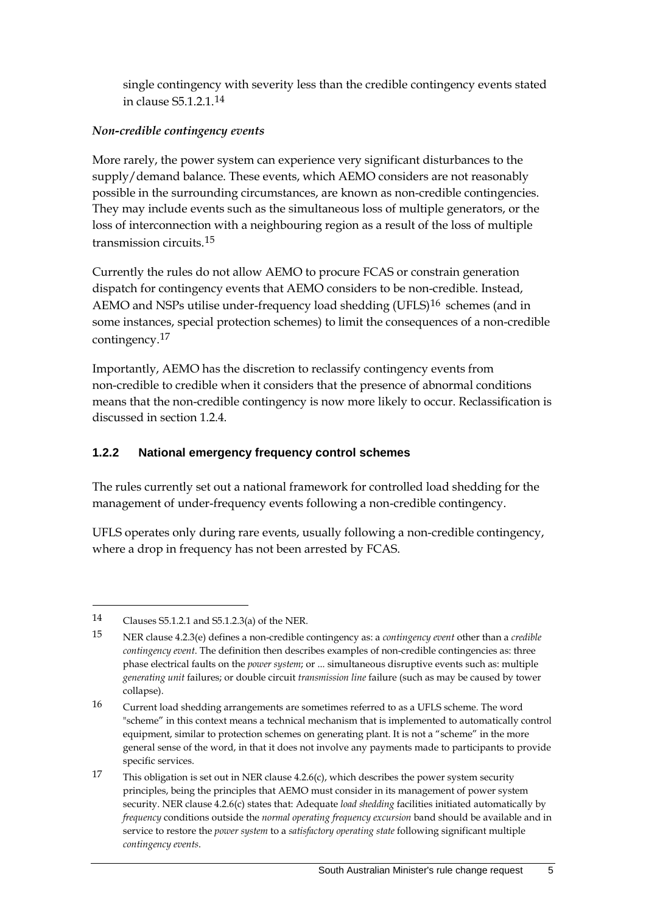single contingency with severity less than the credible contingency events stated in clause S5.1.2.1.[14]

*Non-credible contingency events*

More rarely, the power system can experience very significant disturbances to the supply/demand balance. These events, which AEMO considers are not reasonably possible in the surrounding circumstances, are known as non-credible contingencies. They may include events such as the simultaneous loss of multiple generators, or the loss of interconnection with a neighbouring region as a result of the loss of multiple transmission circuits.[15]

Currently the rules do not allow AEMO to procure FCAS or constrain generation dispatch for contingency events that AEMO considers to be non-credible. Instead, AEMO and NSPs utilise under-frequency load shedding (UFLS)[16] schemes (and in some instances, special protection schemes) to limit the consequences of a non-credible contingency.[17]

Importantly, AEMO has the discretion to reclassify contingency events from non-credible to credible when it considers that the presence of abnormal conditions means that the non-credible contingency is now more likely to occur. Reclassification is discussed in section 1.2.4.

### 1.2.2 National emergency frequency control schemes

The rules currently set out a national framework for controlled load shedding for the management of under-frequency events following a non-credible contingency.

UFLS operates only during rare events, usually following a non-credible contingency, where a drop in frequency has not been arrested by FCAS.

---

14 Clauses S5.1.2.1 and S5.1.2.3(a) of the NER.

15 NER clause 4.2.3(e) defines a non-credible contingency as: a *contingency event* other than a *credible contingency event*. The definition then describes examples of non-credible contingencies as: three phase electrical faults on the *power system*; or ... simultaneous disruptive events such as: multiple *generating unit* failures; or double circuit *transmission line* failure (such as may be caused by tower collapse).

16 Current load shedding arrangements are sometimes referred to as a UFLS scheme. The word "scheme" in this context means a technical mechanism that is implemented to automatically control equipment, similar to protection schemes on generating plant. It is not a "scheme" in the more general sense of the word, in that it does not involve any payments made to participants to provide specific services.

17 This obligation is set out in NER clause 4.2.6(c), which describes the power system security principles, being the principles that AEMO must consider in its management of power system security. NER clause 4.2.6(c) states that: Adequate *load shedding* facilities initiated automatically by *frequency* conditions outside the *normal operating frequency excursion* band should be available and in service to restore the *power system* to a *satisfactory operating state* following significant multiple *contingency events*.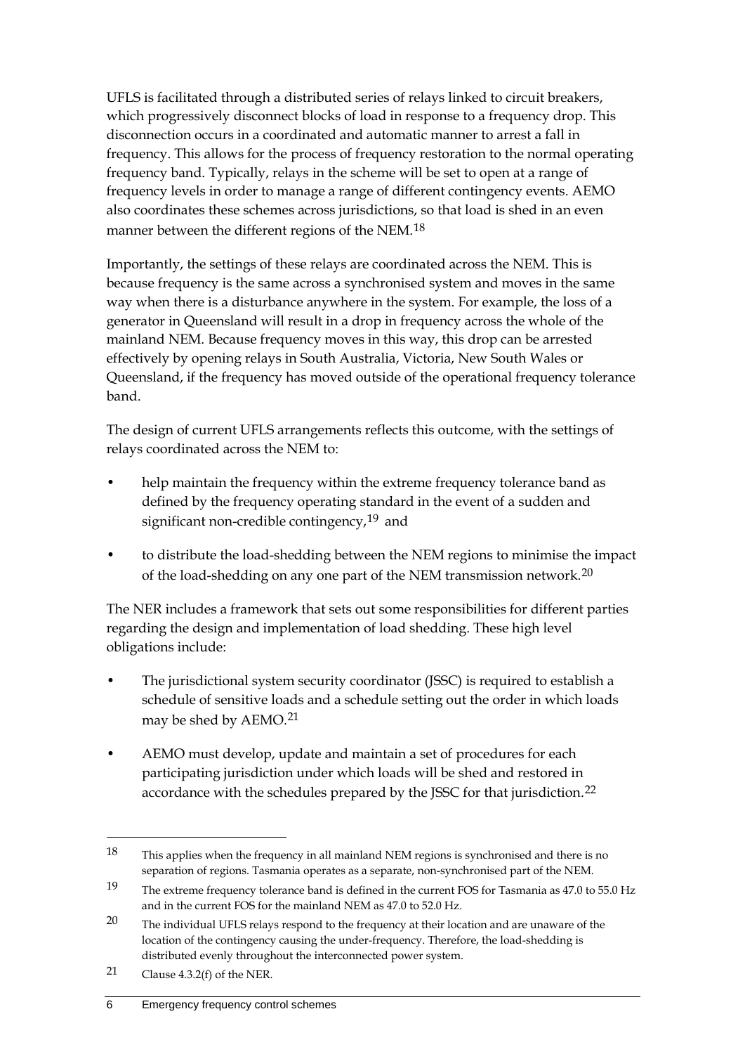UFLS is facilitated through a distributed series of relays linked to circuit breakers, which progressively disconnect blocks of load in response to a frequency drop. This disconnection occurs in a coordinated and automatic manner to arrest a fall in frequency. This allows for the process of frequency restoration to the normal operating frequency band. Typically, relays in the scheme will be set to open at a range of frequency levels in order to manage a range of different contingency events. AEMO also coordinates these schemes across jurisdictions, so that load is shed in an even manner between the different regions of the NEM.[18]

Importantly, the settings of these relays are coordinated across the NEM. This is because frequency is the same across a synchronised system and moves in the same way when there is a disturbance anywhere in the system. For example, the loss of a generator in Queensland will result in a drop in frequency across the whole of the mainland NEM. Because frequency moves in this way, this drop can be arrested effectively by opening relays in South Australia, Victoria, New South Wales or Queensland, if the frequency has moved outside of the operational frequency tolerance band.

The design of current UFLS arrangements reflects this outcome, with the settings of relays coordinated across the NEM to:

- help maintain the frequency within the extreme frequency tolerance band as defined by the frequency operating standard in the event of a sudden and significant non-credible contingency,[19] and
- to distribute the load-shedding between the NEM regions to minimise the impact of the load-shedding on any one part of the NEM transmission network.[20]

The NER includes a framework that sets out some responsibilities for different parties regarding the design and implementation of load shedding. These high level obligations include:

- The jurisdictional system security coordinator (JSSC) is required to establish a schedule of sensitive loads and a schedule setting out the order in which loads may be shed by AEMO.[21]
- AEMO must develop, update and maintain a set of procedures for each participating jurisdiction under which loads will be shed and restored in accordance with the schedules prepared by the JSSC for that jurisdiction.[22]

---

18 This applies when the frequency in all mainland NEM regions is synchronised and there is no separation of regions. Tasmania operates as a separate, non-synchronised part of the NEM.

19 The extreme frequency tolerance band is defined in the current FOS for Tasmania as 47.0 to 55.0 Hz and in the current FOS for the mainland NEM as 47.0 to 52.0 Hz.

20 The individual UFLS relays respond to the frequency at their location and are unaware of the location of the contingency causing the under-frequency. Therefore, the load-shedding is distributed evenly throughout the interconnected power system.

21 Clause 4.3.2(f) of the NER.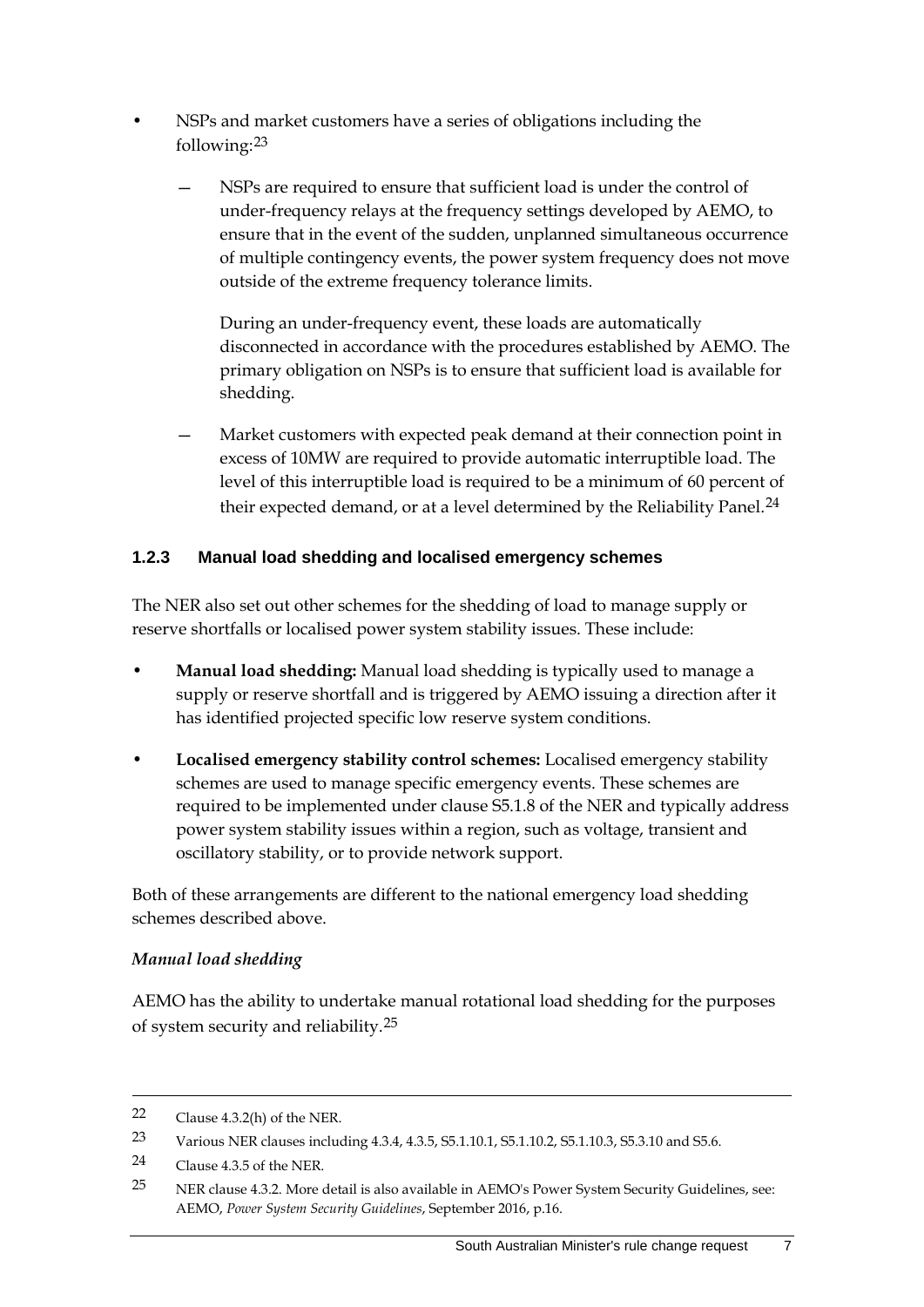- NSPs and market customers have a series of obligations including the following:[23]
  - NSPs are required to ensure that sufficient load is under the control of under-frequency relays at the frequency settings developed by AEMO, to ensure that in the event of the sudden, unplanned simultaneous occurrence of multiple contingency events, the power system frequency does not move outside of the extreme frequency tolerance limits.

    During an under-frequency event, these loads are automatically disconnected in accordance with the procedures established by AEMO. The primary obligation on NSPs is to ensure that sufficient load is available for shedding.
  - Market customers with expected peak demand at their connection point in excess of 10MW are required to provide automatic interruptible load. The level of this interruptible load is required to be a minimum of 60 percent of their expected demand, or at a level determined by the Reliability Panel.[24]

### 1.2.3 Manual load shedding and localised emergency schemes

The NER also set out other schemes for the shedding of load to manage supply or reserve shortfalls or localised power system stability issues. These include:

- **Manual load shedding:** Manual load shedding is typically used to manage a supply or reserve shortfall and is triggered by AEMO issuing a direction after it has identified projected specific low reserve system conditions.
- **Localised emergency stability control schemes:** Localised emergency stability schemes are used to manage specific emergency events. These schemes are required to be implemented under clause S5.1.8 of the NER and typically address power system stability issues within a region, such as voltage, transient and oscillatory stability, or to provide network support.

Both of these arrangements are different to the national emergency load shedding schemes described above.

*Manual load shedding*

AEMO has the ability to undertake manual rotational load shedding for the purposes of system security and reliability.[25]

---

22 Clause 4.3.2(h) of the NER.

23 Various NER clauses including 4.3.4, 4.3.5, S5.1.10.1, S5.1.10.2, S5.1.10.3, S5.3.10 and S5.6.

24 Clause 4.3.5 of the NER.

25 NER clause 4.3.2. More detail is also available in AEMO's Power System Security Guidelines, see: AEMO, *Power System Security Guidelines*, September 2016, p.16.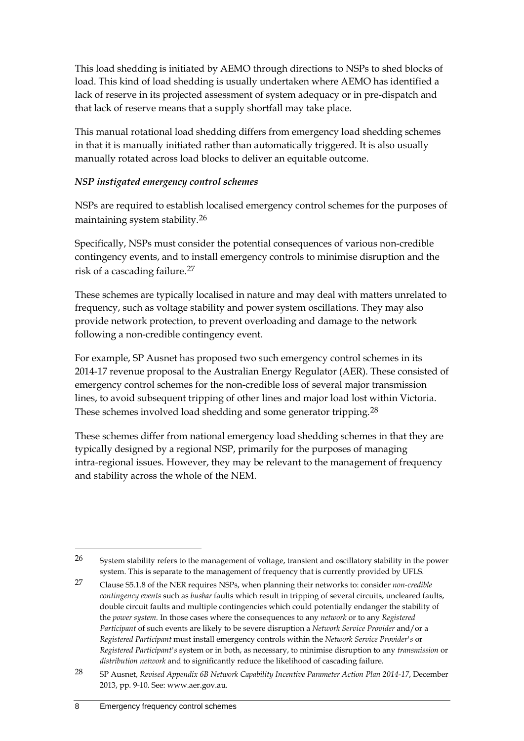This load shedding is initiated by AEMO through directions to NSPs to shed blocks of load. This kind of load shedding is usually undertaken where AEMO has identified a lack of reserve in its projected assessment of system adequacy or in pre-dispatch and that lack of reserve means that a supply shortfall may take place.

This manual rotational load shedding differs from emergency load shedding schemes in that it is manually initiated rather than automatically triggered. It is also usually manually rotated across load blocks to deliver an equitable outcome.

***NSP instigated emergency control schemes***

NSPs are required to establish localised emergency control schemes for the purposes of maintaining system stability.[26]

Specifically, NSPs must consider the potential consequences of various non-credible contingency events, and to install emergency controls to minimise disruption and the risk of a cascading failure.[27]

These schemes are typically localised in nature and may deal with matters unrelated to frequency, such as voltage stability and power system oscillations. They may also provide network protection, to prevent overloading and damage to the network following a non-credible contingency event.

For example, SP Ausnet has proposed two such emergency control schemes in its 2014-17 revenue proposal to the Australian Energy Regulator (AER). These consisted of emergency control schemes for the non-credible loss of several major transmission lines, to avoid subsequent tripping of other lines and major load lost within Victoria. These schemes involved load shedding and some generator tripping.[28]

These schemes differ from national emergency load shedding schemes in that they are typically designed by a regional NSP, primarily for the purposes of managing intra-regional issues. However, they may be relevant to the management of frequency and stability across the whole of the NEM.

---

26 System stability refers to the management of voltage, transient and oscillatory stability in the power system. This is separate to the management of frequency that is currently provided by UFLS.

27 Clause S5.1.8 of the NER requires NSPs, when planning their networks to: consider *non-credible contingency events* such as *busbar* faults which result in tripping of several circuits, uncleared faults, double circuit faults and multiple contingencies which could potentially endanger the stability of the *power system*. In those cases where the consequences to any *network* or to any *Registered Participant* of such events are likely to be severe disruption a *Network Service Provider* and/or a *Registered Participant* must install emergency controls within the *Network Service Provider's* or *Registered Participant's* system or in both, as necessary, to minimise disruption to any *transmission* or *distribution network* and to significantly reduce the likelihood of cascading failure.

28 SP Ausnet, *Revised Appendix 6B Network Capability Incentive Parameter Action Plan 2014-17*, December 2013, pp. 9-10. See: www.aer.gov.au.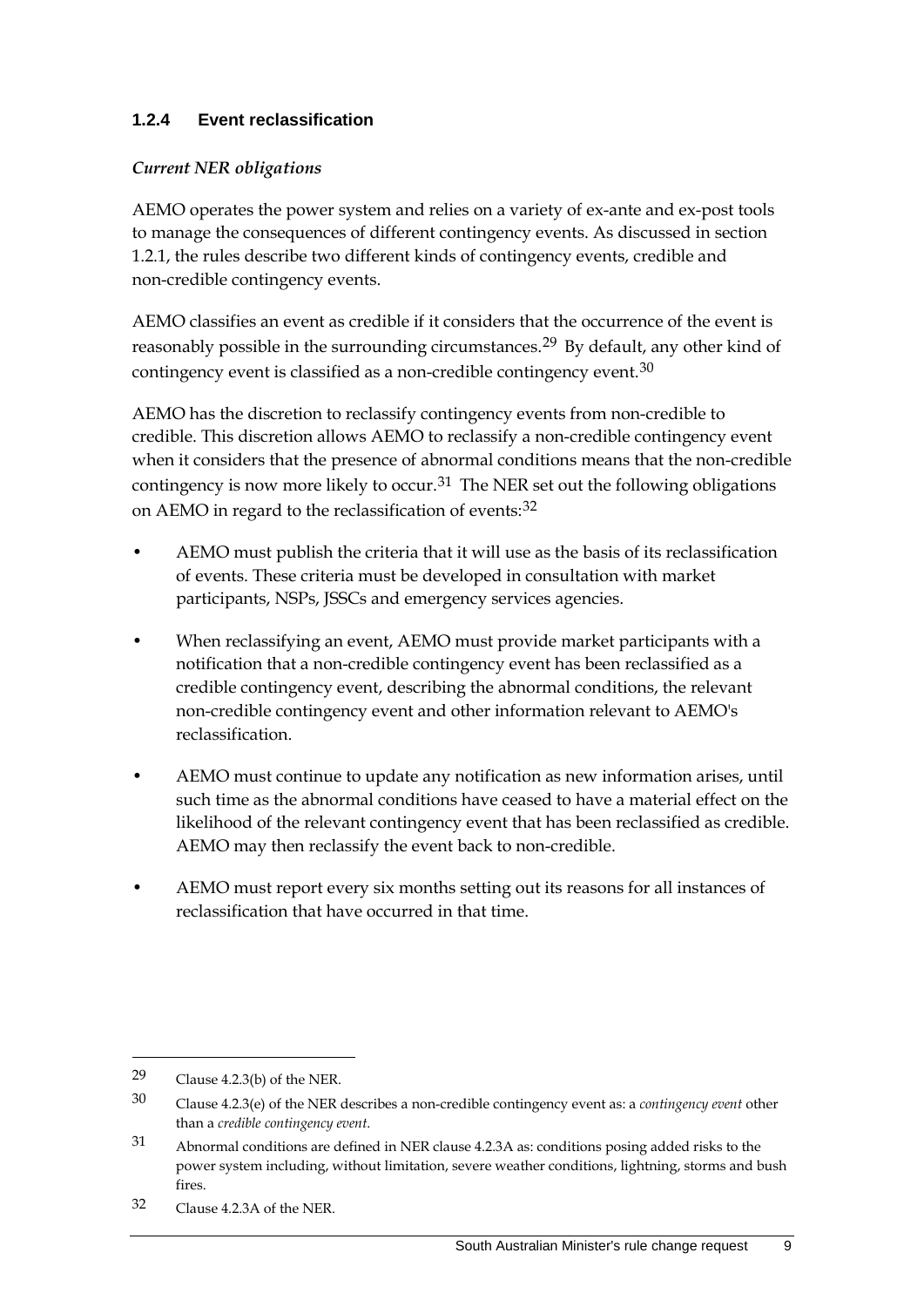### 1.2.4 Event reclassification

***Current NER obligations***

AEMO operates the power system and relies on a variety of ex-ante and ex-post tools to manage the consequences of different contingency events. As discussed in section 1.2.1, the rules describe two different kinds of contingency events, credible and non-credible contingency events.

AEMO classifies an event as credible if it considers that the occurrence of the event is reasonably possible in the surrounding circumstances.[29] By default, any other kind of contingency event is classified as a non-credible contingency event.[30]

AEMO has the discretion to reclassify contingency events from non-credible to credible. This discretion allows AEMO to reclassify a non-credible contingency event when it considers that the presence of abnormal conditions means that the non-credible contingency is now more likely to occur.[31] The NER set out the following obligations on AEMO in regard to the reclassification of events:[32]

- AEMO must publish the criteria that it will use as the basis of its reclassification of events. These criteria must be developed in consultation with market participants, NSPs, JSSCs and emergency services agencies.
- When reclassifying an event, AEMO must provide market participants with a notification that a non-credible contingency event has been reclassified as a credible contingency event, describing the abnormal conditions, the relevant non-credible contingency event and other information relevant to AEMO's reclassification.
- AEMO must continue to update any notification as new information arises, until such time as the abnormal conditions have ceased to have a material effect on the likelihood of the relevant contingency event that has been reclassified as credible. AEMO may then reclassify the event back to non-credible.
- AEMO must report every six months setting out its reasons for all instances of reclassification that have occurred in that time.

---

29 Clause 4.2.3(b) of the NER.

30 Clause 4.2.3(e) of the NER describes a non-credible contingency event as: a *contingency event* other than a *credible contingency event*.

31 Abnormal conditions are defined in NER clause 4.2.3A as: conditions posing added risks to the power system including, without limitation, severe weather conditions, lightning, storms and bush fires.

32 Clause 4.2.3A of the NER.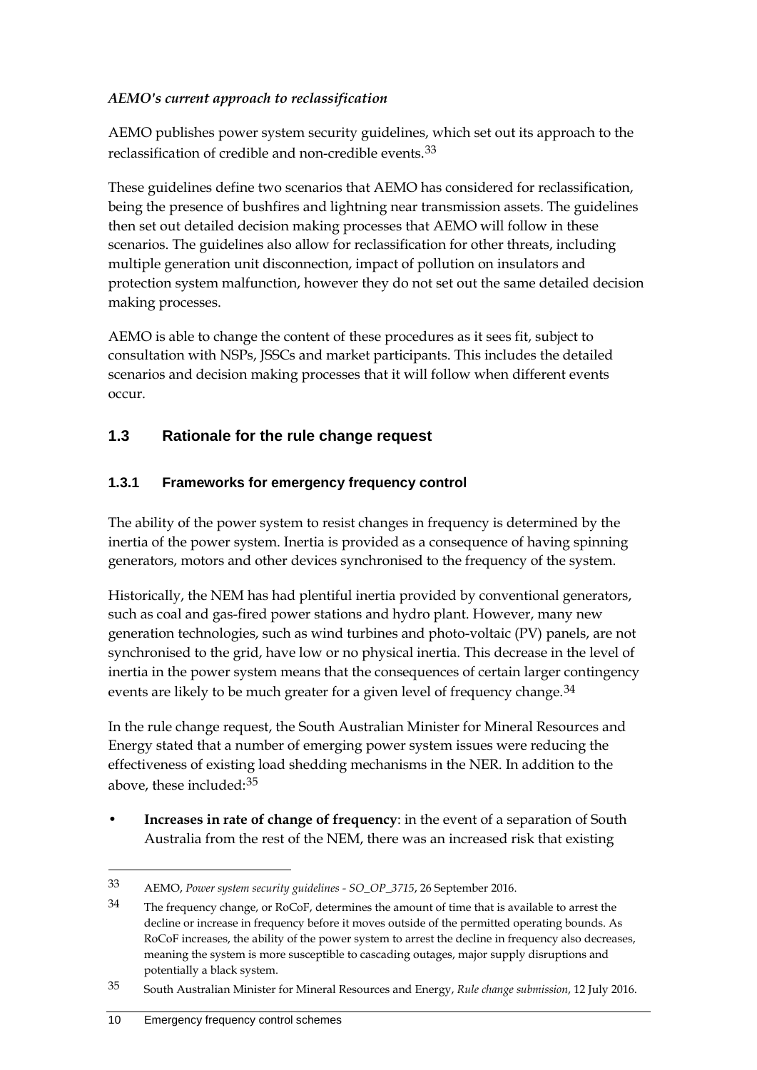*AEMO's current approach to reclassification*

AEMO publishes power system security guidelines, which set out its approach to the reclassification of credible and non-credible events.[33]

These guidelines define two scenarios that AEMO has considered for reclassification, being the presence of bushfires and lightning near transmission assets. The guidelines then set out detailed decision making processes that AEMO will follow in these scenarios. The guidelines also allow for reclassification for other threats, including multiple generation unit disconnection, impact of pollution on insulators and protection system malfunction, however they do not set out the same detailed decision making processes.

AEMO is able to change the content of these procedures as it sees fit, subject to consultation with NSPs, JSSCs and market participants. This includes the detailed scenarios and decision making processes that it will follow when different events occur.

## 1.3 Rationale for the rule change request

### 1.3.1 Frameworks for emergency frequency control

The ability of the power system to resist changes in frequency is determined by the inertia of the power system. Inertia is provided as a consequence of having spinning generators, motors and other devices synchronised to the frequency of the system.

Historically, the NEM has had plentiful inertia provided by conventional generators, such as coal and gas-fired power stations and hydro plant. However, many new generation technologies, such as wind turbines and photo-voltaic (PV) panels, are not synchronised to the grid, have low or no physical inertia. This decrease in the level of inertia in the power system means that the consequences of certain larger contingency events are likely to be much greater for a given level of frequency change.[34]

In the rule change request, the South Australian Minister for Mineral Resources and Energy stated that a number of emerging power system issues were reducing the effectiveness of existing load shedding mechanisms in the NER. In addition to the above, these included:[35]

- **Increases in rate of change of frequency**: in the event of a separation of South Australia from the rest of the NEM, there was an increased risk that existing

---

33 AEMO, *Power system security guidelines - SO_OP_3715*, 26 September 2016.

34 The frequency change, or RoCoF, determines the amount of time that is available to arrest the decline or increase in frequency before it moves outside of the permitted operating bounds. As RoCoF increases, the ability of the power system to arrest the decline in frequency also decreases, meaning the system is more susceptible to cascading outages, major supply disruptions and potentially a black system.

35 South Australian Minister for Mineral Resources and Energy, *Rule change submission*, 12 July 2016.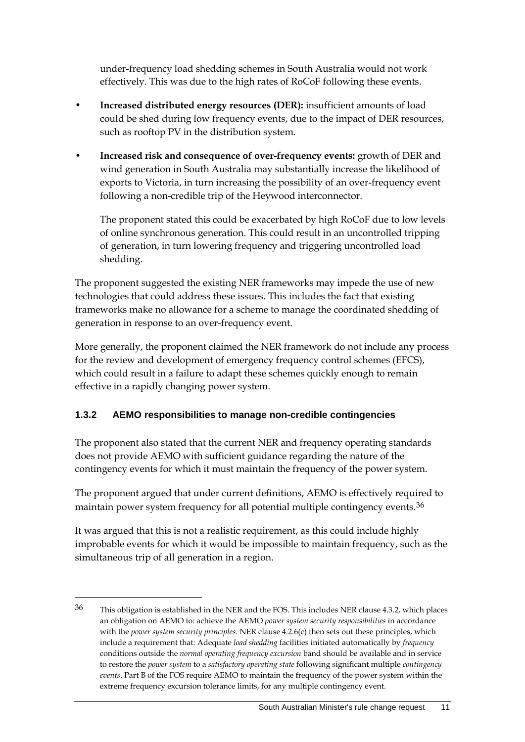under-frequency load shedding schemes in South Australia would not work effectively. This was due to the high rates of RoCoF following these events.

- **Increased distributed energy resources (DER):** insufficient amounts of load could be shed during low frequency events, due to the impact of DER resources, such as rooftop PV in the distribution system.
- **Increased risk and consequence of over-frequency events:** growth of DER and wind generation in South Australia may substantially increase the likelihood of exports to Victoria, in turn increasing the possibility of an over-frequency event following a non-credible trip of the Heywood interconnector.

  The proponent stated this could be exacerbated by high RoCoF due to low levels of online synchronous generation. This could result in an uncontrolled tripping of generation, in turn lowering frequency and triggering uncontrolled load shedding.

The proponent suggested the existing NER frameworks may impede the use of new technologies that could address these issues. This includes the fact that existing frameworks make no allowance for a scheme to manage the coordinated shedding of generation in response to an over-frequency event.

More generally, the proponent claimed the NER framework do not include any process for the review and development of emergency frequency control schemes (EFCS), which could result in a failure to adapt these schemes quickly enough to remain effective in a rapidly changing power system.

### 1.3.2 AEMO responsibilities to manage non-credible contingencies

The proponent also stated that the current NER and frequency operating standards does not provide AEMO with sufficient guidance regarding the nature of the contingency events for which it must maintain the frequency of the power system.

The proponent argued that under current definitions, AEMO is effectively required to maintain power system frequency for all potential multiple contingency events.[36]

It was argued that this is not a realistic requirement, as this could include highly improbable events for which it would be impossible to maintain frequency, such as the simultaneous trip of all generation in a region.

---

[36] This obligation is established in the NER and the FOS. This includes NER clause 4.3.2, which places an obligation on AEMO to: achieve the AEMO *power system security responsibilities* in accordance with the *power system security principles*. NER clause 4.2.6(c) then sets out these principles, which include a requirement that: Adequate *load shedding* facilities initiated automatically by *frequency* conditions outside the *normal operating frequency excursion* band should be available and in service to restore the *power system* to a *satisfactory operating state* following significant multiple *contingency events*. Part B of the FOS require AEMO to maintain the frequency of the power system within the extreme frequency excursion tolerance limits, for any multiple contingency event.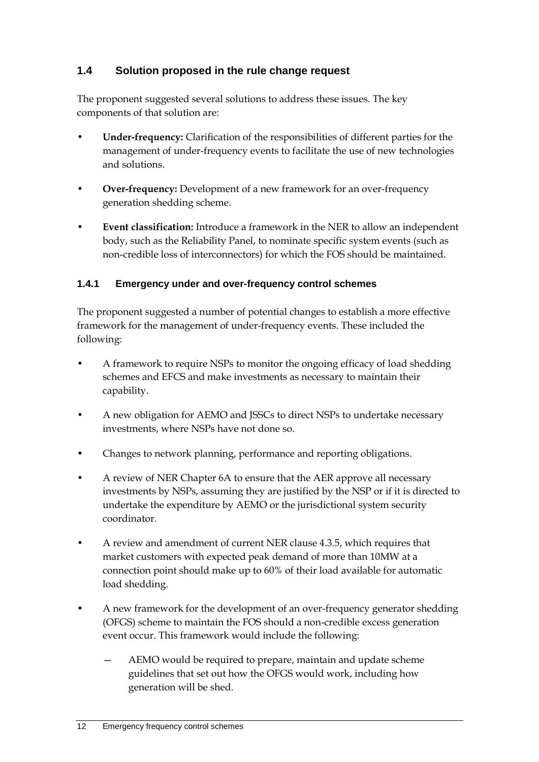## 1.4 Solution proposed in the rule change request

The proponent suggested several solutions to address these issues. The key components of that solution are:

- **Under-frequency:** Clarification of the responsibilities of different parties for the management of under-frequency events to facilitate the use of new technologies and solutions.
- **Over-frequency:** Development of a new framework for an over-frequency generation shedding scheme.
- **Event classification:** Introduce a framework in the NER to allow an independent body, such as the Reliability Panel, to nominate specific system events (such as non-credible loss of interconnectors) for which the FOS should be maintained.

### 1.4.1 Emergency under and over-frequency control schemes

The proponent suggested a number of potential changes to establish a more effective framework for the management of under-frequency events. These included the following:

- A framework to require NSPs to monitor the ongoing efficacy of load shedding schemes and EFCS and make investments as necessary to maintain their capability.
- A new obligation for AEMO and JSSCs to direct NSPs to undertake necessary investments, where NSPs have not done so.
- Changes to network planning, performance and reporting obligations.
- A review of NER Chapter 6A to ensure that the AER approve all necessary investments by NSPs, assuming they are justified by the NSP or if it is directed to undertake the expenditure by AEMO or the jurisdictional system security coordinator.
- A review and amendment of current NER clause 4.3.5, which requires that market customers with expected peak demand of more than 10MW at a connection point should make up to 60% of their load available for automatic load shedding.
- A new framework for the development of an over-frequency generator shedding (OFGS) scheme to maintain the FOS should a non-credible excess generation event occur. This framework would include the following:
    - AEMO would be required to prepare, maintain and update scheme guidelines that set out how the OFGS would work, including how generation will be shed.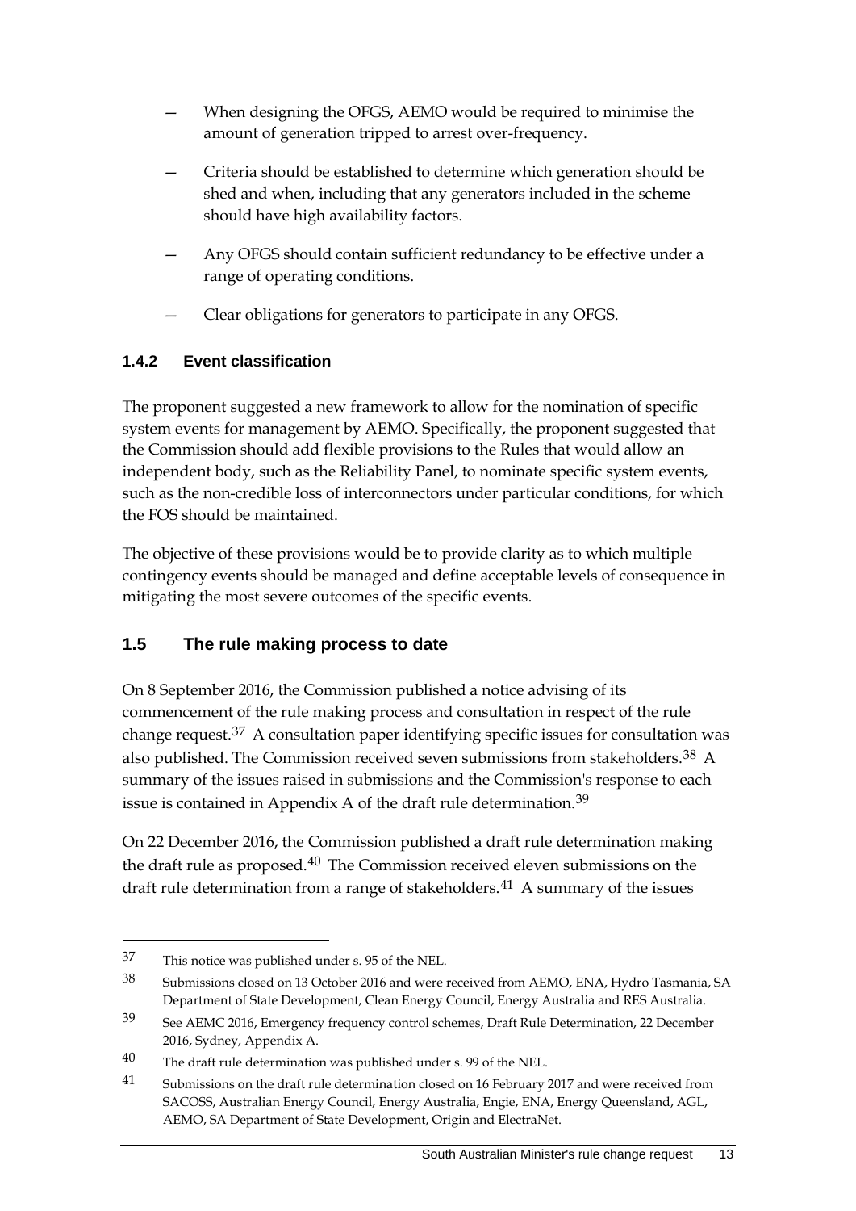- When designing the OFGS, AEMO would be required to minimise the amount of generation tripped to arrest over-frequency.
- Criteria should be established to determine which generation should be shed and when, including that any generators included in the scheme should have high availability factors.
- Any OFGS should contain sufficient redundancy to be effective under a range of operating conditions.
- Clear obligations for generators to participate in any OFGS.

### 1.4.2 Event classification

The proponent suggested a new framework to allow for the nomination of specific system events for management by AEMO. Specifically, the proponent suggested that the Commission should add flexible provisions to the Rules that would allow an independent body, such as the Reliability Panel, to nominate specific system events, such as the non-credible loss of interconnectors under particular conditions, for which the FOS should be maintained.

The objective of these provisions would be to provide clarity as to which multiple contingency events should be managed and define acceptable levels of consequence in mitigating the most severe outcomes of the specific events.

## 1.5 The rule making process to date

On 8 September 2016, the Commission published a notice advising of its commencement of the rule making process and consultation in respect of the rule change request.[37] A consultation paper identifying specific issues for consultation was also published. The Commission received seven submissions from stakeholders.[38] A summary of the issues raised in submissions and the Commission's response to each issue is contained in Appendix A of the draft rule determination.[39]

On 22 December 2016, the Commission published a draft rule determination making the draft rule as proposed.[40] The Commission received eleven submissions on the draft rule determination from a range of stakeholders.[41] A summary of the issues

---

[37] This notice was published under s. 95 of the NEL.

[38] Submissions closed on 13 October 2016 and were received from AEMO, ENA, Hydro Tasmania, SA Department of State Development, Clean Energy Council, Energy Australia and RES Australia.

[39] See AEMC 2016, Emergency frequency control schemes, Draft Rule Determination, 22 December 2016, Sydney, Appendix A.

[40] The draft rule determination was published under s. 99 of the NEL.

[41] Submissions on the draft rule determination closed on 16 February 2017 and were received from SACOSS, Australian Energy Council, Energy Australia, Engie, ENA, Energy Queensland, AGL, AEMO, SA Department of State Development, Origin and ElectraNet.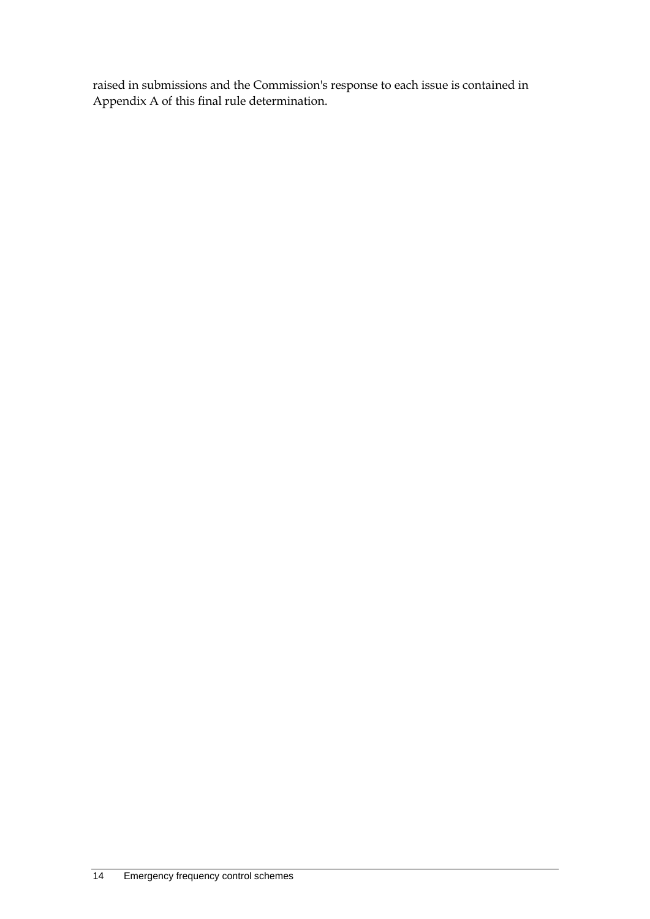raised in submissions and the Commission's response to each issue is contained in Appendix A of this final rule determination.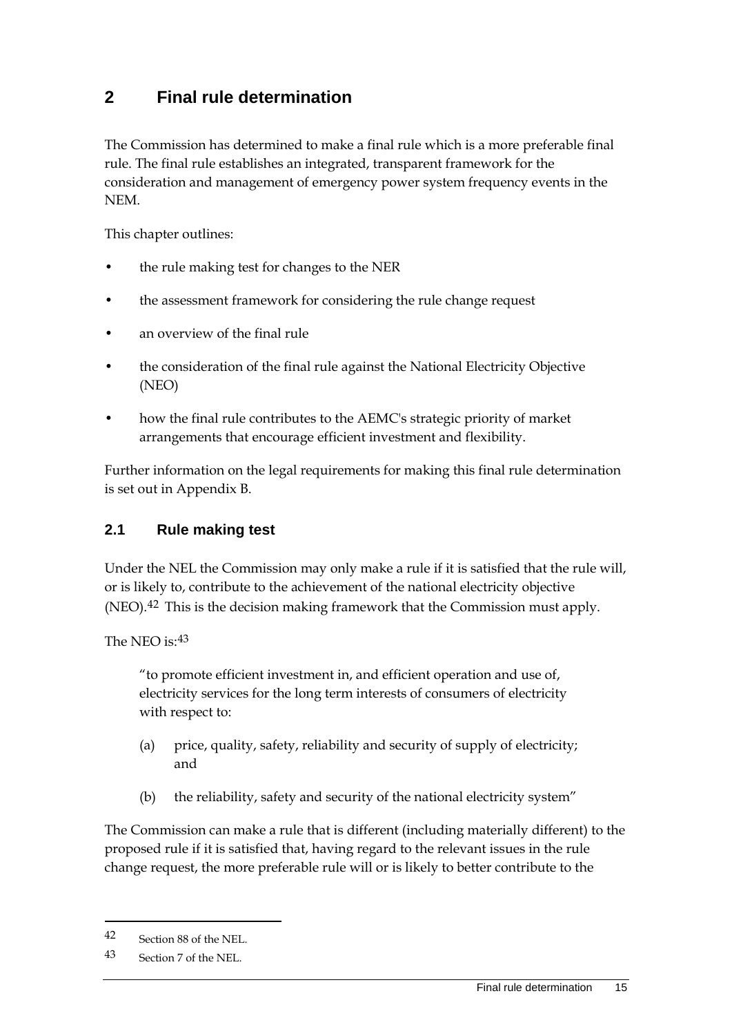# 2 Final rule determination

The Commission has determined to make a final rule which is a more preferable final rule. The final rule establishes an integrated, transparent framework for the consideration and management of emergency power system frequency events in the NEM.

This chapter outlines:

- the rule making test for changes to the NER
- the assessment framework for considering the rule change request
- an overview of the final rule
- the consideration of the final rule against the National Electricity Objective (NEO)
- how the final rule contributes to the AEMC's strategic priority of market arrangements that encourage efficient investment and flexibility.

Further information on the legal requirements for making this final rule determination is set out in Appendix B.

## 2.1 Rule making test

Under the NEL the Commission may only make a rule if it is satisfied that the rule will, or is likely to, contribute to the achievement of the national electricity objective (NEO).[42] This is the decision making framework that the Commission must apply.

The NEO is:[43]

> "to promote efficient investment in, and efficient operation and use of, electricity services for the long term interests of consumers of electricity with respect to:
>
> (a) price, quality, safety, reliability and security of supply of electricity; and
>
> (b) the reliability, safety and security of the national electricity system"

The Commission can make a rule that is different (including materially different) to the proposed rule if it is satisfied that, having regard to the relevant issues in the rule change request, the more preferable rule will or is likely to better contribute to the

---

42 Section 88 of the NEL.

43 Section 7 of the NEL.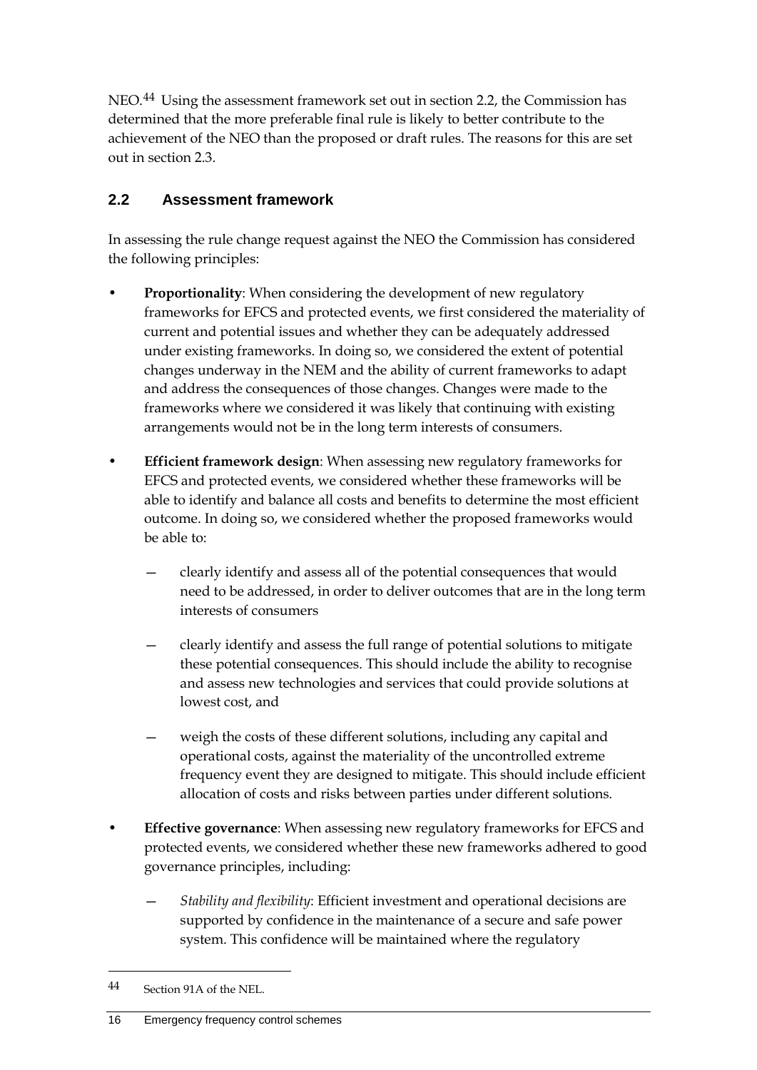NEO.[44] Using the assessment framework set out in section 2.2, the Commission has determined that the more preferable final rule is likely to better contribute to the achievement of the NEO than the proposed or draft rules. The reasons for this are set out in section 2.3.

## 2.2 Assessment framework

In assessing the rule change request against the NEO the Commission has considered the following principles:

- **Proportionality**: When considering the development of new regulatory frameworks for EFCS and protected events, we first considered the materiality of current and potential issues and whether they can be adequately addressed under existing frameworks. In doing so, we considered the extent of potential changes underway in the NEM and the ability of current frameworks to adapt and address the consequences of those changes. Changes were made to the frameworks where we considered it was likely that continuing with existing arrangements would not be in the long term interests of consumers.
- **Efficient framework design**: When assessing new regulatory frameworks for EFCS and protected events, we considered whether these frameworks will be able to identify and balance all costs and benefits to determine the most efficient outcome. In doing so, we considered whether the proposed frameworks would be able to:
  - clearly identify and assess all of the potential consequences that would need to be addressed, in order to deliver outcomes that are in the long term interests of consumers
  - clearly identify and assess the full range of potential solutions to mitigate these potential consequences. This should include the ability to recognise and assess new technologies and services that could provide solutions at lowest cost, and
  - weigh the costs of these different solutions, including any capital and operational costs, against the materiality of the uncontrolled extreme frequency event they are designed to mitigate. This should include efficient allocation of costs and risks between parties under different solutions.
- **Effective governance**: When assessing new regulatory frameworks for EFCS and protected events, we considered whether these new frameworks adhered to good governance principles, including:
  - *Stability and flexibility*: Efficient investment and operational decisions are supported by confidence in the maintenance of a secure and safe power system. This confidence will be maintained where the regulatory

---

44 Section 91A of the NEL.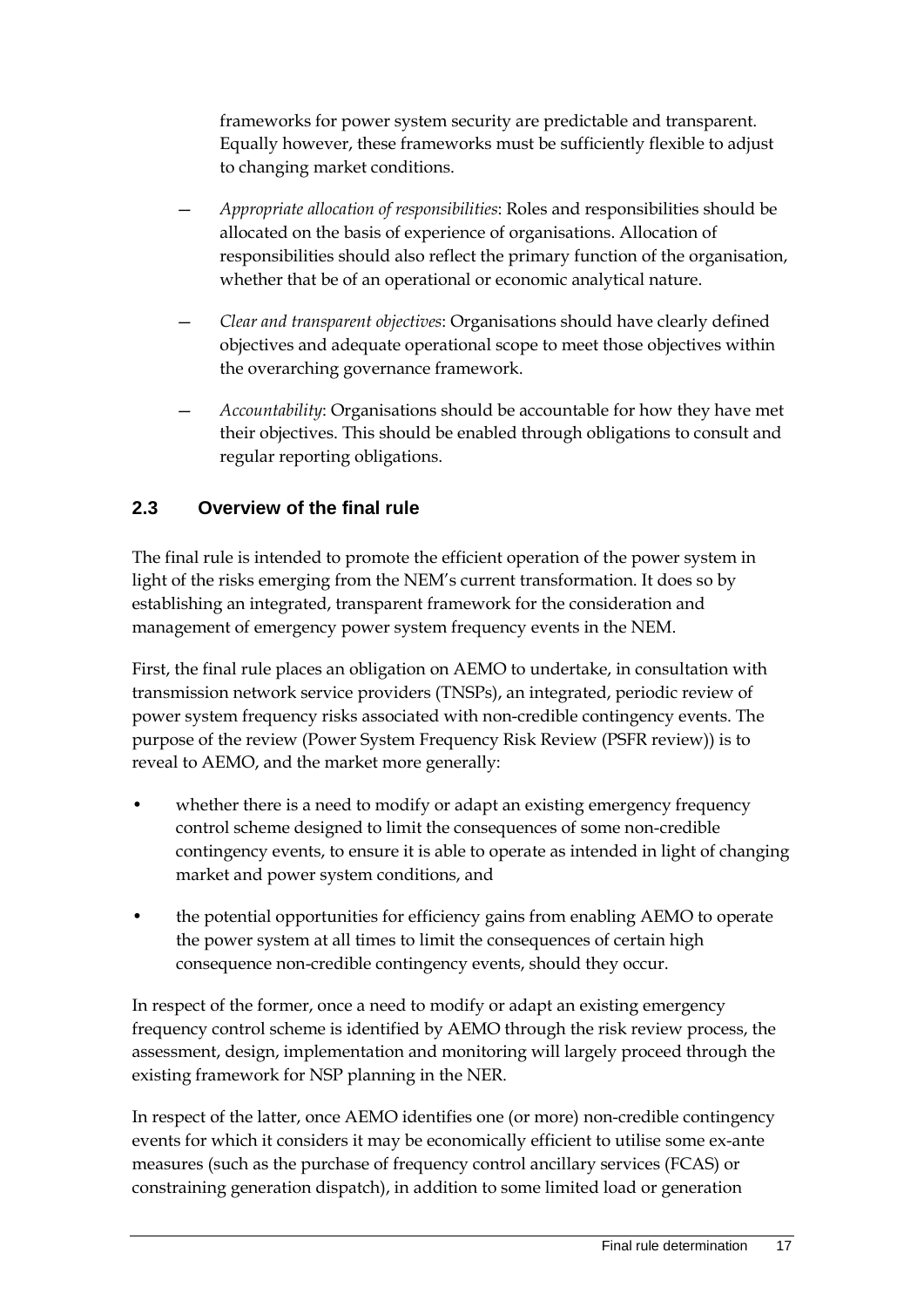frameworks for power system security are predictable and transparent. Equally however, these frameworks must be sufficiently flexible to adjust to changing market conditions.

— *Appropriate allocation of responsibilities*: Roles and responsibilities should be allocated on the basis of experience of organisations. Allocation of responsibilities should also reflect the primary function of the organisation, whether that be of an operational or economic analytical nature.

— *Clear and transparent objectives*: Organisations should have clearly defined objectives and adequate operational scope to meet those objectives within the overarching governance framework.

— *Accountability*: Organisations should be accountable for how they have met their objectives. This should be enabled through obligations to consult and regular reporting obligations.

## 2.3 Overview of the final rule

The final rule is intended to promote the efficient operation of the power system in light of the risks emerging from the NEM's current transformation. It does so by establishing an integrated, transparent framework for the consideration and management of emergency power system frequency events in the NEM.

First, the final rule places an obligation on AEMO to undertake, in consultation with transmission network service providers (TNSPs), an integrated, periodic review of power system frequency risks associated with non-credible contingency events. The purpose of the review (Power System Frequency Risk Review (PSFR review)) is to reveal to AEMO, and the market more generally:

- whether there is a need to modify or adapt an existing emergency frequency control scheme designed to limit the consequences of some non-credible contingency events, to ensure it is able to operate as intended in light of changing market and power system conditions, and
- the potential opportunities for efficiency gains from enabling AEMO to operate the power system at all times to limit the consequences of certain high consequence non-credible contingency events, should they occur.

In respect of the former, once a need to modify or adapt an existing emergency frequency control scheme is identified by AEMO through the risk review process, the assessment, design, implementation and monitoring will largely proceed through the existing framework for NSP planning in the NER.

In respect of the latter, once AEMO identifies one (or more) non-credible contingency events for which it considers it may be economically efficient to utilise some ex-ante measures (such as the purchase of frequency control ancillary services (FCAS) or constraining generation dispatch), in addition to some limited load or generation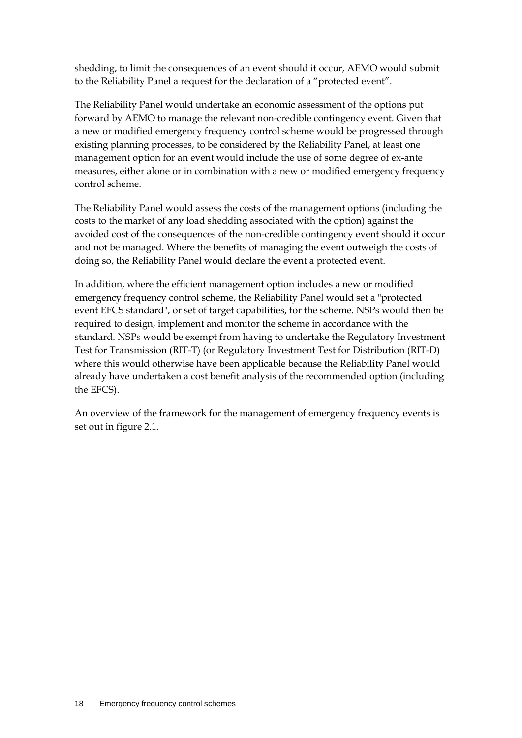shedding, to limit the consequences of an event should it occur, AEMO would submit to the Reliability Panel a request for the declaration of a "protected event".

The Reliability Panel would undertake an economic assessment of the options put forward by AEMO to manage the relevant non-credible contingency event. Given that a new or modified emergency frequency control scheme would be progressed through existing planning processes, to be considered by the Reliability Panel, at least one management option for an event would include the use of some degree of ex-ante measures, either alone or in combination with a new or modified emergency frequency control scheme.

The Reliability Panel would assess the costs of the management options (including the costs to the market of any load shedding associated with the option) against the avoided cost of the consequences of the non-credible contingency event should it occur and not be managed. Where the benefits of managing the event outweigh the costs of doing so, the Reliability Panel would declare the event a protected event.

In addition, where the efficient management option includes a new or modified emergency frequency control scheme, the Reliability Panel would set a "protected event EFCS standard", or set of target capabilities, for the scheme. NSPs would then be required to design, implement and monitor the scheme in accordance with the standard. NSPs would be exempt from having to undertake the Regulatory Investment Test for Transmission (RIT-T) (or Regulatory Investment Test for Distribution (RIT-D) where this would otherwise have been applicable because the Reliability Panel would already have undertaken a cost benefit analysis of the recommended option (including the EFCS).

An overview of the framework for the management of emergency frequency events is set out in figure 2.1.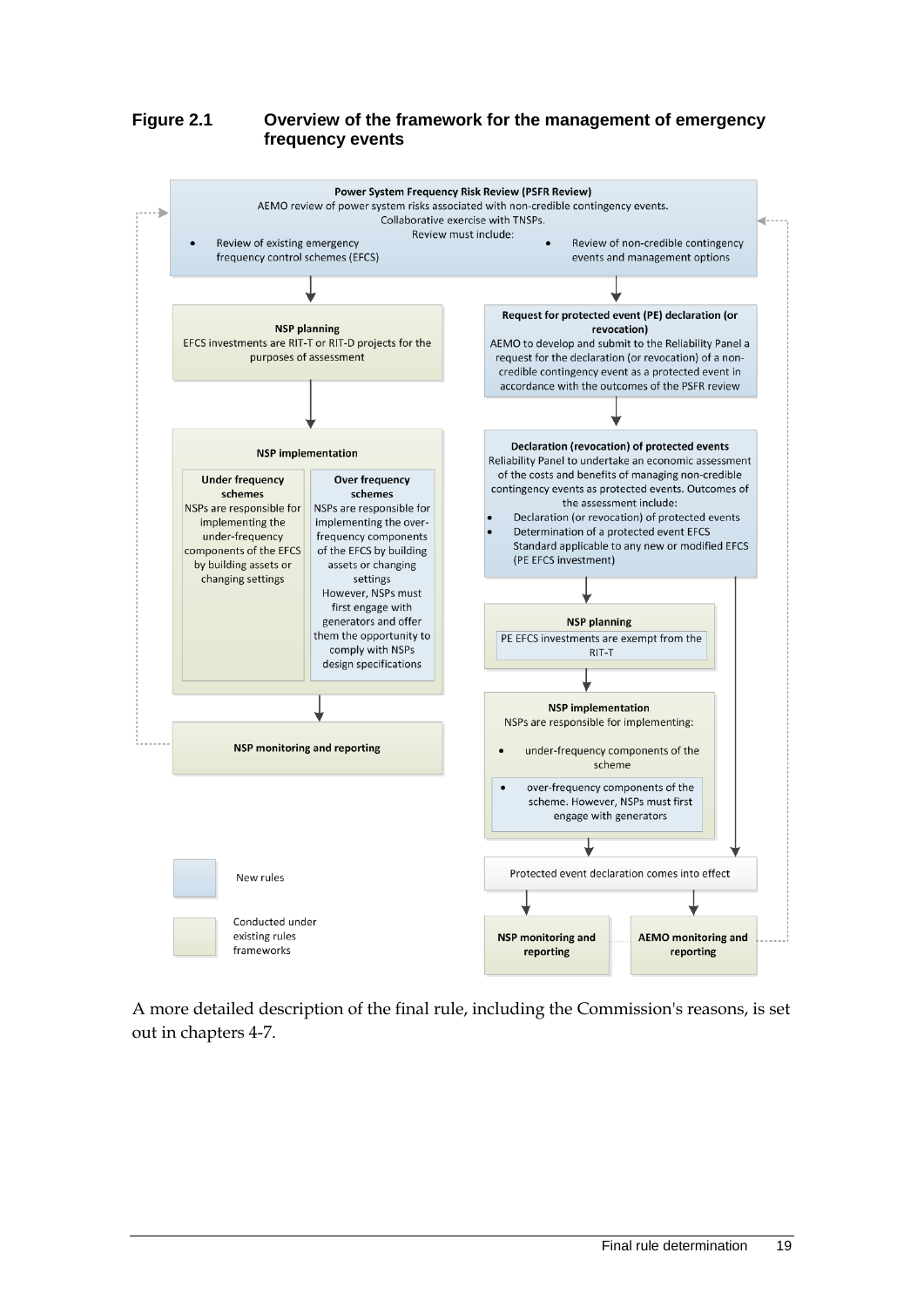**Figure 2.1 Overview of the framework for the management of emergency frequency events**

**Power System Frequency Risk Review (PSFR Review)**
AEMO review of power system risks associated with non-credible contingency events.
Collaborative exercise with TNSPs.
Review must include:

- Review of existing emergency frequency control schemes (EFCS)
- Review of non-credible contingency events and management options

**NSP planning**
EFCS investments are RIT-T or RIT-D projects for the purposes of assessment

**NSP implementation**

**Under frequency schemes**
NSPs are responsible for implementing the under-frequency components of the EFCS by building assets or changing settings

**Over frequency schemes**
NSPs are responsible for implementing the over-frequency components of the EFCS by building assets or changing settings
However, NSPs must first engage with generators and offer them the opportunity to comply with NSPs design specifications

**NSP monitoring and reporting**

**Request for protected event (PE) declaration (or revocation)**
AEMO to develop and submit to the Reliability Panel a request for the declaration (or revocation) of a non-credible contingency event as a protected event in accordance with the outcomes of the PSFR review

**Declaration (revocation) of protected events**
Reliability Panel to undertake an economic assessment of the costs and benefits of managing non-credible contingency events as protected events. Outcomes of the assessment include:

- Declaration (or revocation) of protected events
- Determination of a protected event EFCS Standard applicable to any new or modified EFCS (PE EFCS investment)

**NSP planning**
PE EFCS investments are exempt from the RIT-T

**NSP implementation**
NSPs are responsible for implementing:

- under-frequency components of the scheme
- over-frequency components of the scheme. However, NSPs must first engage with generators

Protected event declaration comes into effect

**NSP monitoring and reporting**

**AEMO monitoring and reporting**

New rules

Conducted under existing rules frameworks

A more detailed description of the final rule, including the Commission's reasons, is set out in chapters 4-7.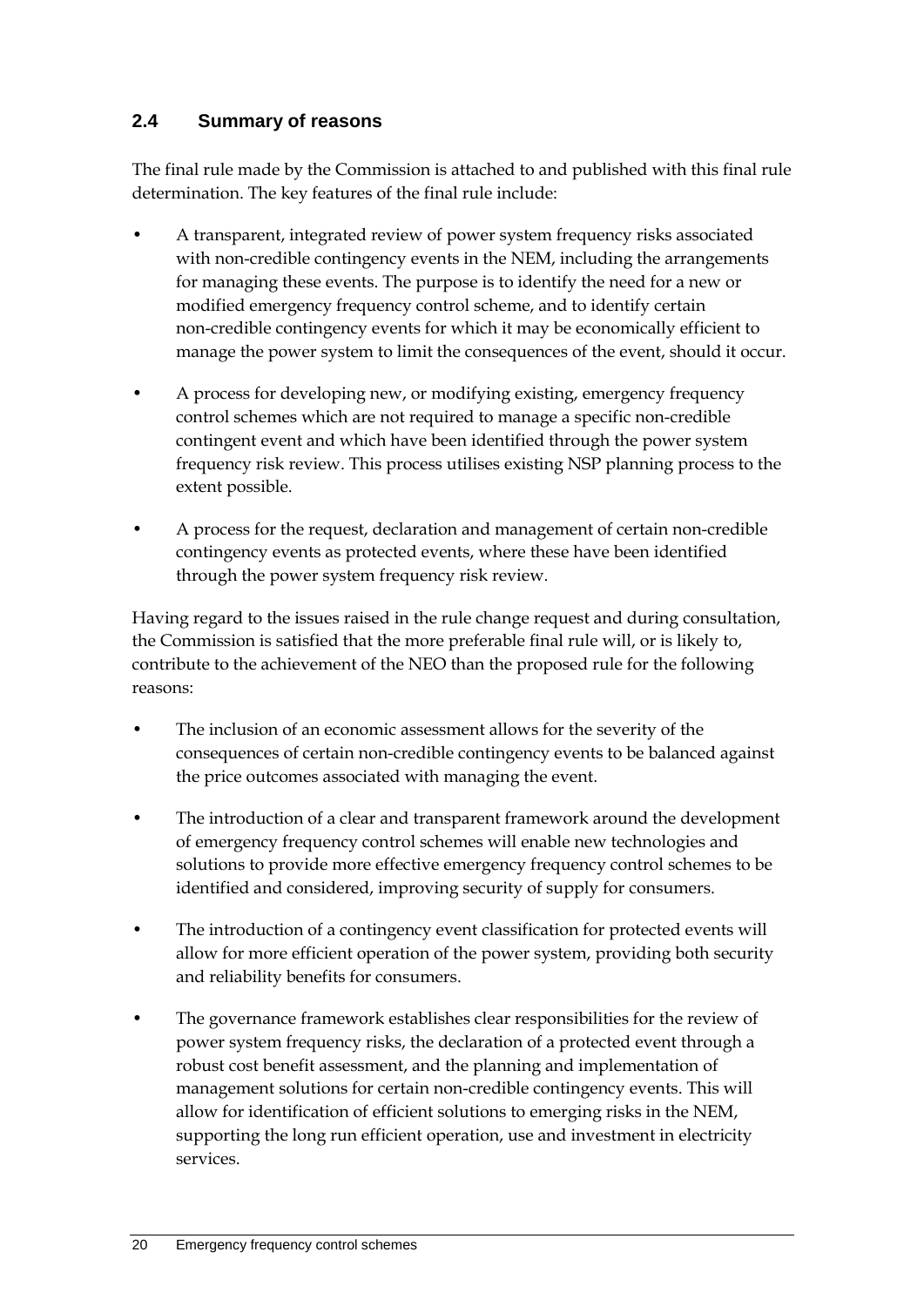## 2.4 Summary of reasons

The final rule made by the Commission is attached to and published with this final rule determination. The key features of the final rule include:

- A transparent, integrated review of power system frequency risks associated with non-credible contingency events in the NEM, including the arrangements for managing these events. The purpose is to identify the need for a new or modified emergency frequency control scheme, and to identify certain non-credible contingency events for which it may be economically efficient to manage the power system to limit the consequences of the event, should it occur.
- A process for developing new, or modifying existing, emergency frequency control schemes which are not required to manage a specific non-credible contingent event and which have been identified through the power system frequency risk review. This process utilises existing NSP planning process to the extent possible.
- A process for the request, declaration and management of certain non-credible contingency events as protected events, where these have been identified through the power system frequency risk review.

Having regard to the issues raised in the rule change request and during consultation, the Commission is satisfied that the more preferable final rule will, or is likely to, contribute to the achievement of the NEO than the proposed rule for the following reasons:

- The inclusion of an economic assessment allows for the severity of the consequences of certain non-credible contingency events to be balanced against the price outcomes associated with managing the event.
- The introduction of a clear and transparent framework around the development of emergency frequency control schemes will enable new technologies and solutions to provide more effective emergency frequency control schemes to be identified and considered, improving security of supply for consumers.
- The introduction of a contingency event classification for protected events will allow for more efficient operation of the power system, providing both security and reliability benefits for consumers.
- The governance framework establishes clear responsibilities for the review of power system frequency risks, the declaration of a protected event through a robust cost benefit assessment, and the planning and implementation of management solutions for certain non-credible contingency events. This will allow for identification of efficient solutions to emerging risks in the NEM, supporting the long run efficient operation, use and investment in electricity services.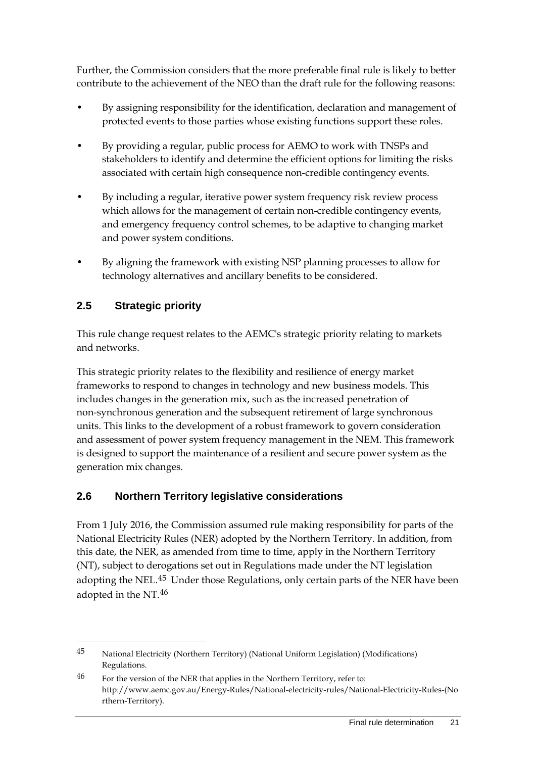Further, the Commission considers that the more preferable final rule is likely to better contribute to the achievement of the NEO than the draft rule for the following reasons:

- By assigning responsibility for the identification, declaration and management of protected events to those parties whose existing functions support these roles.
- By providing a regular, public process for AEMO to work with TNSPs and stakeholders to identify and determine the efficient options for limiting the risks associated with certain high consequence non-credible contingency events.
- By including a regular, iterative power system frequency risk review process which allows for the management of certain non-credible contingency events, and emergency frequency control schemes, to be adaptive to changing market and power system conditions.
- By aligning the framework with existing NSP planning processes to allow for technology alternatives and ancillary benefits to be considered.

## 2.5 Strategic priority

This rule change request relates to the AEMC's strategic priority relating to markets and networks.

This strategic priority relates to the flexibility and resilience of energy market frameworks to respond to changes in technology and new business models. This includes changes in the generation mix, such as the increased penetration of non-synchronous generation and the subsequent retirement of large synchronous units. This links to the development of a robust framework to govern consideration and assessment of power system frequency management in the NEM. This framework is designed to support the maintenance of a resilient and secure power system as the generation mix changes.

## 2.6 Northern Territory legislative considerations

From 1 July 2016, the Commission assumed rule making responsibility for parts of the National Electricity Rules (NER) adopted by the Northern Territory. In addition, from this date, the NER, as amended from time to time, apply in the Northern Territory (NT), subject to derogations set out in Regulations made under the NT legislation adopting the NEL.[45] Under those Regulations, only certain parts of the NER have been adopted in the NT.[46]

---

45 National Electricity (Northern Territory) (National Uniform Legislation) (Modifications) Regulations.

46 For the version of the NER that applies in the Northern Territory, refer to: http://www.aemc.gov.au/Energy-Rules/National-electricity-rules/National-Electricity-Rules-(Northern-Territory).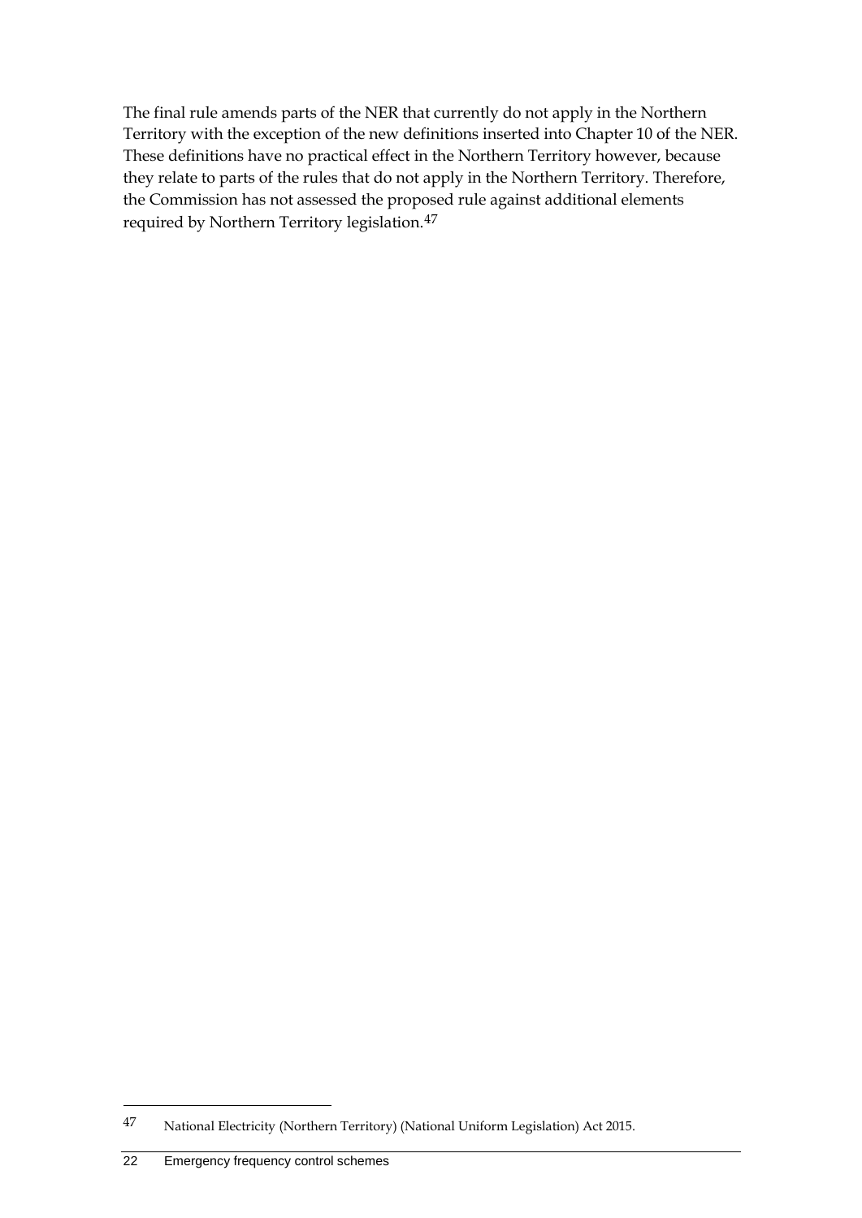The final rule amends parts of the NER that currently do not apply in the Northern Territory with the exception of the new definitions inserted into Chapter 10 of the NER. These definitions have no practical effect in the Northern Territory however, because they relate to parts of the rules that do not apply in the Northern Territory. Therefore, the Commission has not assessed the proposed rule against additional elements required by Northern Territory legislation.[47]

47 National Electricity (Northern Territory) (National Uniform Legislation) Act 2015.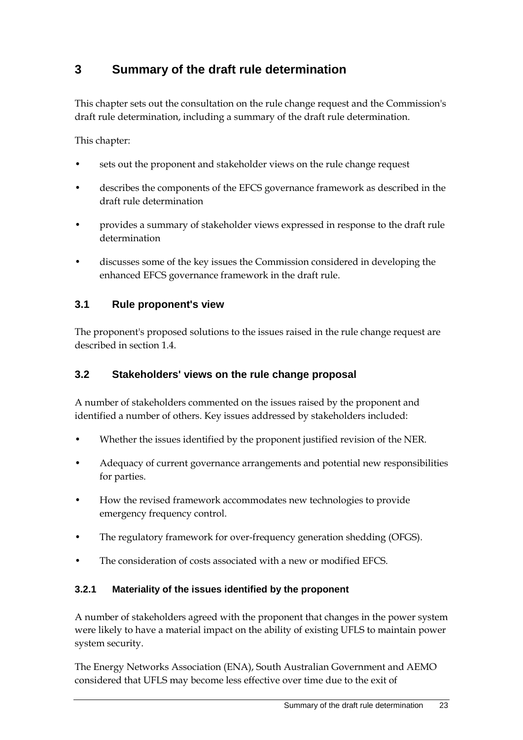# 3 Summary of the draft rule determination

This chapter sets out the consultation on the rule change request and the Commission's draft rule determination, including a summary of the draft rule determination.

This chapter:

- sets out the proponent and stakeholder views on the rule change request
- describes the components of the EFCS governance framework as described in the draft rule determination
- provides a summary of stakeholder views expressed in response to the draft rule determination
- discusses some of the key issues the Commission considered in developing the enhanced EFCS governance framework in the draft rule.

## 3.1 Rule proponent's view

The proponent's proposed solutions to the issues raised in the rule change request are described in section 1.4.

## 3.2 Stakeholders' views on the rule change proposal

A number of stakeholders commented on the issues raised by the proponent and identified a number of others. Key issues addressed by stakeholders included:

- Whether the issues identified by the proponent justified revision of the NER.
- Adequacy of current governance arrangements and potential new responsibilities for parties.
- How the revised framework accommodates new technologies to provide emergency frequency control.
- The regulatory framework for over-frequency generation shedding (OFGS).
- The consideration of costs associated with a new or modified EFCS.

### 3.2.1 Materiality of the issues identified by the proponent

A number of stakeholders agreed with the proponent that changes in the power system were likely to have a material impact on the ability of existing UFLS to maintain power system security.

The Energy Networks Association (ENA), South Australian Government and AEMO considered that UFLS may become less effective over time due to the exit of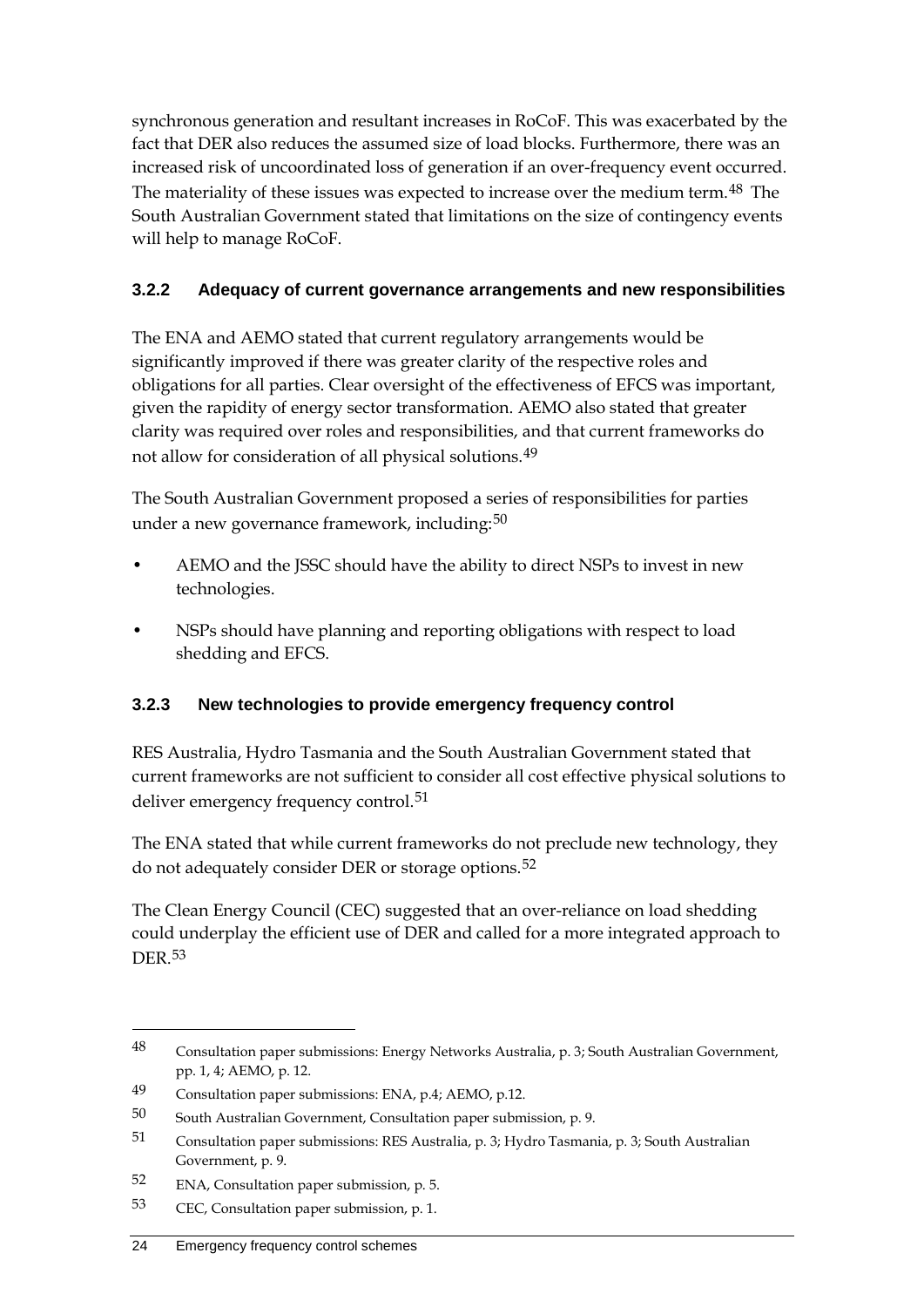synchronous generation and resultant increases in RoCoF. This was exacerbated by the fact that DER also reduces the assumed size of load blocks. Furthermore, there was an increased risk of uncoordinated loss of generation if an over-frequency event occurred. The materiality of these issues was expected to increase over the medium term.[48] The South Australian Government stated that limitations on the size of contingency events will help to manage RoCoF.

### 3.2.2 Adequacy of current governance arrangements and new responsibilities

The ENA and AEMO stated that current regulatory arrangements would be significantly improved if there was greater clarity of the respective roles and obligations for all parties. Clear oversight of the effectiveness of EFCS was important, given the rapidity of energy sector transformation. AEMO also stated that greater clarity was required over roles and responsibilities, and that current frameworks do not allow for consideration of all physical solutions.[49]

The South Australian Government proposed a series of responsibilities for parties under a new governance framework, including:[50]

- AEMO and the JSSC should have the ability to direct NSPs to invest in new technologies.
- NSPs should have planning and reporting obligations with respect to load shedding and EFCS.

### 3.2.3 New technologies to provide emergency frequency control

RES Australia, Hydro Tasmania and the South Australian Government stated that current frameworks are not sufficient to consider all cost effective physical solutions to deliver emergency frequency control.[51]

The ENA stated that while current frameworks do not preclude new technology, they do not adequately consider DER or storage options.[52]

The Clean Energy Council (CEC) suggested that an over-reliance on load shedding could underplay the efficient use of DER and called for a more integrated approach to DER.[53]

---

48 Consultation paper submissions: Energy Networks Australia, p. 3; South Australian Government, pp. 1, 4; AEMO, p. 12.

49 Consultation paper submissions: ENA, p.4; AEMO, p.12.

50 South Australian Government, Consultation paper submission, p. 9.

51 Consultation paper submissions: RES Australia, p. 3; Hydro Tasmania, p. 3; South Australian Government, p. 9.

52 ENA, Consultation paper submission, p. 5.

53 CEC, Consultation paper submission, p. 1.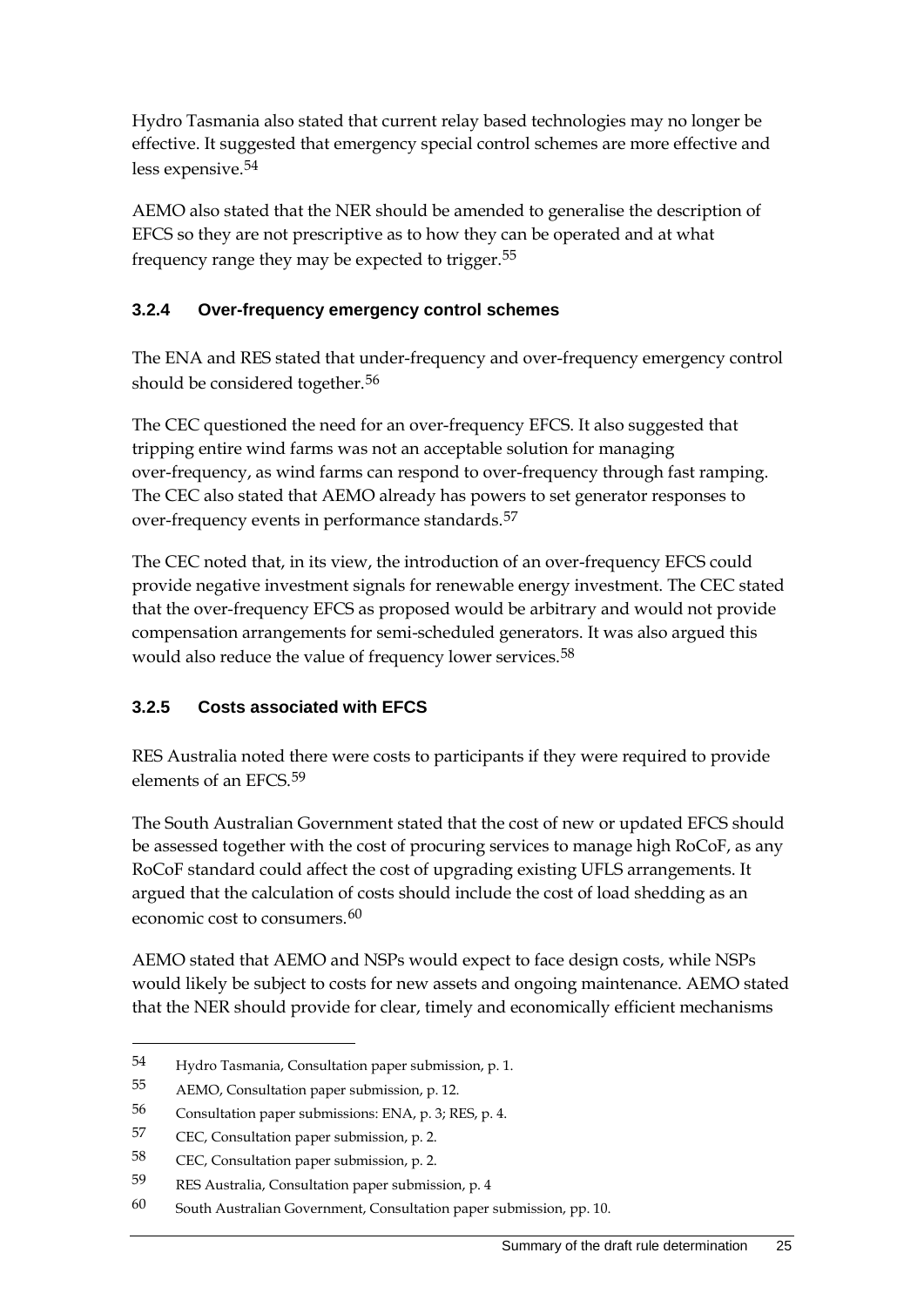Hydro Tasmania also stated that current relay based technologies may no longer be effective. It suggested that emergency special control schemes are more effective and less expensive.[54]

AEMO also stated that the NER should be amended to generalise the description of EFCS so they are not prescriptive as to how they can be operated and at what frequency range they may be expected to trigger.[55]

### 3.2.4 Over-frequency emergency control schemes

The ENA and RES stated that under-frequency and over-frequency emergency control should be considered together.[56]

The CEC questioned the need for an over-frequency EFCS. It also suggested that tripping entire wind farms was not an acceptable solution for managing over-frequency, as wind farms can respond to over-frequency through fast ramping. The CEC also stated that AEMO already has powers to set generator responses to over-frequency events in performance standards.[57]

The CEC noted that, in its view, the introduction of an over-frequency EFCS could provide negative investment signals for renewable energy investment. The CEC stated that the over-frequency EFCS as proposed would be arbitrary and would not provide compensation arrangements for semi-scheduled generators. It was also argued this would also reduce the value of frequency lower services.[58]

### 3.2.5 Costs associated with EFCS

RES Australia noted there were costs to participants if they were required to provide elements of an EFCS.[59]

The South Australian Government stated that the cost of new or updated EFCS should be assessed together with the cost of procuring services to manage high RoCoF, as any RoCoF standard could affect the cost of upgrading existing UFLS arrangements. It argued that the calculation of costs should include the cost of load shedding as an economic cost to consumers.[60]

AEMO stated that AEMO and NSPs would expect to face design costs, while NSPs would likely be subject to costs for new assets and ongoing maintenance. AEMO stated that the NER should provide for clear, timely and economically efficient mechanisms

---

54 Hydro Tasmania, Consultation paper submission, p. 1.

55 AEMO, Consultation paper submission, p. 12.

56 Consultation paper submissions: ENA, p. 3; RES, p. 4.

57 CEC, Consultation paper submission, p. 2.

58 CEC, Consultation paper submission, p. 2.

59 RES Australia, Consultation paper submission, p. 4

60 South Australian Government, Consultation paper submission, pp. 10.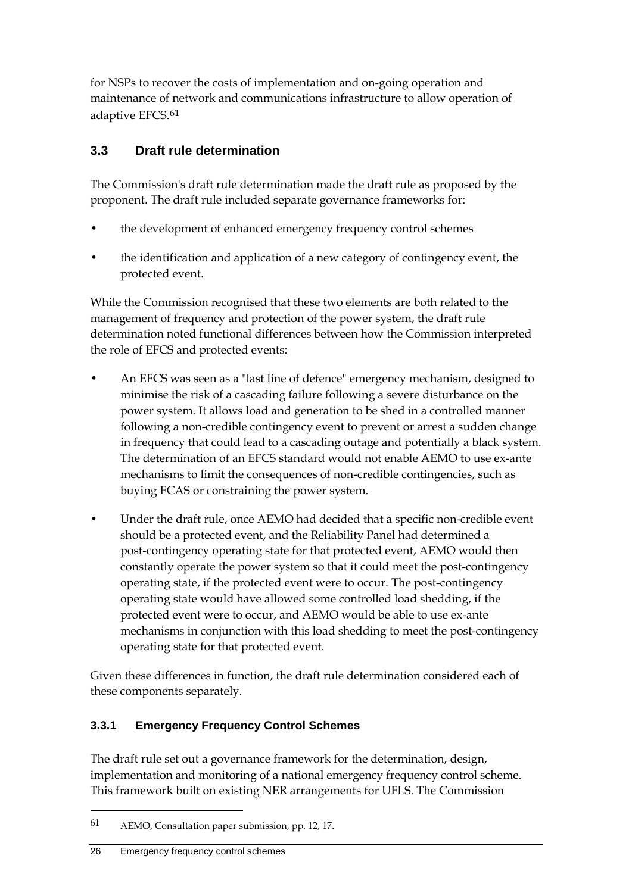for NSPs to recover the costs of implementation and on-going operation and maintenance of network and communications infrastructure to allow operation of adaptive EFCS.[61]

## 3.3 Draft rule determination

The Commission's draft rule determination made the draft rule as proposed by the proponent. The draft rule included separate governance frameworks for:

- the development of enhanced emergency frequency control schemes
- the identification and application of a new category of contingency event, the protected event.

While the Commission recognised that these two elements are both related to the management of frequency and protection of the power system, the draft rule determination noted functional differences between how the Commission interpreted the role of EFCS and protected events:

- An EFCS was seen as a "last line of defence" emergency mechanism, designed to minimise the risk of a cascading failure following a severe disturbance on the power system. It allows load and generation to be shed in a controlled manner following a non-credible contingency event to prevent or arrest a sudden change in frequency that could lead to a cascading outage and potentially a black system. The determination of an EFCS standard would not enable AEMO to use ex-ante mechanisms to limit the consequences of non-credible contingencies, such as buying FCAS or constraining the power system.
- Under the draft rule, once AEMO had decided that a specific non-credible event should be a protected event, and the Reliability Panel had determined a post-contingency operating state for that protected event, AEMO would then constantly operate the power system so that it could meet the post-contingency operating state, if the protected event were to occur. The post-contingency operating state would have allowed some controlled load shedding, if the protected event were to occur, and AEMO would be able to use ex-ante mechanisms in conjunction with this load shedding to meet the post-contingency operating state for that protected event.

Given these differences in function, the draft rule determination considered each of these components separately.

### 3.3.1 Emergency Frequency Control Schemes

The draft rule set out a governance framework for the determination, design, implementation and monitoring of a national emergency frequency control scheme. This framework built on existing NER arrangements for UFLS. The Commission

---

61 AEMO, Consultation paper submission, pp. 12, 17.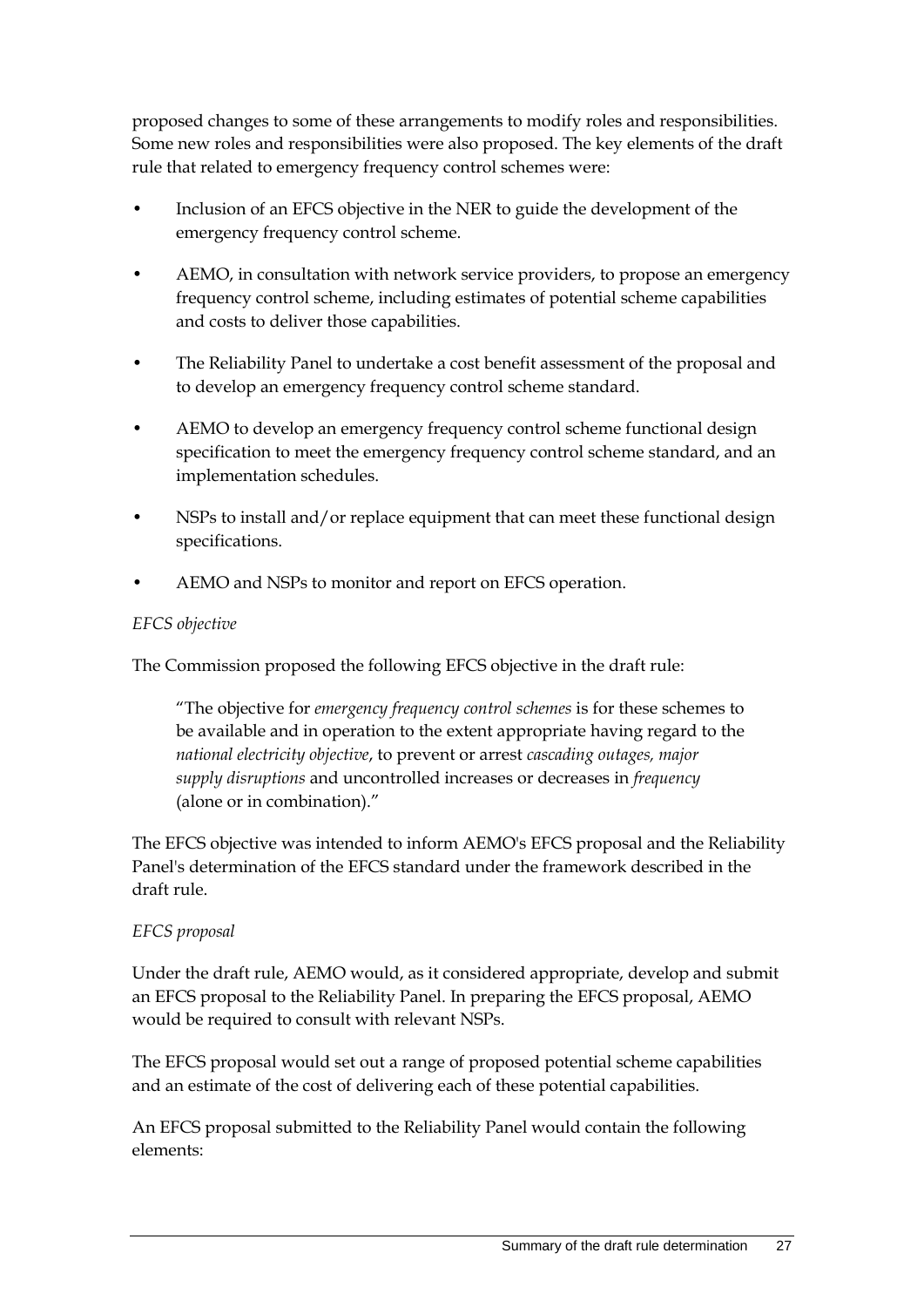proposed changes to some of these arrangements to modify roles and responsibilities. Some new roles and responsibilities were also proposed. The key elements of the draft rule that related to emergency frequency control schemes were:

- Inclusion of an EFCS objective in the NER to guide the development of the emergency frequency control scheme.
- AEMO, in consultation with network service providers, to propose an emergency frequency control scheme, including estimates of potential scheme capabilities and costs to deliver those capabilities.
- The Reliability Panel to undertake a cost benefit assessment of the proposal and to develop an emergency frequency control scheme standard.
- AEMO to develop an emergency frequency control scheme functional design specification to meet the emergency frequency control scheme standard, and an implementation schedules.
- NSPs to install and/or replace equipment that can meet these functional design specifications.
- AEMO and NSPs to monitor and report on EFCS operation.

*EFCS objective*

The Commission proposed the following EFCS objective in the draft rule:

> "The objective for *emergency frequency control schemes* is for these schemes to be available and in operation to the extent appropriate having regard to the *national electricity objective*, to prevent or arrest *cascading outages, major supply disruptions* and uncontrolled increases or decreases in *frequency* (alone or in combination)."

The EFCS objective was intended to inform AEMO's EFCS proposal and the Reliability Panel's determination of the EFCS standard under the framework described in the draft rule.

*EFCS proposal*

Under the draft rule, AEMO would, as it considered appropriate, develop and submit an EFCS proposal to the Reliability Panel. In preparing the EFCS proposal, AEMO would be required to consult with relevant NSPs.

The EFCS proposal would set out a range of proposed potential scheme capabilities and an estimate of the cost of delivering each of these potential capabilities.

An EFCS proposal submitted to the Reliability Panel would contain the following elements: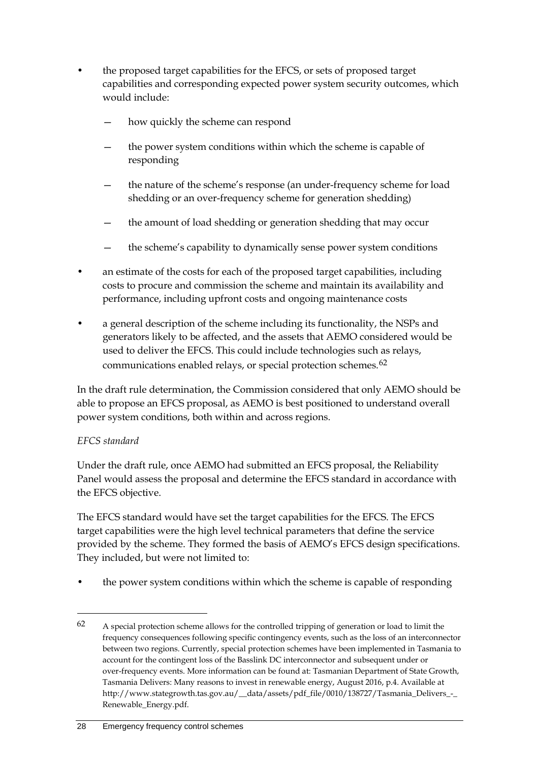- the proposed target capabilities for the EFCS, or sets of proposed target capabilities and corresponding expected power system security outcomes, which would include:
    - how quickly the scheme can respond
    - the power system conditions within which the scheme is capable of responding
    - the nature of the scheme's response (an under-frequency scheme for load shedding or an over-frequency scheme for generation shedding)
    - the amount of load shedding or generation shedding that may occur
    - the scheme's capability to dynamically sense power system conditions
- an estimate of the costs for each of the proposed target capabilities, including costs to procure and commission the scheme and maintain its availability and performance, including upfront costs and ongoing maintenance costs
- a general description of the scheme including its functionality, the NSPs and generators likely to be affected, and the assets that AEMO considered would be used to deliver the EFCS. This could include technologies such as relays, communications enabled relays, or special protection schemes.[62]

In the draft rule determination, the Commission considered that only AEMO should be able to propose an EFCS proposal, as AEMO is best positioned to understand overall power system conditions, both within and across regions.

*EFCS standard*

Under the draft rule, once AEMO had submitted an EFCS proposal, the Reliability Panel would assess the proposal and determine the EFCS standard in accordance with the EFCS objective.

The EFCS standard would have set the target capabilities for the EFCS. The EFCS target capabilities were the high level technical parameters that define the service provided by the scheme. They formed the basis of AEMO's EFCS design specifications. They included, but were not limited to:

- the power system conditions within which the scheme is capable of responding

---

62 A special protection scheme allows for the controlled tripping of generation or load to limit the frequency consequences following specific contingency events, such as the loss of an interconnector between two regions. Currently, special protection schemes have been implemented in Tasmania to account for the contingent loss of the Basslink DC interconnector and subsequent under or over-frequency events. More information can be found at: Tasmanian Department of State Growth, Tasmania Delivers: Many reasons to invest in renewable energy, August 2016, p.4. Available at http://www.stategrowth.tas.gov.au/__data/assets/pdf_file/0010/138727/Tasmania_Delivers_-_Renewable_Energy.pdf.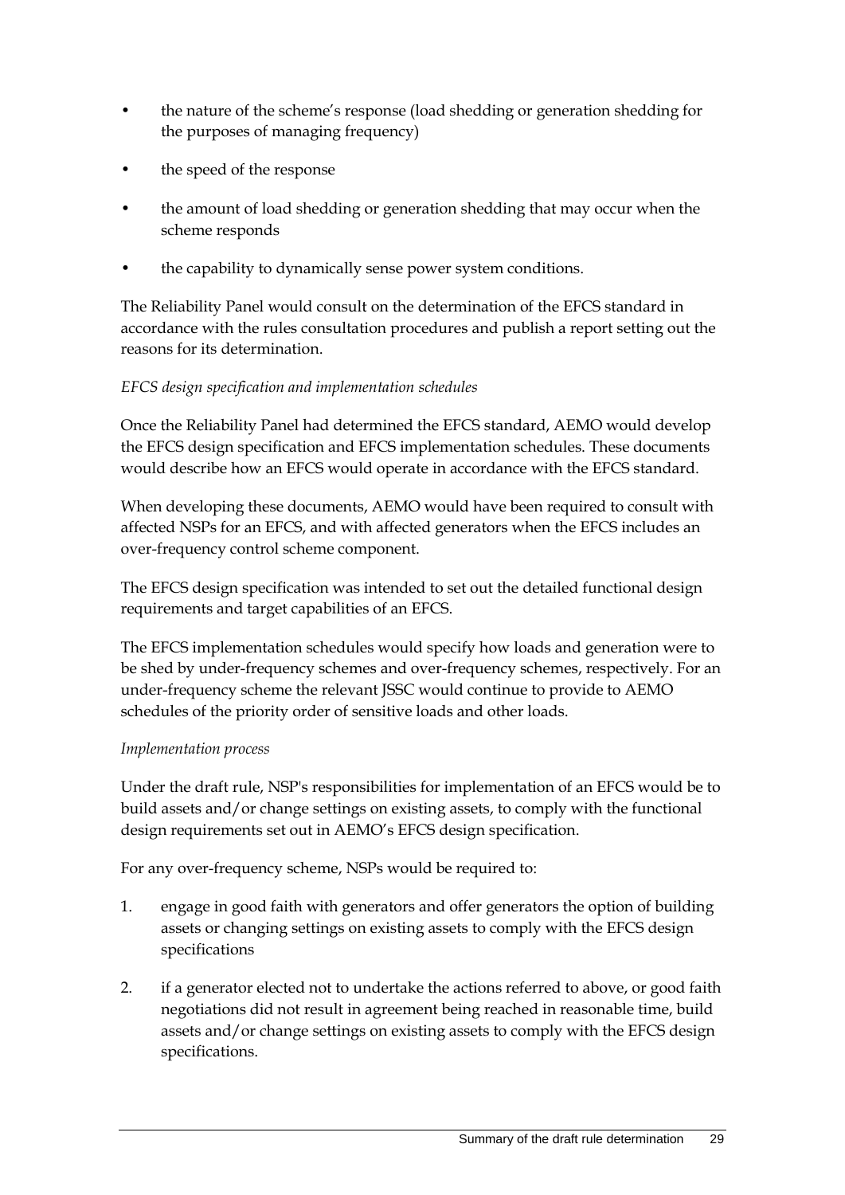- the nature of the scheme's response (load shedding or generation shedding for the purposes of managing frequency)
- the speed of the response
- the amount of load shedding or generation shedding that may occur when the scheme responds
- the capability to dynamically sense power system conditions.

The Reliability Panel would consult on the determination of the EFCS standard in accordance with the rules consultation procedures and publish a report setting out the reasons for its determination.

*EFCS design specification and implementation schedules*

Once the Reliability Panel had determined the EFCS standard, AEMO would develop the EFCS design specification and EFCS implementation schedules. These documents would describe how an EFCS would operate in accordance with the EFCS standard.

When developing these documents, AEMO would have been required to consult with affected NSPs for an EFCS, and with affected generators when the EFCS includes an over-frequency control scheme component.

The EFCS design specification was intended to set out the detailed functional design requirements and target capabilities of an EFCS.

The EFCS implementation schedules would specify how loads and generation were to be shed by under-frequency schemes and over-frequency schemes, respectively. For an under-frequency scheme the relevant JSSC would continue to provide to AEMO schedules of the priority order of sensitive loads and other loads.

*Implementation process*

Under the draft rule, NSP's responsibilities for implementation of an EFCS would be to build assets and/or change settings on existing assets, to comply with the functional design requirements set out in AEMO's EFCS design specification.

For any over-frequency scheme, NSPs would be required to:

1. engage in good faith with generators and offer generators the option of building assets or changing settings on existing assets to comply with the EFCS design specifications
2. if a generator elected not to undertake the actions referred to above, or good faith negotiations did not result in agreement being reached in reasonable time, build assets and/or change settings on existing assets to comply with the EFCS design specifications.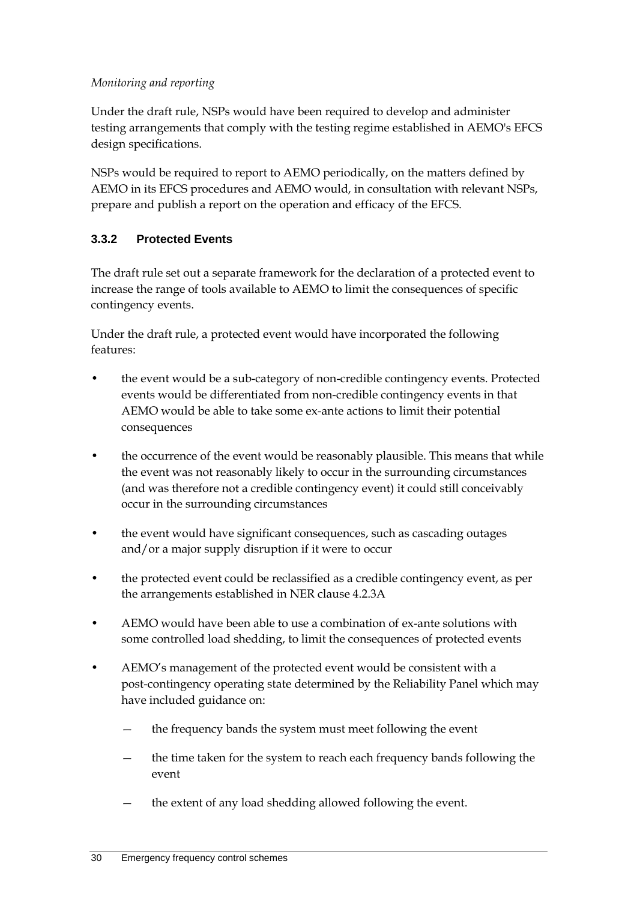*Monitoring and reporting*

Under the draft rule, NSPs would have been required to develop and administer testing arrangements that comply with the testing regime established in AEMO's EFCS design specifications.

NSPs would be required to report to AEMO periodically, on the matters defined by AEMO in its EFCS procedures and AEMO would, in consultation with relevant NSPs, prepare and publish a report on the operation and efficacy of the EFCS.

### 3.3.2 Protected Events

The draft rule set out a separate framework for the declaration of a protected event to increase the range of tools available to AEMO to limit the consequences of specific contingency events.

Under the draft rule, a protected event would have incorporated the following features:

- the event would be a sub-category of non-credible contingency events. Protected events would be differentiated from non-credible contingency events in that AEMO would be able to take some ex-ante actions to limit their potential consequences
- the occurrence of the event would be reasonably plausible. This means that while the event was not reasonably likely to occur in the surrounding circumstances (and was therefore not a credible contingency event) it could still conceivably occur in the surrounding circumstances
- the event would have significant consequences, such as cascading outages and/or a major supply disruption if it were to occur
- the protected event could be reclassified as a credible contingency event, as per the arrangements established in NER clause 4.2.3A
- AEMO would have been able to use a combination of ex-ante solutions with some controlled load shedding, to limit the consequences of protected events
- AEMO's management of the protected event would be consistent with a post-contingency operating state determined by the Reliability Panel which may have included guidance on:
  - the frequency bands the system must meet following the event
  - the time taken for the system to reach each frequency bands following the event
  - the extent of any load shedding allowed following the event.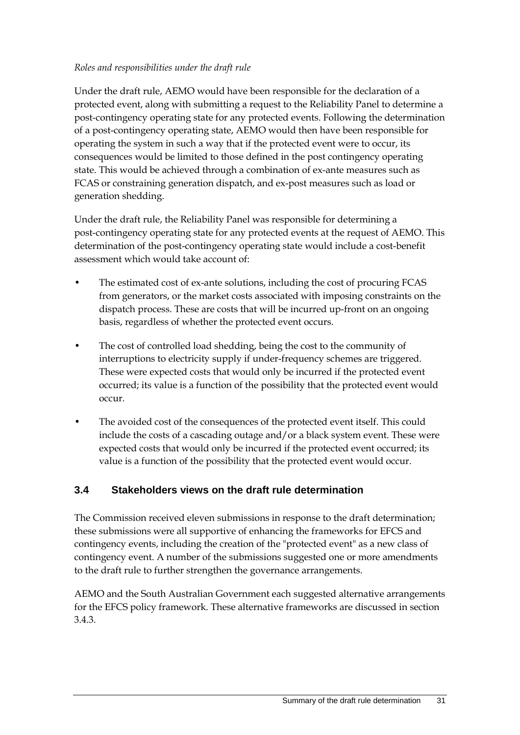*Roles and responsibilities under the draft rule*

Under the draft rule, AEMO would have been responsible for the declaration of a protected event, along with submitting a request to the Reliability Panel to determine a post-contingency operating state for any protected events. Following the determination of a post-contingency operating state, AEMO would then have been responsible for operating the system in such a way that if the protected event were to occur, its consequences would be limited to those defined in the post contingency operating state. This would be achieved through a combination of ex-ante measures such as FCAS or constraining generation dispatch, and ex-post measures such as load or generation shedding.

Under the draft rule, the Reliability Panel was responsible for determining a post-contingency operating state for any protected events at the request of AEMO. This determination of the post-contingency operating state would include a cost-benefit assessment which would take account of:

- The estimated cost of ex-ante solutions, including the cost of procuring FCAS from generators, or the market costs associated with imposing constraints on the dispatch process. These are costs that will be incurred up-front on an ongoing basis, regardless of whether the protected event occurs.
- The cost of controlled load shedding, being the cost to the community of interruptions to electricity supply if under-frequency schemes are triggered. These were expected costs that would only be incurred if the protected event occurred; its value is a function of the possibility that the protected event would occur.
- The avoided cost of the consequences of the protected event itself. This could include the costs of a cascading outage and/or a black system event. These were expected costs that would only be incurred if the protected event occurred; its value is a function of the possibility that the protected event would occur.

## 3.4 Stakeholders views on the draft rule determination

The Commission received eleven submissions in response to the draft determination; these submissions were all supportive of enhancing the frameworks for EFCS and contingency events, including the creation of the "protected event" as a new class of contingency event. A number of the submissions suggested one or more amendments to the draft rule to further strengthen the governance arrangements.

AEMO and the South Australian Government each suggested alternative arrangements for the EFCS policy framework. These alternative frameworks are discussed in section 3.4.3.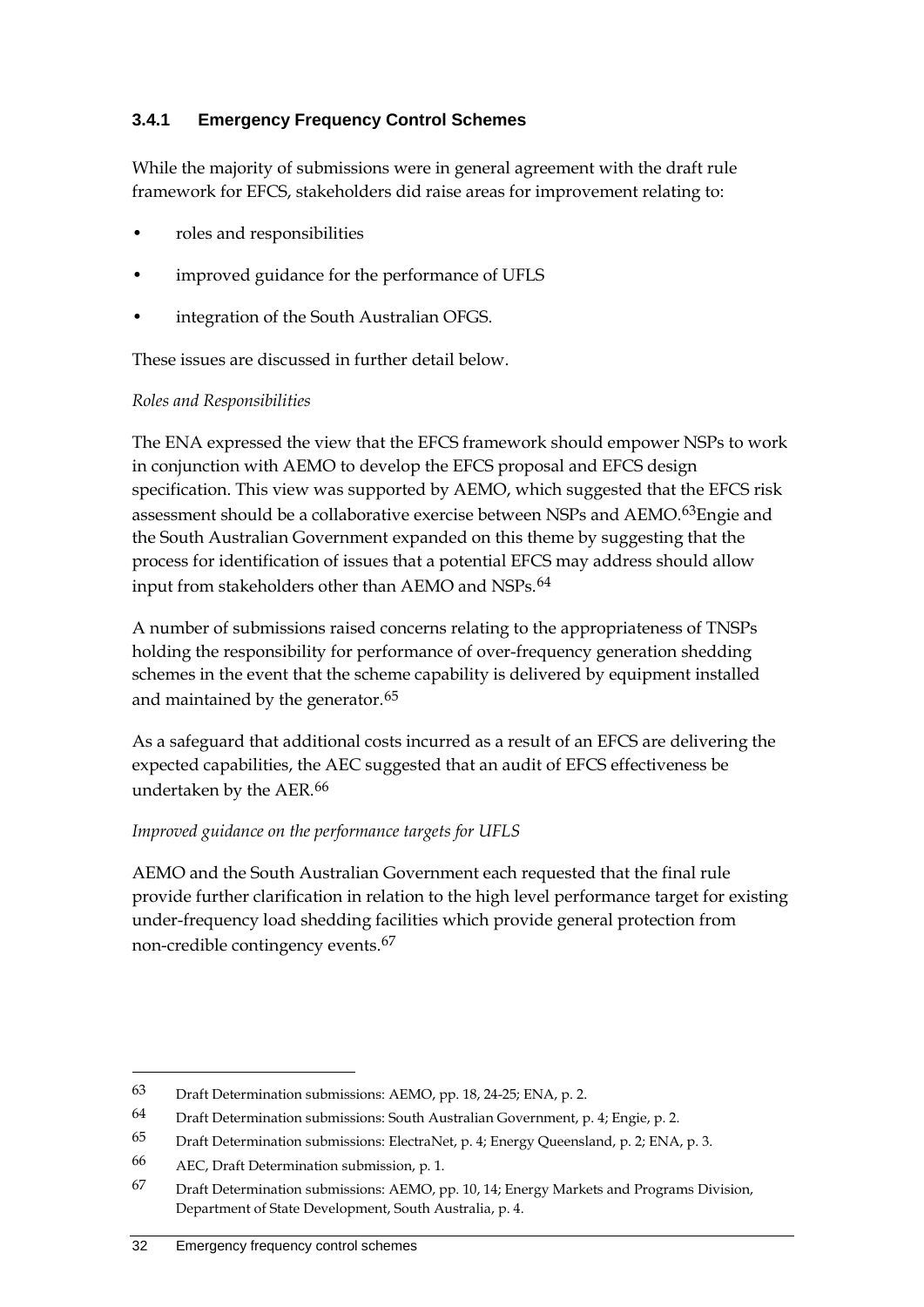### 3.4.1 Emergency Frequency Control Schemes

While the majority of submissions were in general agreement with the draft rule framework for EFCS, stakeholders did raise areas for improvement relating to:

- roles and responsibilities
- improved guidance for the performance of UFLS
- integration of the South Australian OFGS.

These issues are discussed in further detail below.

*Roles and Responsibilities*

The ENA expressed the view that the EFCS framework should empower NSPs to work in conjunction with AEMO to develop the EFCS proposal and EFCS design specification. This view was supported by AEMO, which suggested that the EFCS risk assessment should be a collaborative exercise between NSPs and AEMO.[63] Engie and the South Australian Government expanded on this theme by suggesting that the process for identification of issues that a potential EFCS may address should allow input from stakeholders other than AEMO and NSPs.[64]

A number of submissions raised concerns relating to the appropriateness of TNSPs holding the responsibility for performance of over-frequency generation shedding schemes in the event that the scheme capability is delivered by equipment installed and maintained by the generator.[65]

As a safeguard that additional costs incurred as a result of an EFCS are delivering the expected capabilities, the AEC suggested that an audit of EFCS effectiveness be undertaken by the AER.[66]

*Improved guidance on the performance targets for UFLS*

AEMO and the South Australian Government each requested that the final rule provide further clarification in relation to the high level performance target for existing under-frequency load shedding facilities which provide general protection from non-credible contingency events.[67]

---

63 Draft Determination submissions: AEMO, pp. 18, 24-25; ENA, p. 2.

64 Draft Determination submissions: South Australian Government, p. 4; Engie, p. 2.

65 Draft Determination submissions: ElectraNet, p. 4; Energy Queensland, p. 2; ENA, p. 3.

66 AEC, Draft Determination submission, p. 1.

67 Draft Determination submissions: AEMO, pp. 10, 14; Energy Markets and Programs Division, Department of State Development, South Australia, p. 4.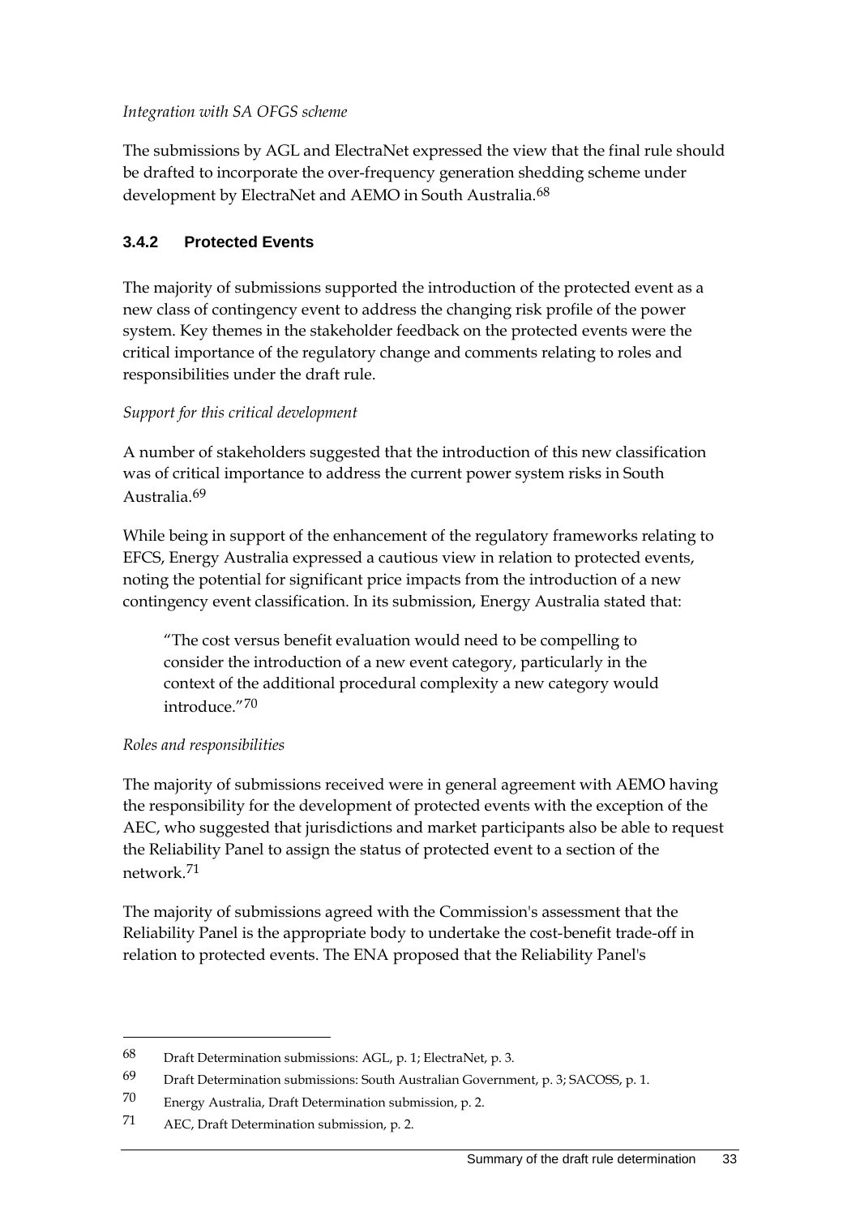*Integration with SA OFGS scheme*

The submissions by AGL and ElectraNet expressed the view that the final rule should be drafted to incorporate the over-frequency generation shedding scheme under development by ElectraNet and AEMO in South Australia.[68]

### 3.4.2 Protected Events

The majority of submissions supported the introduction of the protected event as a new class of contingency event to address the changing risk profile of the power system. Key themes in the stakeholder feedback on the protected events were the critical importance of the regulatory change and comments relating to roles and responsibilities under the draft rule.

*Support for this critical development*

A number of stakeholders suggested that the introduction of this new classification was of critical importance to address the current power system risks in South Australia.[69]

While being in support of the enhancement of the regulatory frameworks relating to EFCS, Energy Australia expressed a cautious view in relation to protected events, noting the potential for significant price impacts from the introduction of a new contingency event classification. In its submission, Energy Australia stated that:

> "The cost versus benefit evaluation would need to be compelling to consider the introduction of a new event category, particularly in the context of the additional procedural complexity a new category would introduce."[70]

*Roles and responsibilities*

The majority of submissions received were in general agreement with AEMO having the responsibility for the development of protected events with the exception of the AEC, who suggested that jurisdictions and market participants also be able to request the Reliability Panel to assign the status of protected event to a section of the network.[71]

The majority of submissions agreed with the Commission's assessment that the Reliability Panel is the appropriate body to undertake the cost-benefit trade-off in relation to protected events. The ENA proposed that the Reliability Panel's

---

68 Draft Determination submissions: AGL, p. 1; ElectraNet, p. 3.

69 Draft Determination submissions: South Australian Government, p. 3; SACOSS, p. 1.

70 Energy Australia, Draft Determination submission, p. 2.

71 AEC, Draft Determination submission, p. 2.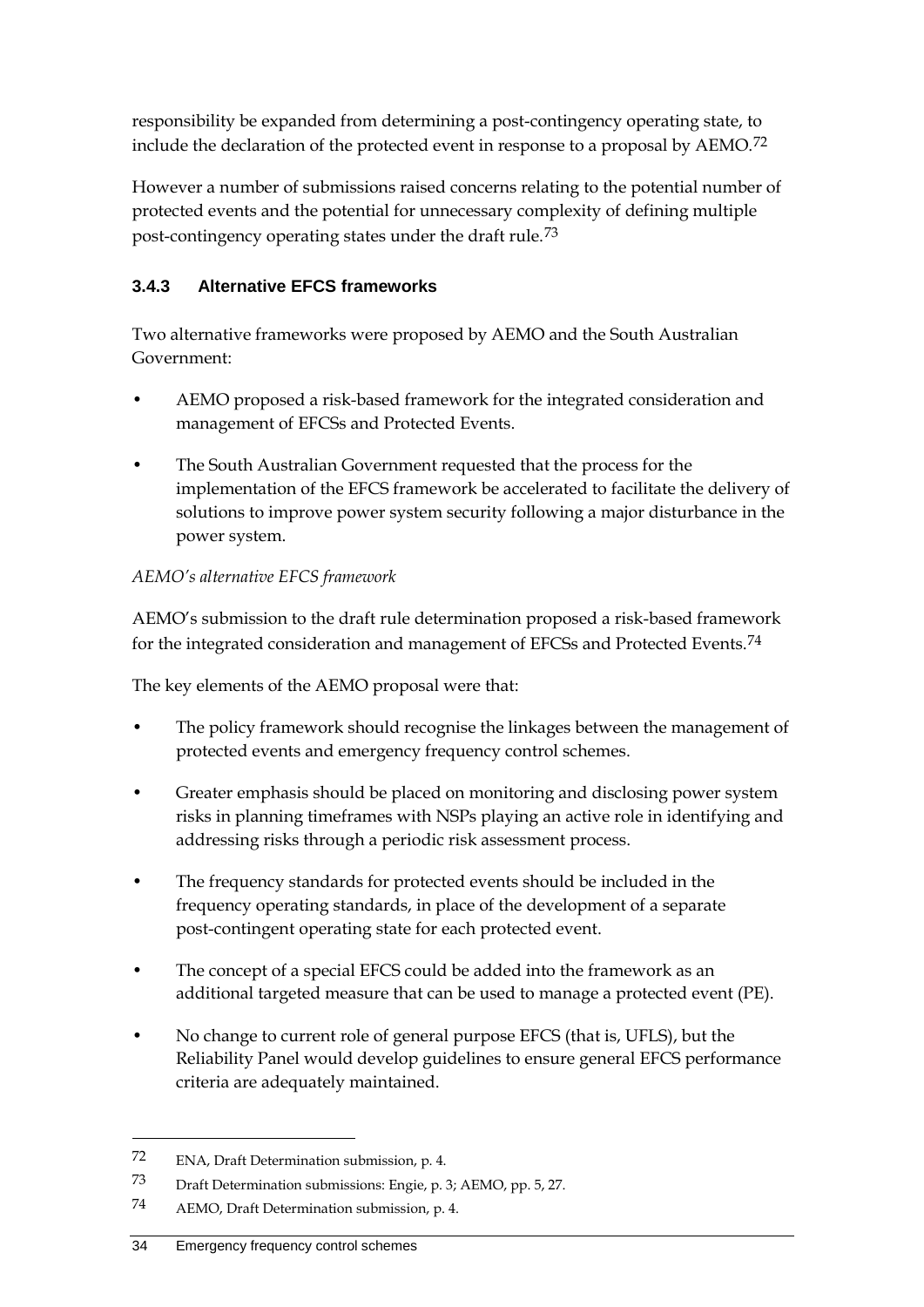responsibility be expanded from determining a post-contingency operating state, to include the declaration of the protected event in response to a proposal by AEMO.[72]

However a number of submissions raised concerns relating to the potential number of protected events and the potential for unnecessary complexity of defining multiple post-contingency operating states under the draft rule.[73]

### 3.4.3 Alternative EFCS frameworks

Two alternative frameworks were proposed by AEMO and the South Australian Government:

- AEMO proposed a risk-based framework for the integrated consideration and management of EFCSs and Protected Events.
- The South Australian Government requested that the process for the implementation of the EFCS framework be accelerated to facilitate the delivery of solutions to improve power system security following a major disturbance in the power system.

*AEMO's alternative EFCS framework*

AEMO's submission to the draft rule determination proposed a risk-based framework for the integrated consideration and management of EFCSs and Protected Events.[74]

The key elements of the AEMO proposal were that:

- The policy framework should recognise the linkages between the management of protected events and emergency frequency control schemes.
- Greater emphasis should be placed on monitoring and disclosing power system risks in planning timeframes with NSPs playing an active role in identifying and addressing risks through a periodic risk assessment process.
- The frequency standards for protected events should be included in the frequency operating standards, in place of the development of a separate post-contingent operating state for each protected event.
- The concept of a special EFCS could be added into the framework as an additional targeted measure that can be used to manage a protected event (PE).
- No change to current role of general purpose EFCS (that is, UFLS), but the Reliability Panel would develop guidelines to ensure general EFCS performance criteria are adequately maintained.

---

72 ENA, Draft Determination submission, p. 4.

73 Draft Determination submissions: Engie, p. 3; AEMO, pp. 5, 27.

74 AEMO, Draft Determination submission, p. 4.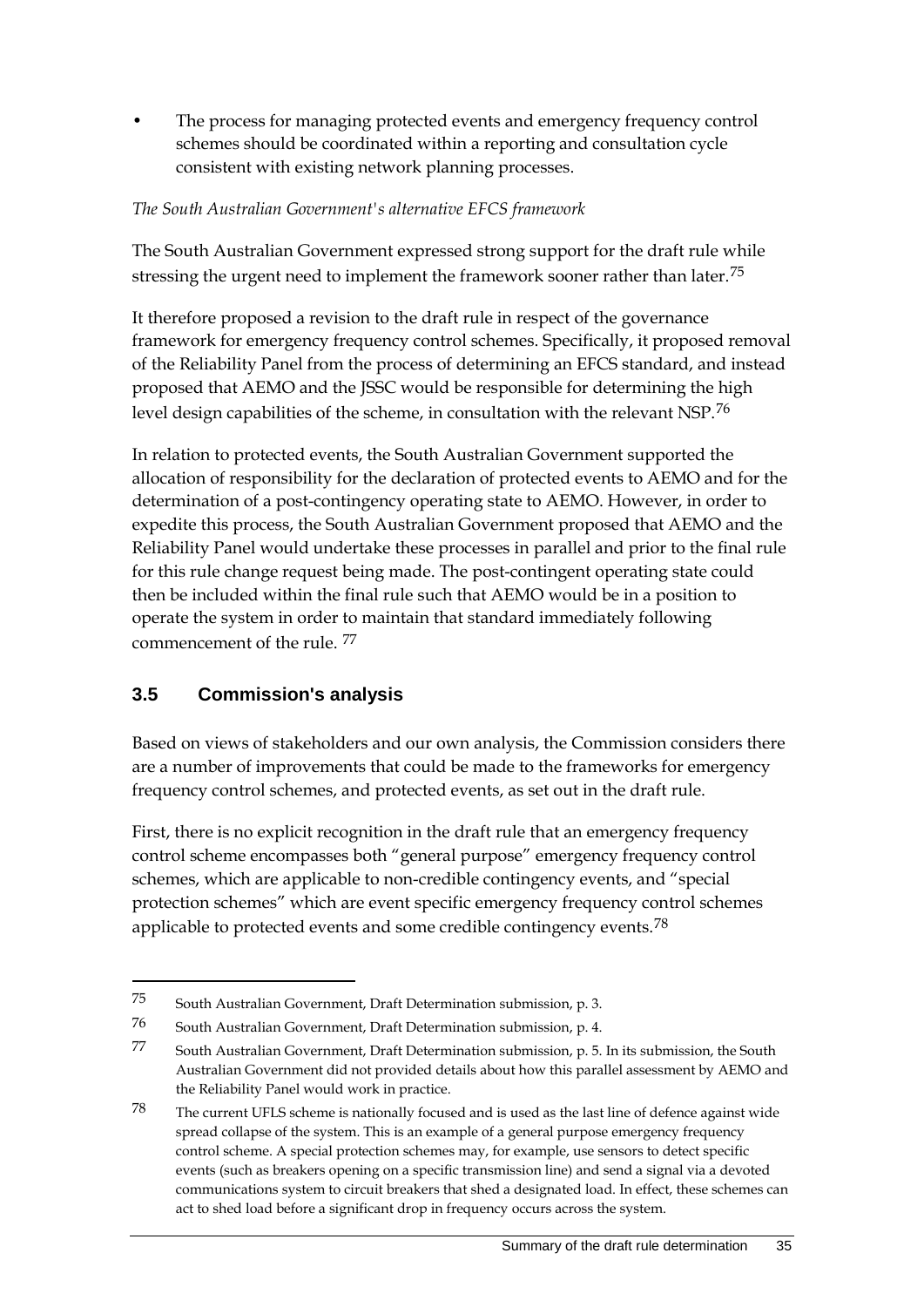- The process for managing protected events and emergency frequency control schemes should be coordinated within a reporting and consultation cycle consistent with existing network planning processes.

*The South Australian Government's alternative EFCS framework*

The South Australian Government expressed strong support for the draft rule while stressing the urgent need to implement the framework sooner rather than later.[75]

It therefore proposed a revision to the draft rule in respect of the governance framework for emergency frequency control schemes. Specifically, it proposed removal of the Reliability Panel from the process of determining an EFCS standard, and instead proposed that AEMO and the JSSC would be responsible for determining the high level design capabilities of the scheme, in consultation with the relevant NSP.[76]

In relation to protected events, the South Australian Government supported the allocation of responsibility for the declaration of protected events to AEMO and for the determination of a post-contingency operating state to AEMO. However, in order to expedite this process, the South Australian Government proposed that AEMO and the Reliability Panel would undertake these processes in parallel and prior to the final rule for this rule change request being made. The post-contingent operating state could then be included within the final rule such that AEMO would be in a position to operate the system in order to maintain that standard immediately following commencement of the rule. [77]

### 3.5 Commission's analysis

Based on views of stakeholders and our own analysis, the Commission considers there are a number of improvements that could be made to the frameworks for emergency frequency control schemes, and protected events, as set out in the draft rule.

First, there is no explicit recognition in the draft rule that an emergency frequency control scheme encompasses both "general purpose" emergency frequency control schemes, which are applicable to non-credible contingency events, and "special protection schemes" which are event specific emergency frequency control schemes applicable to protected events and some credible contingency events.[78]

---

75 South Australian Government, Draft Determination submission, p. 3.

76 South Australian Government, Draft Determination submission, p. 4.

77 South Australian Government, Draft Determination submission, p. 5. In its submission, the South Australian Government did not provided details about how this parallel assessment by AEMO and the Reliability Panel would work in practice.

78 The current UFLS scheme is nationally focused and is used as the last line of defence against wide spread collapse of the system. This is an example of a general purpose emergency frequency control scheme. A special protection schemes may, for example, use sensors to detect specific events (such as breakers opening on a specific transmission line) and send a signal via a devoted communications system to circuit breakers that shed a designated load. In effect, these schemes can act to shed load before a significant drop in frequency occurs across the system.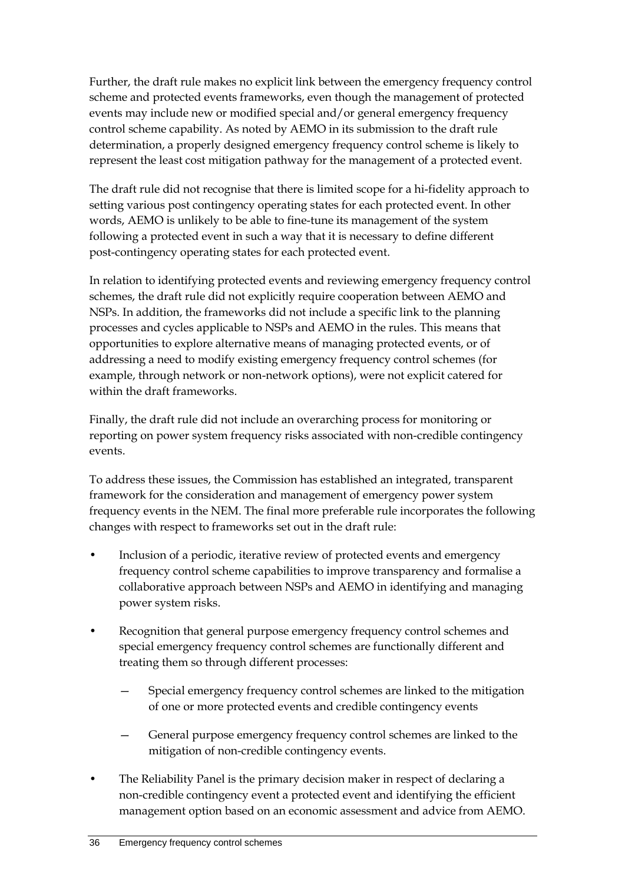Further, the draft rule makes no explicit link between the emergency frequency control scheme and protected events frameworks, even though the management of protected events may include new or modified special and/or general emergency frequency control scheme capability. As noted by AEMO in its submission to the draft rule determination, a properly designed emergency frequency control scheme is likely to represent the least cost mitigation pathway for the management of a protected event.

The draft rule did not recognise that there is limited scope for a hi-fidelity approach to setting various post contingency operating states for each protected event. In other words, AEMO is unlikely to be able to fine-tune its management of the system following a protected event in such a way that it is necessary to define different post-contingency operating states for each protected event.

In relation to identifying protected events and reviewing emergency frequency control schemes, the draft rule did not explicitly require cooperation between AEMO and NSPs. In addition, the frameworks did not include a specific link to the planning processes and cycles applicable to NSPs and AEMO in the rules. This means that opportunities to explore alternative means of managing protected events, or of addressing a need to modify existing emergency frequency control schemes (for example, through network or non-network options), were not explicit catered for within the draft frameworks.

Finally, the draft rule did not include an overarching process for monitoring or reporting on power system frequency risks associated with non-credible contingency events.

To address these issues, the Commission has established an integrated, transparent framework for the consideration and management of emergency power system frequency events in the NEM. The final more preferable rule incorporates the following changes with respect to frameworks set out in the draft rule:

- Inclusion of a periodic, iterative review of protected events and emergency frequency control scheme capabilities to improve transparency and formalise a collaborative approach between NSPs and AEMO in identifying and managing power system risks.
- Recognition that general purpose emergency frequency control schemes and special emergency frequency control schemes are functionally different and treating them so through different processes:
  - Special emergency frequency control schemes are linked to the mitigation of one or more protected events and credible contingency events
  - General purpose emergency frequency control schemes are linked to the mitigation of non-credible contingency events.
- The Reliability Panel is the primary decision maker in respect of declaring a non-credible contingency event a protected event and identifying the efficient management option based on an economic assessment and advice from AEMO.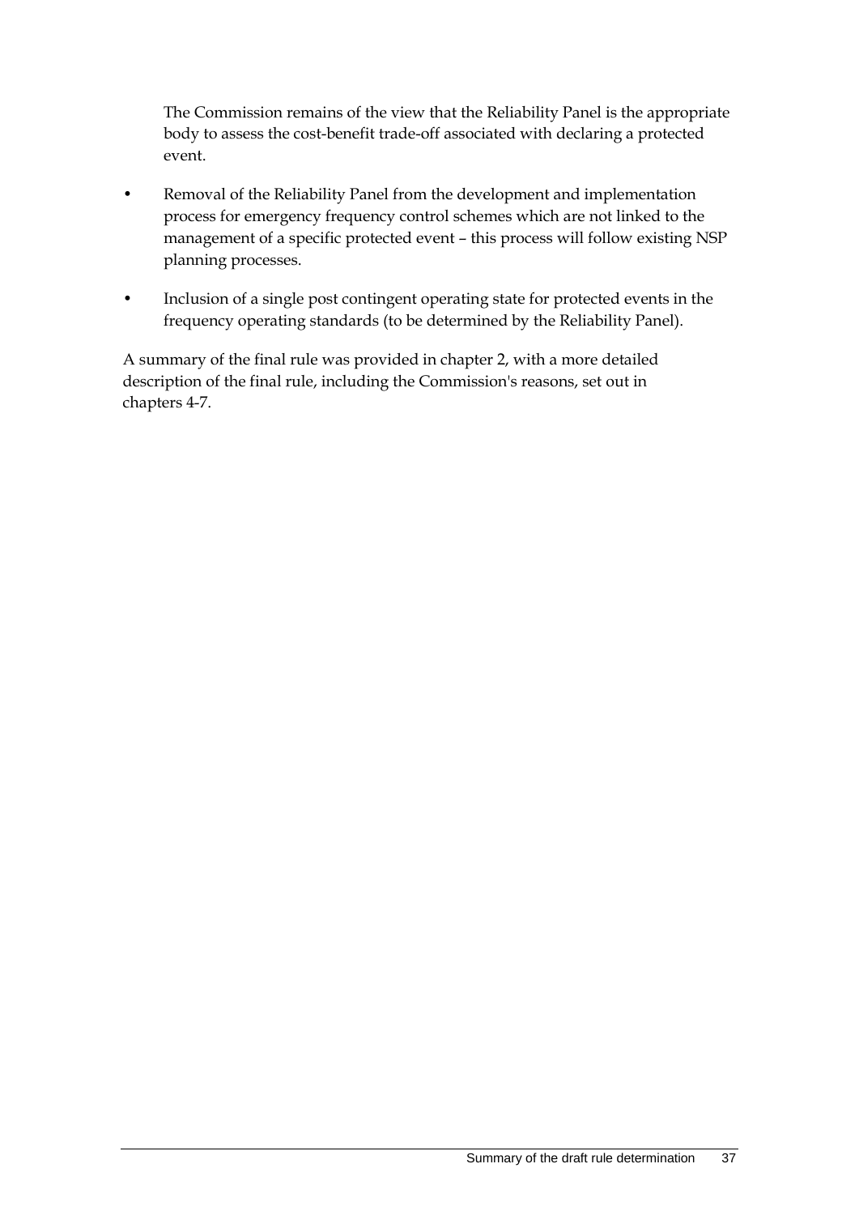The Commission remains of the view that the Reliability Panel is the appropriate body to assess the cost-benefit trade-off associated with declaring a protected event.

- Removal of the Reliability Panel from the development and implementation process for emergency frequency control schemes which are not linked to the management of a specific protected event – this process will follow existing NSP planning processes.
- Inclusion of a single post contingent operating state for protected events in the frequency operating standards (to be determined by the Reliability Panel).

A summary of the final rule was provided in chapter 2, with a more detailed description of the final rule, including the Commission's reasons, set out in chapters 4-7.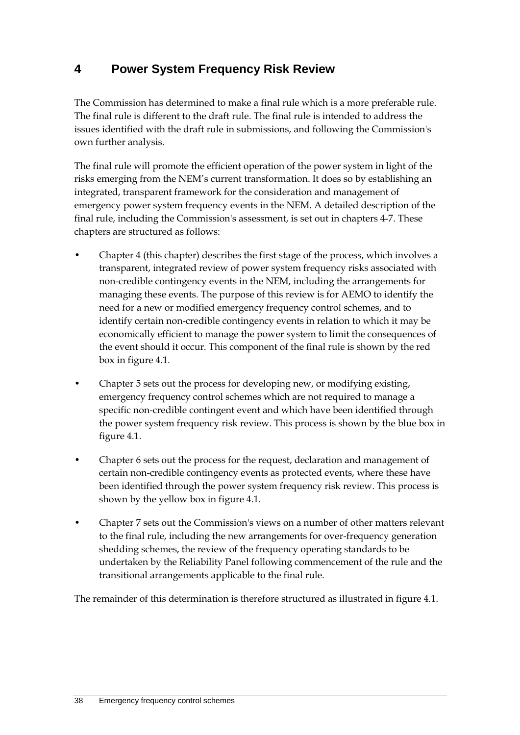# 4 Power System Frequency Risk Review

The Commission has determined to make a final rule which is a more preferable rule. The final rule is different to the draft rule. The final rule is intended to address the issues identified with the draft rule in submissions, and following the Commission's own further analysis.

The final rule will promote the efficient operation of the power system in light of the risks emerging from the NEM's current transformation. It does so by establishing an integrated, transparent framework for the consideration and management of emergency power system frequency events in the NEM. A detailed description of the final rule, including the Commission's assessment, is set out in chapters 4-7. These chapters are structured as follows:

- Chapter 4 (this chapter) describes the first stage of the process, which involves a transparent, integrated review of power system frequency risks associated with non-credible contingency events in the NEM, including the arrangements for managing these events. The purpose of this review is for AEMO to identify the need for a new or modified emergency frequency control schemes, and to identify certain non-credible contingency events in relation to which it may be economically efficient to manage the power system to limit the consequences of the event should it occur. This component of the final rule is shown by the red box in figure 4.1.
- Chapter 5 sets out the process for developing new, or modifying existing, emergency frequency control schemes which are not required to manage a specific non-credible contingent event and which have been identified through the power system frequency risk review. This process is shown by the blue box in figure 4.1.
- Chapter 6 sets out the process for the request, declaration and management of certain non-credible contingency events as protected events, where these have been identified through the power system frequency risk review. This process is shown by the yellow box in figure 4.1.
- Chapter 7 sets out the Commission's views on a number of other matters relevant to the final rule, including the new arrangements for over-frequency generation shedding schemes, the review of the frequency operating standards to be undertaken by the Reliability Panel following commencement of the rule and the transitional arrangements applicable to the final rule.

The remainder of this determination is therefore structured as illustrated in figure 4.1.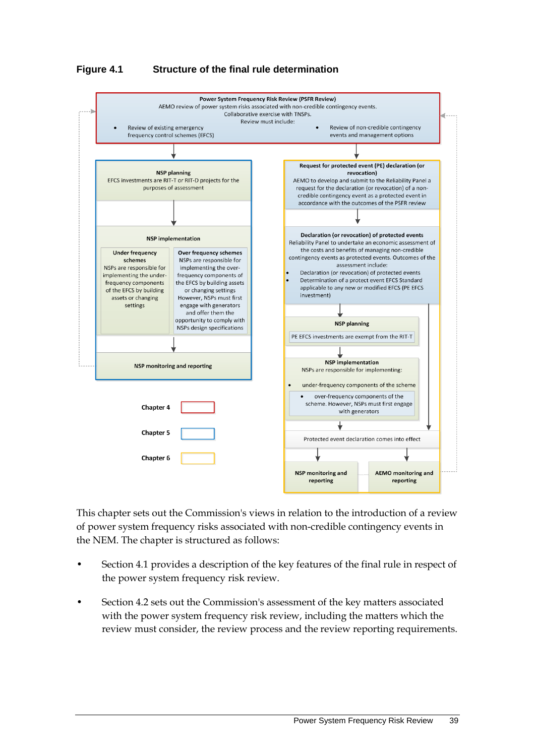**Figure 4.1 Structure of the final rule determination**

**Power System Frequency Risk Review (PSFR Review)**
AEMO review of power system risks associated with non-credible contingency events.
Collaborative exercise with TNSPs.
Review must include:

- Review of existing emergency frequency control schemes (EFCS)
- Review of non-credible contingency events and management options

**NSP planning**
EFCS investments are RIT-T or RIT-D projects for the purposes of assessment

**NSP implementation**

**Under frequency schemes**
NSPs are responsible for implementing the under-frequency components of the EFCS by building assets or changing settings

**Over frequency schemes**
NSPs are responsible for implementing the over-frequency components of the EFCS by building assets or changing settings However, NSPs must first engage with generators and offer them the opportunity to comply with NSPs design specifications

**NSP monitoring and reporting**

**Request for protected event (PE) declaration (or revocation)**
AEMO to develop and submit to the Reliability Panel a request for the declaration (or revocation) of a non-credible contingency event as a protected event in accordance with the outcomes of the PSFR review

**Declaration (or revocation) of protected events**
Reliability Panel to undertake an economic assessment of the costs and benefits of managing non-credible contingency events as protected events. Outcomes of the assessment include:

- Declaration (or revocation) of protected events
- Determination of a protect event EFCS Standard applicable to any new or modified EFCS (PE EFCS investment)

**NSP planning**
PE EFCS investments are exempt from the RIT-T

**NSP implementation**
NSPs are responsible for implementing:

- under-frequency components of the scheme
- over-frequency components of the scheme. However, NSPs must first engage with generators

Protected event declaration comes into effect

**NSP monitoring and reporting**

**AEMO monitoring and reporting**

Chapter 4 (red)
Chapter 5 (blue)
Chapter 6 (yellow)

This chapter sets out the Commission's views in relation to the introduction of a review of power system frequency risks associated with non-credible contingency events in the NEM. The chapter is structured as follows:

- Section 4.1 provides a description of the key features of the final rule in respect of the power system frequency risk review.
- Section 4.2 sets out the Commission's assessment of the key matters associated with the power system frequency risk review, including the matters which the review must consider, the review process and the review reporting requirements.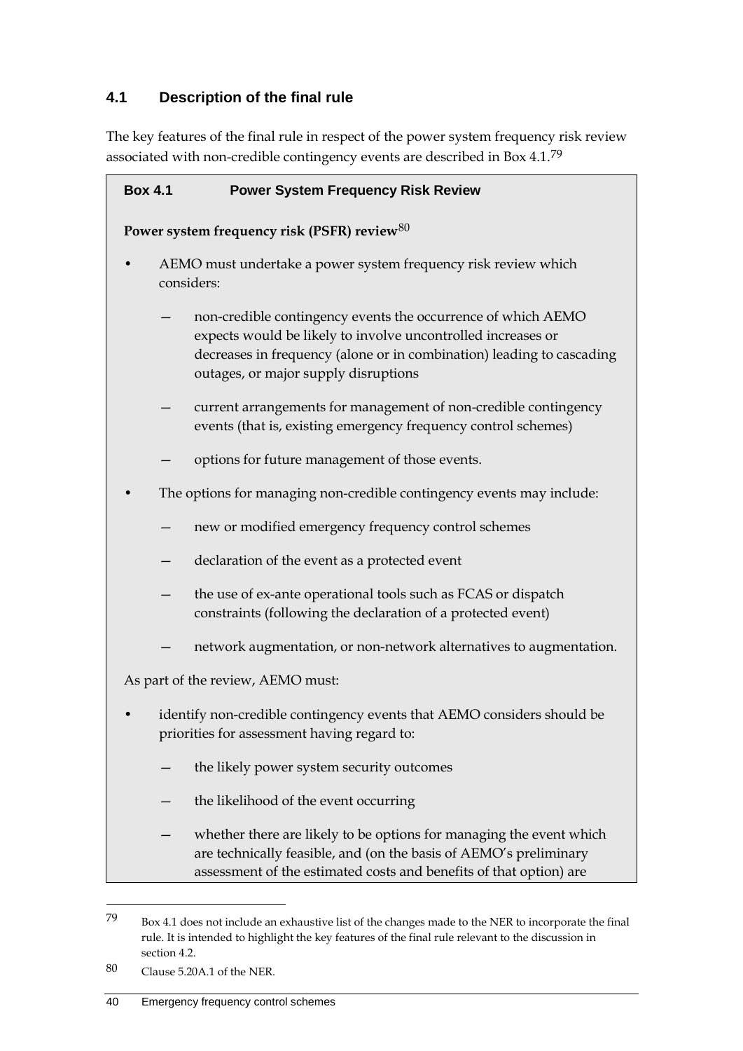## 4.1 Description of the final rule

The key features of the final rule in respect of the power system frequency risk review associated with non-credible contingency events are described in Box 4.1.[79]

**Box 4.1 Power System Frequency Risk Review**

**Power system frequency risk (PSFR) review**[80]

- AEMO must undertake a power system frequency risk review which considers:
  - non-credible contingency events the occurrence of which AEMO expects would be likely to involve uncontrolled increases or decreases in frequency (alone or in combination) leading to cascading outages, or major supply disruptions
  - current arrangements for management of non-credible contingency events (that is, existing emergency frequency control schemes)
  - options for future management of those events.
- The options for managing non-credible contingency events may include:
  - new or modified emergency frequency control schemes
  - declaration of the event as a protected event
  - the use of ex-ante operational tools such as FCAS or dispatch constraints (following the declaration of a protected event)
  - network augmentation, or non-network alternatives to augmentation.

As part of the review, AEMO must:

- identify non-credible contingency events that AEMO considers should be priorities for assessment having regard to:
  - the likely power system security outcomes
  - the likelihood of the event occurring
  - whether there are likely to be options for managing the event which are technically feasible, and (on the basis of AEMO's preliminary assessment of the estimated costs and benefits of that option) are

---

79 Box 4.1 does not include an exhaustive list of the changes made to the NER to incorporate the final rule. It is intended to highlight the key features of the final rule relevant to the discussion in section 4.2.

80 Clause 5.20A.1 of the NER.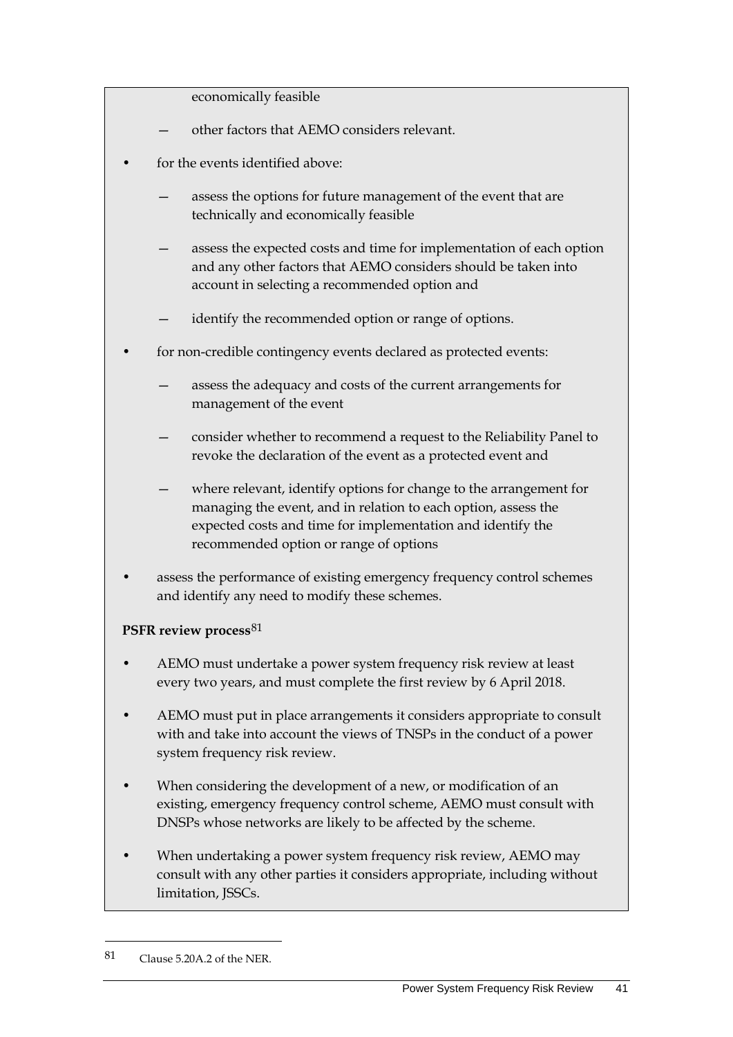economically feasible

  - other factors that AEMO considers relevant.

- for the events identified above:
  - assess the options for future management of the event that are technically and economically feasible
  - assess the expected costs and time for implementation of each option and any other factors that AEMO considers should be taken into account in selecting a recommended option and
  - identify the recommended option or range of options.
- for non-credible contingency events declared as protected events:
  - assess the adequacy and costs of the current arrangements for management of the event
  - consider whether to recommend a request to the Reliability Panel to revoke the declaration of the event as a protected event and
  - where relevant, identify options for change to the arrangement for managing the event, and in relation to each option, assess the expected costs and time for implementation and identify the recommended option or range of options
- assess the performance of existing emergency frequency control schemes and identify any need to modify these schemes.

**PSFR review process**[81]

- AEMO must undertake a power system frequency risk review at least every two years, and must complete the first review by 6 April 2018.
- AEMO must put in place arrangements it considers appropriate to consult with and take into account the views of TNSPs in the conduct of a power system frequency risk review.
- When considering the development of a new, or modification of an existing, emergency frequency control scheme, AEMO must consult with DNSPs whose networks are likely to be affected by the scheme.
- When undertaking a power system frequency risk review, AEMO may consult with any other parties it considers appropriate, including without limitation, JSSCs.

---

81 Clause 5.20A.2 of the NER.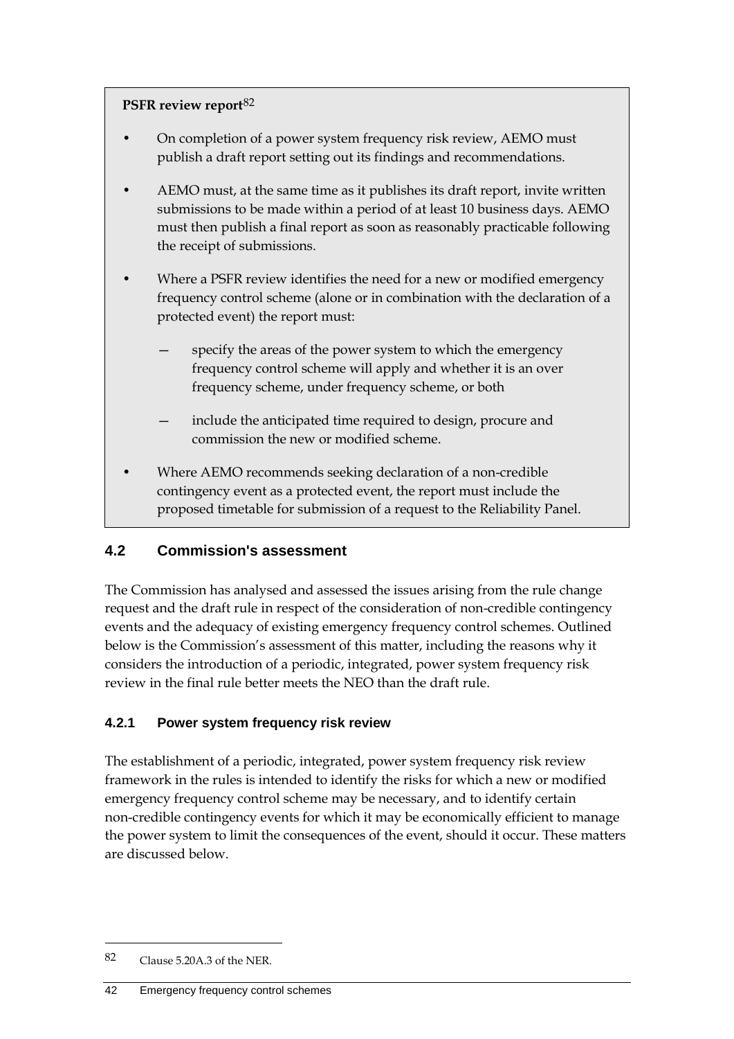**PSFR review report**[82]

- On completion of a power system frequency risk review, AEMO must publish a draft report setting out its findings and recommendations.
- AEMO must, at the same time as it publishes its draft report, invite written submissions to be made within a period of at least 10 business days. AEMO must then publish a final report as soon as reasonably practicable following the receipt of submissions.
- Where a PSFR review identifies the need for a new or modified emergency frequency control scheme (alone or in combination with the declaration of a protected event) the report must:
  - specify the areas of the power system to which the emergency frequency control scheme will apply and whether it is an over frequency scheme, under frequency scheme, or both
  - include the anticipated time required to design, procure and commission the new or modified scheme.
- Where AEMO recommends seeking declaration of a non-credible contingency event as a protected event, the report must include the proposed timetable for submission of a request to the Reliability Panel.

## 4.2 Commission's assessment

The Commission has analysed and assessed the issues arising from the rule change request and the draft rule in respect of the consideration of non-credible contingency events and the adequacy of existing emergency frequency control schemes. Outlined below is the Commission's assessment of this matter, including the reasons why it considers the introduction of a periodic, integrated, power system frequency risk review in the final rule better meets the NEO than the draft rule.

### 4.2.1 Power system frequency risk review

The establishment of a periodic, integrated, power system frequency risk review framework in the rules is intended to identify the risks for which a new or modified emergency frequency control scheme may be necessary, and to identify certain non-credible contingency events for which it may be economically efficient to manage the power system to limit the consequences of the event, should it occur. These matters are discussed below.

---

82 Clause 5.20A.3 of the NER.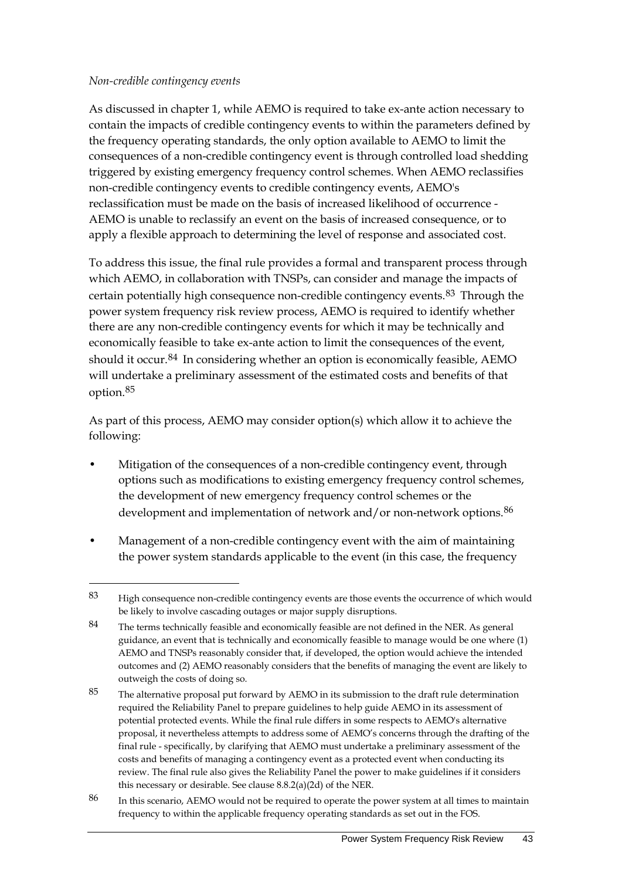*Non-credible contingency events*

As discussed in chapter 1, while AEMO is required to take ex-ante action necessary to contain the impacts of credible contingency events to within the parameters defined by the frequency operating standards, the only option available to AEMO to limit the consequences of a non-credible contingency event is through controlled load shedding triggered by existing emergency frequency control schemes. When AEMO reclassifies non-credible contingency events to credible contingency events, AEMO's reclassification must be made on the basis of increased likelihood of occurrence - AEMO is unable to reclassify an event on the basis of increased consequence, or to apply a flexible approach to determining the level of response and associated cost.

To address this issue, the final rule provides a formal and transparent process through which AEMO, in collaboration with TNSPs, can consider and manage the impacts of certain potentially high consequence non-credible contingency events.[83] Through the power system frequency risk review process, AEMO is required to identify whether there are any non-credible contingency events for which it may be technically and economically feasible to take ex-ante action to limit the consequences of the event, should it occur.[84] In considering whether an option is economically feasible, AEMO will undertake a preliminary assessment of the estimated costs and benefits of that option.[85]

As part of this process, AEMO may consider option(s) which allow it to achieve the following:

- Mitigation of the consequences of a non-credible contingency event, through options such as modifications to existing emergency frequency control schemes, the development of new emergency frequency control schemes or the development and implementation of network and/or non-network options.[86]
- Management of a non-credible contingency event with the aim of maintaining the power system standards applicable to the event (in this case, the frequency

---

[83] High consequence non-credible contingency events are those events the occurrence of which would be likely to involve cascading outages or major supply disruptions.

[84] The terms technically feasible and economically feasible are not defined in the NER. As general guidance, an event that is technically and economically feasible to manage would be one where (1) AEMO and TNSPs reasonably consider that, if developed, the option would achieve the intended outcomes and (2) AEMO reasonably considers that the benefits of managing the event are likely to outweigh the costs of doing so.

[85] The alternative proposal put forward by AEMO in its submission to the draft rule determination required the Reliability Panel to prepare guidelines to help guide AEMO in its assessment of potential protected events. While the final rule differs in some respects to AEMO's alternative proposal, it nevertheless attempts to address some of AEMO's concerns through the drafting of the final rule - specifically, by clarifying that AEMO must undertake a preliminary assessment of the costs and benefits of managing a contingency event as a protected event when conducting its review. The final rule also gives the Reliability Panel the power to make guidelines if it considers this necessary or desirable. See clause 8.8.2(a)(2d) of the NER.

[86] In this scenario, AEMO would not be required to operate the power system at all times to maintain frequency to within the applicable frequency operating standards as set out in the FOS.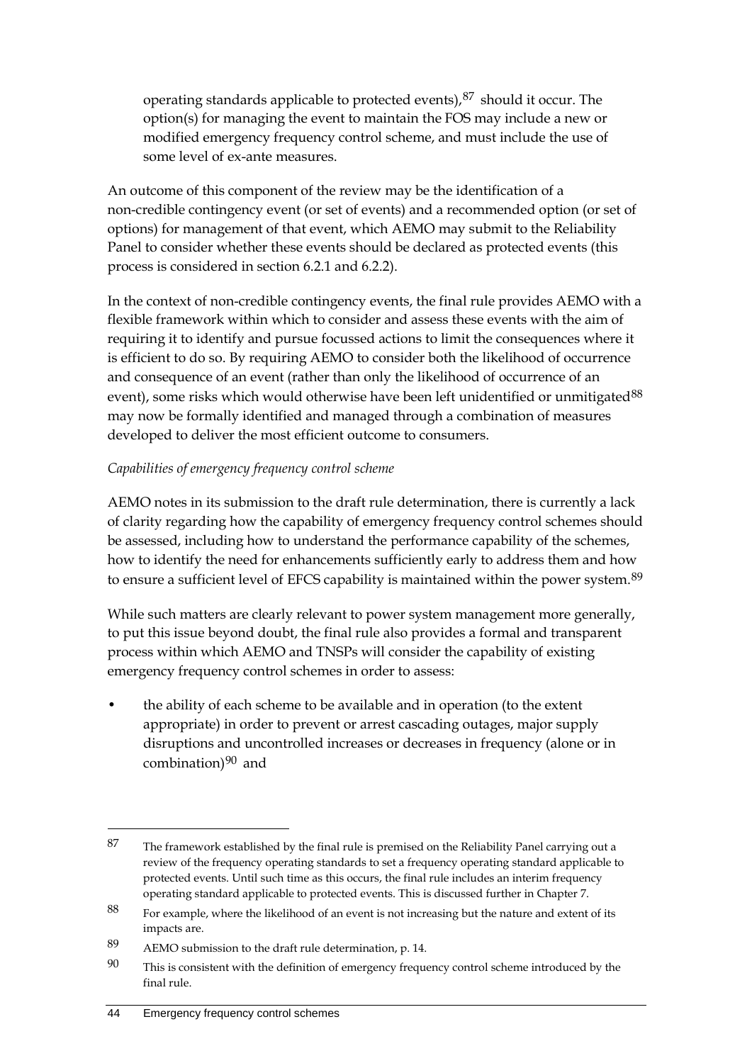operating standards applicable to protected events),[87] should it occur. The option(s) for managing the event to maintain the FOS may include a new or modified emergency frequency control scheme, and must include the use of some level of ex-ante measures.

An outcome of this component of the review may be the identification of a non-credible contingency event (or set of events) and a recommended option (or set of options) for management of that event, which AEMO may submit to the Reliability Panel to consider whether these events should be declared as protected events (this process is considered in section 6.2.1 and 6.2.2).

In the context of non-credible contingency events, the final rule provides AEMO with a flexible framework within which to consider and assess these events with the aim of requiring it to identify and pursue focussed actions to limit the consequences where it is efficient to do so. By requiring AEMO to consider both the likelihood of occurrence and consequence of an event (rather than only the likelihood of occurrence of an event), some risks which would otherwise have been left unidentified or unmitigated[88] may now be formally identified and managed through a combination of measures developed to deliver the most efficient outcome to consumers.

*Capabilities of emergency frequency control scheme*

AEMO notes in its submission to the draft rule determination, there is currently a lack of clarity regarding how the capability of emergency frequency control schemes should be assessed, including how to understand the performance capability of the schemes, how to identify the need for enhancements sufficiently early to address them and how to ensure a sufficient level of EFCS capability is maintained within the power system.[89]

While such matters are clearly relevant to power system management more generally, to put this issue beyond doubt, the final rule also provides a formal and transparent process within which AEMO and TNSPs will consider the capability of existing emergency frequency control schemes in order to assess:

- the ability of each scheme to be available and in operation (to the extent appropriate) in order to prevent or arrest cascading outages, major supply disruptions and uncontrolled increases or decreases in frequency (alone or in combination)[90] and

---

[87] The framework established by the final rule is premised on the Reliability Panel carrying out a review of the frequency operating standards to set a frequency operating standard applicable to protected events. Until such time as this occurs, the final rule includes an interim frequency operating standard applicable to protected events. This is discussed further in Chapter 7.

[88] For example, where the likelihood of an event is not increasing but the nature and extent of its impacts are.

[89] AEMO submission to the draft rule determination, p. 14.

[90] This is consistent with the definition of emergency frequency control scheme introduced by the final rule.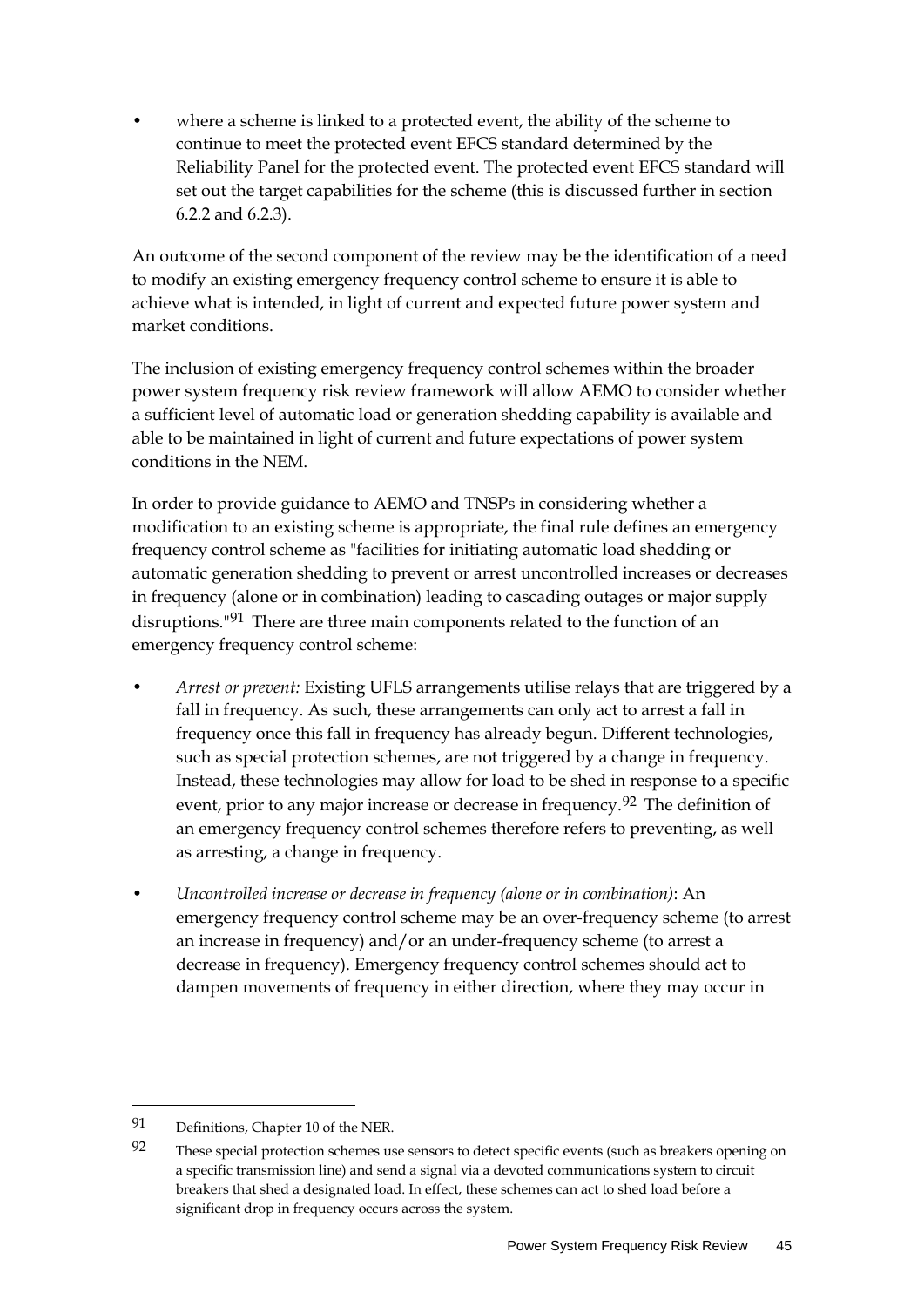- where a scheme is linked to a protected event, the ability of the scheme to continue to meet the protected event EFCS standard determined by the Reliability Panel for the protected event. The protected event EFCS standard will set out the target capabilities for the scheme (this is discussed further in section 6.2.2 and 6.2.3).

An outcome of the second component of the review may be the identification of a need to modify an existing emergency frequency control scheme to ensure it is able to achieve what is intended, in light of current and expected future power system and market conditions.

The inclusion of existing emergency frequency control schemes within the broader power system frequency risk review framework will allow AEMO to consider whether a sufficient level of automatic load or generation shedding capability is available and able to be maintained in light of current and future expectations of power system conditions in the NEM.

In order to provide guidance to AEMO and TNSPs in considering whether a modification to an existing scheme is appropriate, the final rule defines an emergency frequency control scheme as "facilities for initiating automatic load shedding or automatic generation shedding to prevent or arrest uncontrolled increases or decreases in frequency (alone or in combination) leading to cascading outages or major supply disruptions."[91] There are three main components related to the function of an emergency frequency control scheme:

- *Arrest or prevent:* Existing UFLS arrangements utilise relays that are triggered by a fall in frequency. As such, these arrangements can only act to arrest a fall in frequency once this fall in frequency has already begun. Different technologies, such as special protection schemes, are not triggered by a change in frequency. Instead, these technologies may allow for load to be shed in response to a specific event, prior to any major increase or decrease in frequency.[92] The definition of an emergency frequency control schemes therefore refers to preventing, as well as arresting, a change in frequency.
- *Uncontrolled increase or decrease in frequency (alone or in combination)*: An emergency frequency control scheme may be an over-frequency scheme (to arrest an increase in frequency) and/or an under-frequency scheme (to arrest a decrease in frequency). Emergency frequency control schemes should act to dampen movements of frequency in either direction, where they may occur in

---

[91] Definitions, Chapter 10 of the NER.

[92] These special protection schemes use sensors to detect specific events (such as breakers opening on a specific transmission line) and send a signal via a devoted communications system to circuit breakers that shed a designated load. In effect, these schemes can act to shed load before a significant drop in frequency occurs across the system.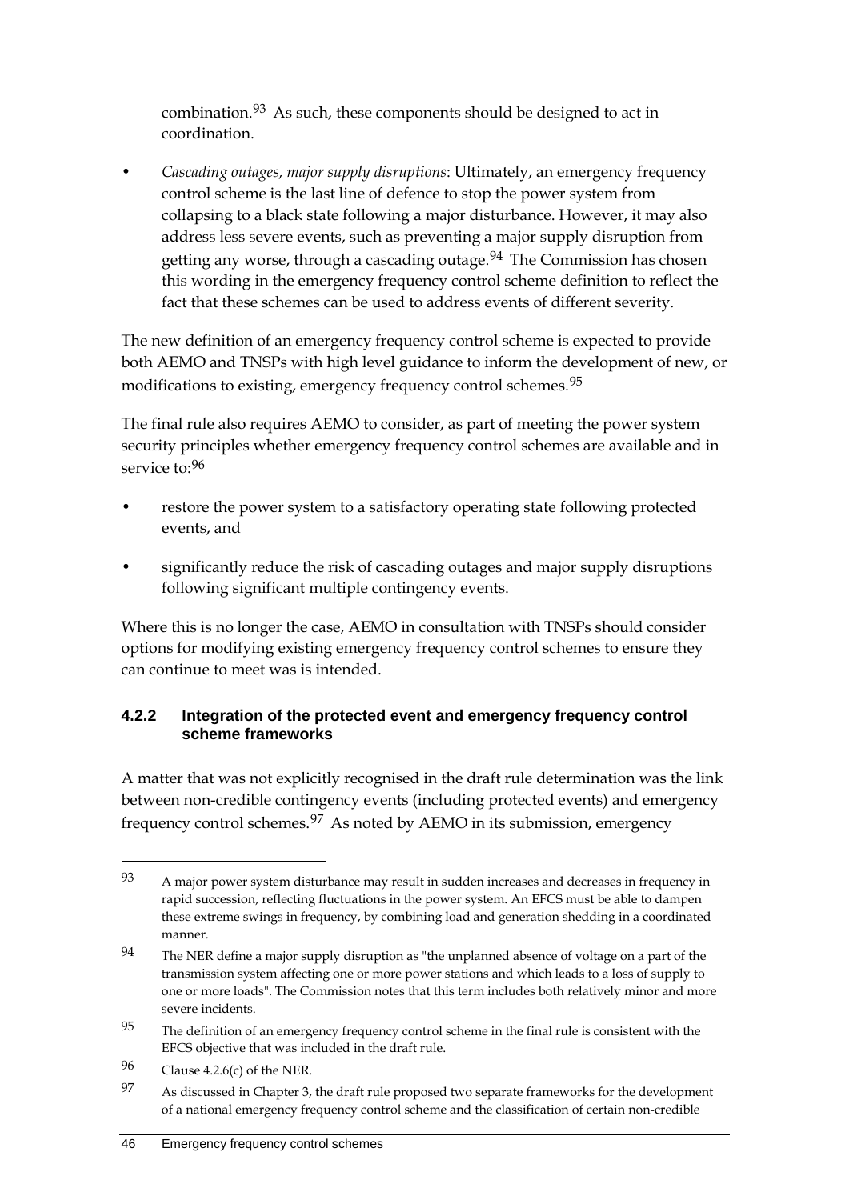combination.[93] As such, these components should be designed to act in coordination.

- *Cascading outages, major supply disruptions*: Ultimately, an emergency frequency control scheme is the last line of defence to stop the power system from collapsing to a black state following a major disturbance. However, it may also address less severe events, such as preventing a major supply disruption from getting any worse, through a cascading outage.[94] The Commission has chosen this wording in the emergency frequency control scheme definition to reflect the fact that these schemes can be used to address events of different severity.

The new definition of an emergency frequency control scheme is expected to provide both AEMO and TNSPs with high level guidance to inform the development of new, or modifications to existing, emergency frequency control schemes.[95]

The final rule also requires AEMO to consider, as part of meeting the power system security principles whether emergency frequency control schemes are available and in service to:[96]

- restore the power system to a satisfactory operating state following protected events, and
- significantly reduce the risk of cascading outages and major supply disruptions following significant multiple contingency events.

Where this is no longer the case, AEMO in consultation with TNSPs should consider options for modifying existing emergency frequency control schemes to ensure they can continue to meet was is intended.

### 4.2.2 Integration of the protected event and emergency frequency control scheme frameworks

A matter that was not explicitly recognised in the draft rule determination was the link between non-credible contingency events (including protected events) and emergency frequency control schemes.[97] As noted by AEMO in its submission, emergency

---

93 A major power system disturbance may result in sudden increases and decreases in frequency in rapid succession, reflecting fluctuations in the power system. An EFCS must be able to dampen these extreme swings in frequency, by combining load and generation shedding in a coordinated manner.

94 The NER define a major supply disruption as "the unplanned absence of voltage on a part of the transmission system affecting one or more power stations and which leads to a loss of supply to one or more loads". The Commission notes that this term includes both relatively minor and more severe incidents.

95 The definition of an emergency frequency control scheme in the final rule is consistent with the EFCS objective that was included in the draft rule.

96 Clause 4.2.6(c) of the NER.

97 As discussed in Chapter 3, the draft rule proposed two separate frameworks for the development of a national emergency frequency control scheme and the classification of certain non-credible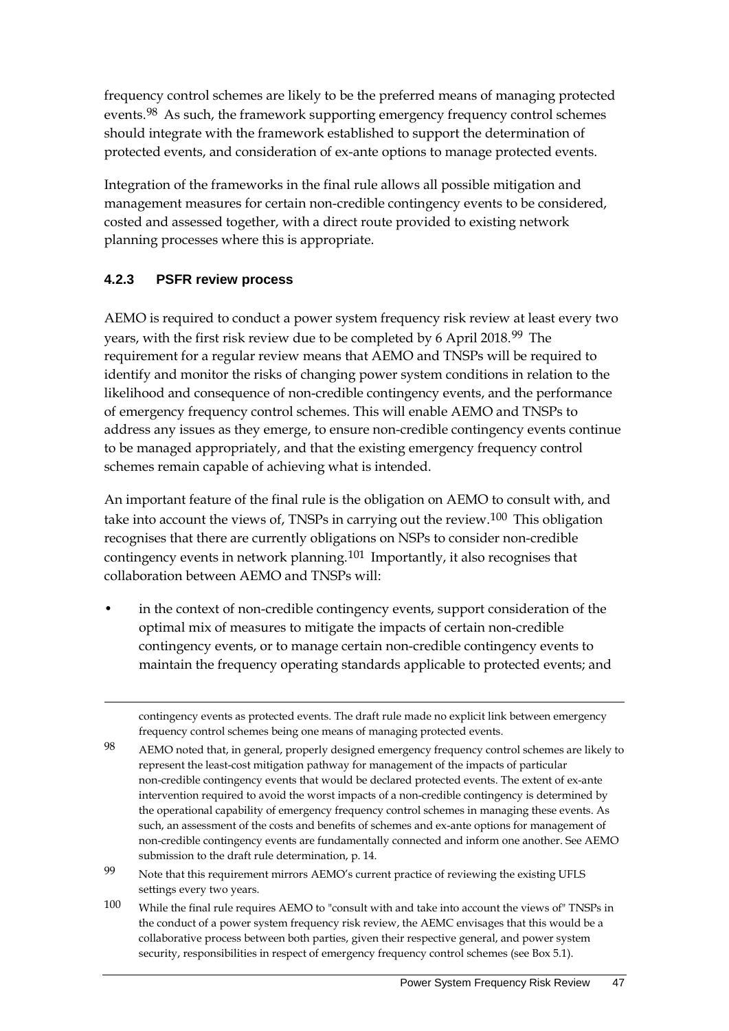frequency control schemes are likely to be the preferred means of managing protected events.[98] As such, the framework supporting emergency frequency control schemes should integrate with the framework established to support the determination of protected events, and consideration of ex-ante options to manage protected events.

Integration of the frameworks in the final rule allows all possible mitigation and management measures for certain non-credible contingency events to be considered, costed and assessed together, with a direct route provided to existing network planning processes where this is appropriate.

### 4.2.3 PSFR review process

AEMO is required to conduct a power system frequency risk review at least every two years, with the first risk review due to be completed by 6 April 2018.[99] The requirement for a regular review means that AEMO and TNSPs will be required to identify and monitor the risks of changing power system conditions in relation to the likelihood and consequence of non-credible contingency events, and the performance of emergency frequency control schemes. This will enable AEMO and TNSPs to address any issues as they emerge, to ensure non-credible contingency events continue to be managed appropriately, and that the existing emergency frequency control schemes remain capable of achieving what is intended.

An important feature of the final rule is the obligation on AEMO to consult with, and take into account the views of, TNSPs in carrying out the review.[100] This obligation recognises that there are currently obligations on NSPs to consider non-credible contingency events in network planning.[101] Importantly, it also recognises that collaboration between AEMO and TNSPs will:

- in the context of non-credible contingency events, support consideration of the optimal mix of measures to mitigate the impacts of certain non-credible contingency events, or to manage certain non-credible contingency events to maintain the frequency operating standards applicable to protected events; and

---

contingency events as protected events. The draft rule made no explicit link between emergency frequency control schemes being one means of managing protected events.

98 AEMO noted that, in general, properly designed emergency frequency control schemes are likely to represent the least-cost mitigation pathway for management of the impacts of particular non-credible contingency events that would be declared protected events. The extent of ex-ante intervention required to avoid the worst impacts of a non-credible contingency is determined by the operational capability of emergency frequency control schemes in managing these events. As such, an assessment of the costs and benefits of schemes and ex-ante options for management of non-credible contingency events are fundamentally connected and inform one another. See AEMO submission to the draft rule determination, p. 14.

99 Note that this requirement mirrors AEMO's current practice of reviewing the existing UFLS settings every two years.

100 While the final rule requires AEMO to "consult with and take into account the views of" TNSPs in the conduct of a power system frequency risk review, the AEMC envisages that this would be a collaborative process between both parties, given their respective general, and power system security, responsibilities in respect of emergency frequency control schemes (see Box 5.1).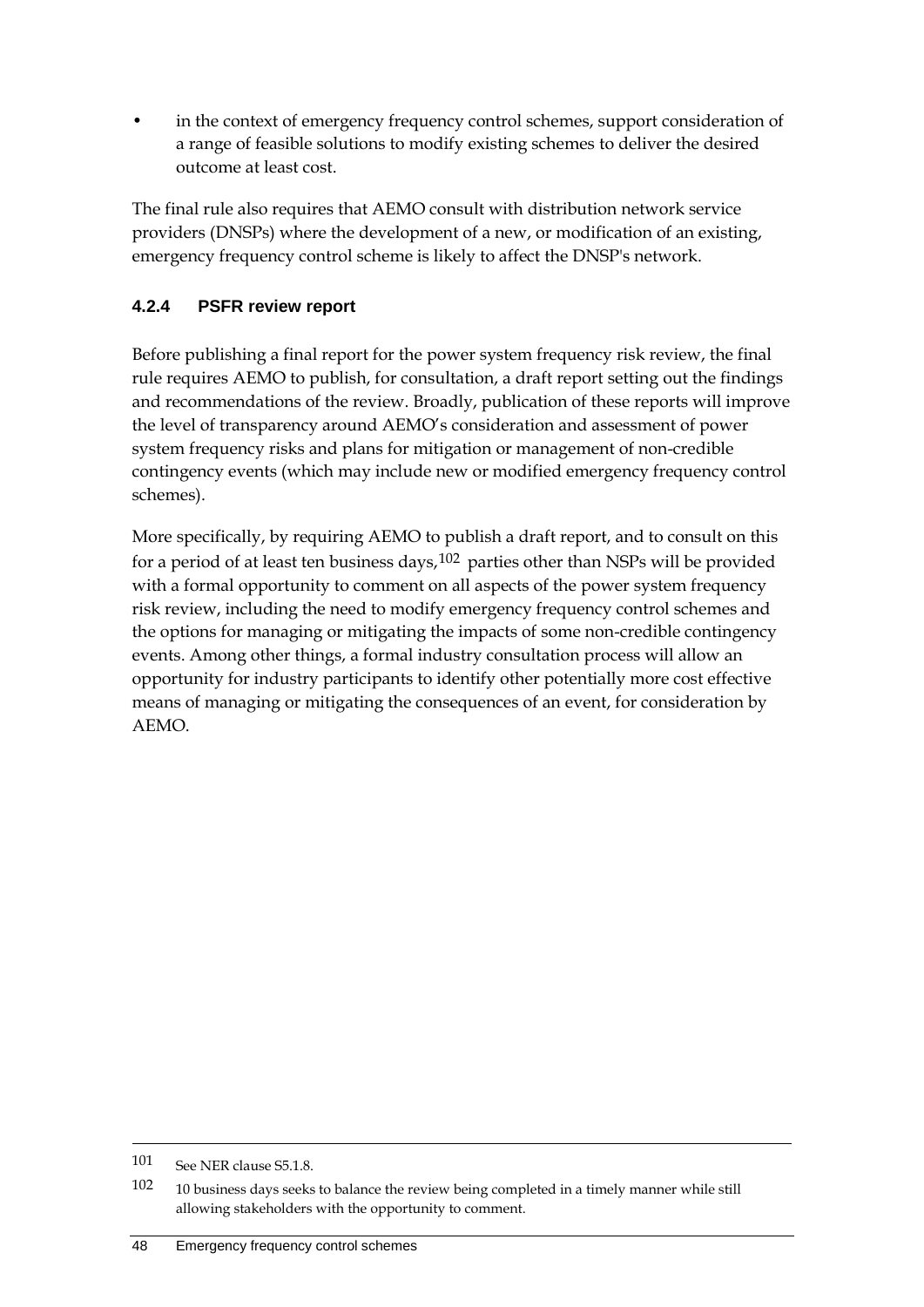- in the context of emergency frequency control schemes, support consideration of a range of feasible solutions to modify existing schemes to deliver the desired outcome at least cost.

The final rule also requires that AEMO consult with distribution network service providers (DNSPs) where the development of a new, or modification of an existing, emergency frequency control scheme is likely to affect the DNSP's network.

### 4.2.4 PSFR review report

Before publishing a final report for the power system frequency risk review, the final rule requires AEMO to publish, for consultation, a draft report setting out the findings and recommendations of the review. Broadly, publication of these reports will improve the level of transparency around AEMO's consideration and assessment of power system frequency risks and plans for mitigation or management of non-credible contingency events (which may include new or modified emergency frequency control schemes).

More specifically, by requiring AEMO to publish a draft report, and to consult on this for a period of at least ten business days,[102] parties other than NSPs will be provided with a formal opportunity to comment on all aspects of the power system frequency risk review, including the need to modify emergency frequency control schemes and the options for managing or mitigating the impacts of some non-credible contingency events. Among other things, a formal industry consultation process will allow an opportunity for industry participants to identify other potentially more cost effective means of managing or mitigating the consequences of an event, for consideration by AEMO.

---

101 See NER clause S5.1.8.

102 10 business days seeks to balance the review being completed in a timely manner while still allowing stakeholders with the opportunity to comment.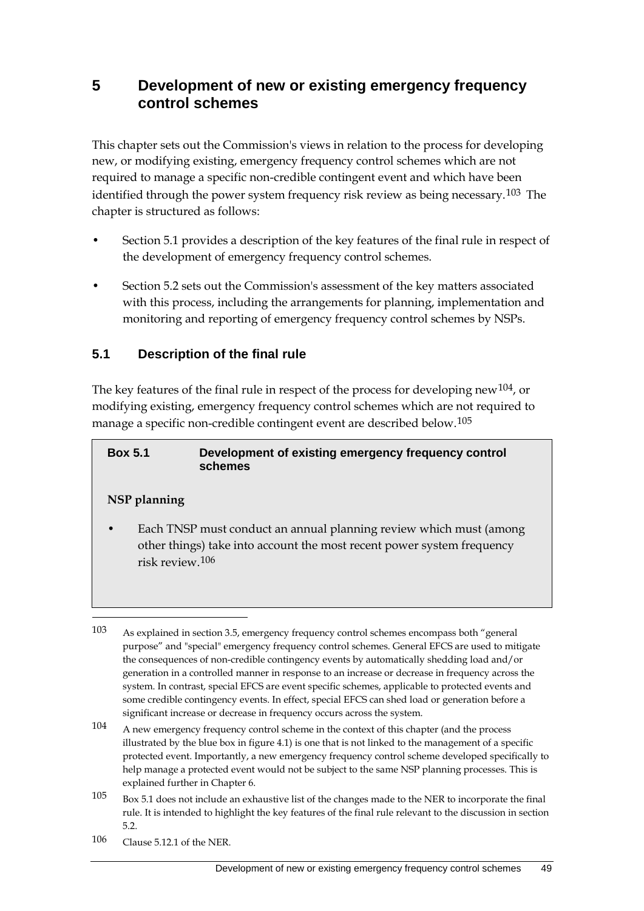# 5 Development of new or existing emergency frequency control schemes

This chapter sets out the Commission's views in relation to the process for developing new, or modifying existing, emergency frequency control schemes which are not required to manage a specific non-credible contingent event and which have been identified through the power system frequency risk review as being necessary.[103] The chapter is structured as follows:

- Section 5.1 provides a description of the key features of the final rule in respect of the development of emergency frequency control schemes.
- Section 5.2 sets out the Commission's assessment of the key matters associated with this process, including the arrangements for planning, implementation and monitoring and reporting of emergency frequency control schemes by NSPs.

## 5.1 Description of the final rule

The key features of the final rule in respect of the process for developing new[104], or modifying existing, emergency frequency control schemes which are not required to manage a specific non-credible contingent event are described below.[105]

> **Box 5.1 Development of existing emergency frequency control schemes**
>
> **NSP planning**
>
> - Each TNSP must conduct an annual planning review which must (among other things) take into account the most recent power system frequency risk review.[106]

---

[103] As explained in section 3.5, emergency frequency control schemes encompass both "general purpose" and "special" emergency frequency control schemes. General EFCS are used to mitigate the consequences of non-credible contingency events by automatically shedding load and/or generation in a controlled manner in response to an increase or decrease in frequency across the system. In contrast, special EFCS are event specific schemes, applicable to protected events and some credible contingency events. In effect, special EFCS can shed load or generation before a significant increase or decrease in frequency occurs across the system.

[104] A new emergency frequency control scheme in the context of this chapter (and the process illustrated by the blue box in figure 4.1) is one that is not linked to the management of a specific protected event. Importantly, a new emergency frequency control scheme developed specifically to help manage a protected event would not be subject to the same NSP planning processes. This is explained further in Chapter 6.

[105] Box 5.1 does not include an exhaustive list of the changes made to the NER to incorporate the final rule. It is intended to highlight the key features of the final rule relevant to the discussion in section 5.2.

[106] Clause 5.12.1 of the NER.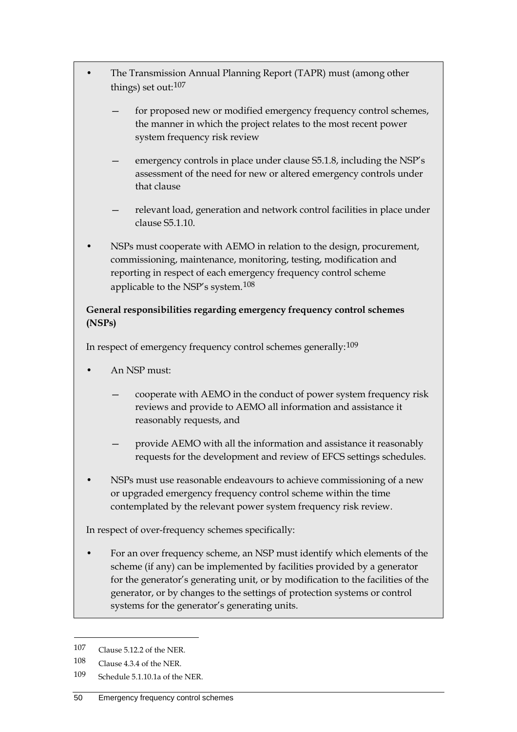- The Transmission Annual Planning Report (TAPR) must (among other things) set out:[107]
  - for proposed new or modified emergency frequency control schemes, the manner in which the project relates to the most recent power system frequency risk review
  - emergency controls in place under clause S5.1.8, including the NSP's assessment of the need for new or altered emergency controls under that clause
  - relevant load, generation and network control facilities in place under clause S5.1.10.
- NSPs must cooperate with AEMO in relation to the design, procurement, commissioning, maintenance, monitoring, testing, modification and reporting in respect of each emergency frequency control scheme applicable to the NSP's system.[108]

**General responsibilities regarding emergency frequency control schemes (NSPs)**

In respect of emergency frequency control schemes generally:[109]

- An NSP must:
  - cooperate with AEMO in the conduct of power system frequency risk reviews and provide to AEMO all information and assistance it reasonably requests, and
  - provide AEMO with all the information and assistance it reasonably requests for the development and review of EFCS settings schedules.
- NSPs must use reasonable endeavours to achieve commissioning of a new or upgraded emergency frequency control scheme within the time contemplated by the relevant power system frequency risk review.

In respect of over-frequency schemes specifically:

- For an over frequency scheme, an NSP must identify which elements of the scheme (if any) can be implemented by facilities provided by a generator for the generator's generating unit, or by modification to the facilities of the generator, or by changes to the settings of protection systems or control systems for the generator's generating units.

---

107 Clause 5.12.2 of the NER.

108 Clause 4.3.4 of the NER.

109 Schedule 5.1.10.1a of the NER.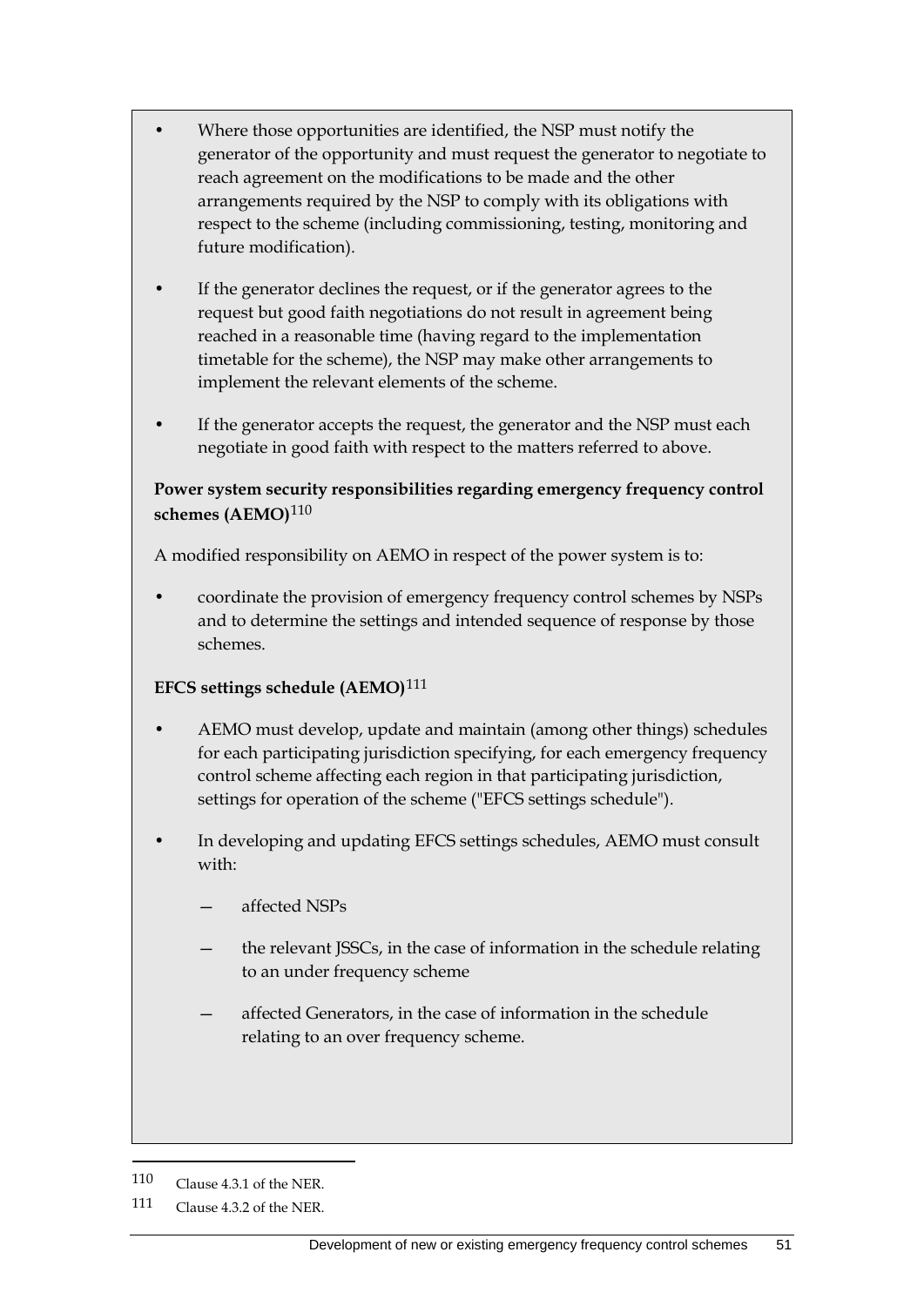- Where those opportunities are identified, the NSP must notify the generator of the opportunity and must request the generator to negotiate to reach agreement on the modifications to be made and the other arrangements required by the NSP to comply with its obligations with respect to the scheme (including commissioning, testing, monitoring and future modification).
- If the generator declines the request, or if the generator agrees to the request but good faith negotiations do not result in agreement being reached in a reasonable time (having regard to the implementation timetable for the scheme), the NSP may make other arrangements to implement the relevant elements of the scheme.
- If the generator accepts the request, the generator and the NSP must each negotiate in good faith with respect to the matters referred to above.

**Power system security responsibilities regarding emergency frequency control schemes (AEMO)**[110]

A modified responsibility on AEMO in respect of the power system is to:

- coordinate the provision of emergency frequency control schemes by NSPs and to determine the settings and intended sequence of response by those schemes.

**EFCS settings schedule (AEMO)**[111]

- AEMO must develop, update and maintain (among other things) schedules for each participating jurisdiction specifying, for each emergency frequency control scheme affecting each region in that participating jurisdiction, settings for operation of the scheme ("EFCS settings schedule").
- In developing and updating EFCS settings schedules, AEMO must consult with:
  - affected NSPs
  - the relevant JSSCs, in the case of information in the schedule relating to an under frequency scheme
  - affected Generators, in the case of information in the schedule relating to an over frequency scheme.

---

110 Clause 4.3.1 of the NER.

111 Clause 4.3.2 of the NER.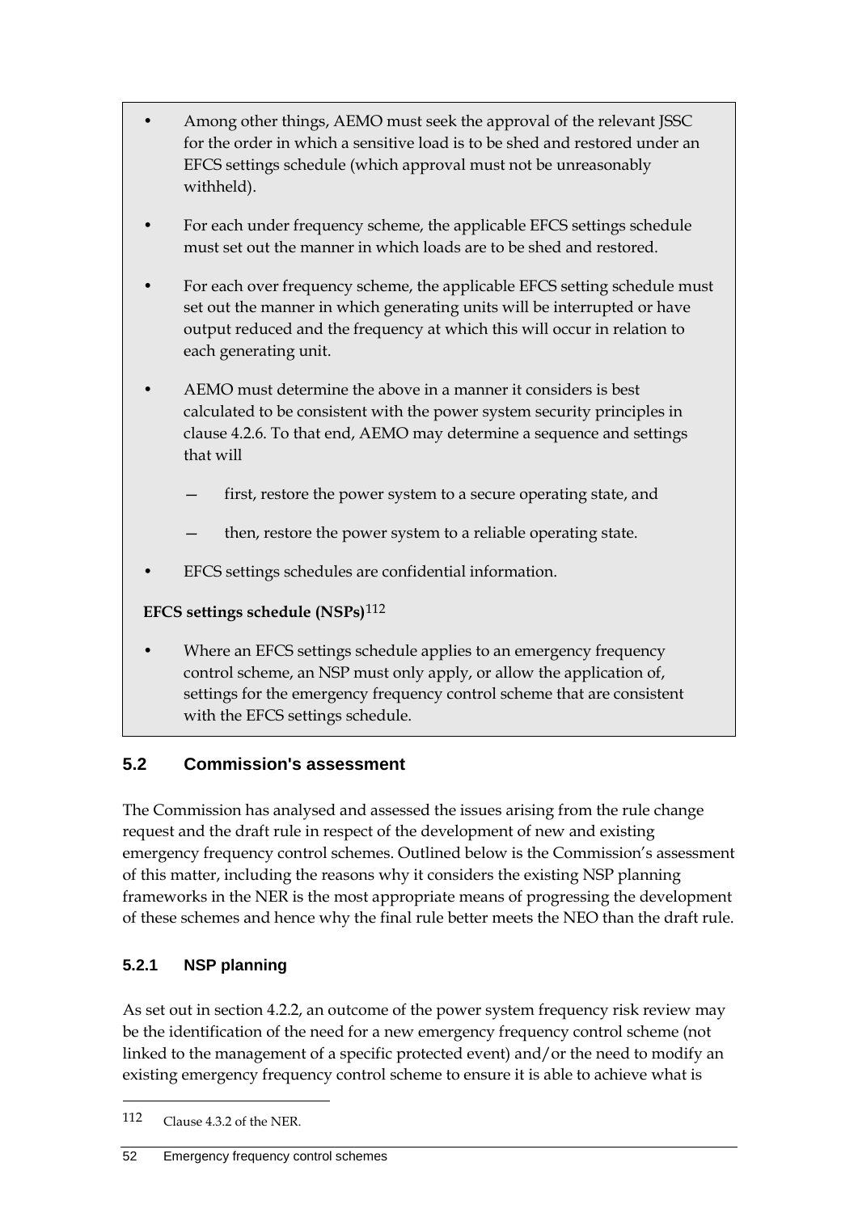- Among other things, AEMO must seek the approval of the relevant JSSC for the order in which a sensitive load is to be shed and restored under an EFCS settings schedule (which approval must not be unreasonably withheld).
- For each under frequency scheme, the applicable EFCS settings schedule must set out the manner in which loads are to be shed and restored.
- For each over frequency scheme, the applicable EFCS setting schedule must set out the manner in which generating units will be interrupted or have output reduced and the frequency at which this will occur in relation to each generating unit.
- AEMO must determine the above in a manner it considers is best calculated to be consistent with the power system security principles in clause 4.2.6. To that end, AEMO may determine a sequence and settings that will
  - first, restore the power system to a secure operating state, and
  - then, restore the power system to a reliable operating state.
- EFCS settings schedules are confidential information.

**EFCS settings schedule (NSPs)**[112]

- Where an EFCS settings schedule applies to an emergency frequency control scheme, an NSP must only apply, or allow the application of, settings for the emergency frequency control scheme that are consistent with the EFCS settings schedule.

## 5.2 Commission's assessment

The Commission has analysed and assessed the issues arising from the rule change request and the draft rule in respect of the development of new and existing emergency frequency control schemes. Outlined below is the Commission's assessment of this matter, including the reasons why it considers the existing NSP planning frameworks in the NER is the most appropriate means of progressing the development of these schemes and hence why the final rule better meets the NEO than the draft rule.

### 5.2.1 NSP planning

As set out in section 4.2.2, an outcome of the power system frequency risk review may be the identification of the need for a new emergency frequency control scheme (not linked to the management of a specific protected event) and/or the need to modify an existing emergency frequency control scheme to ensure it is able to achieve what is

112 Clause 4.3.2 of the NER.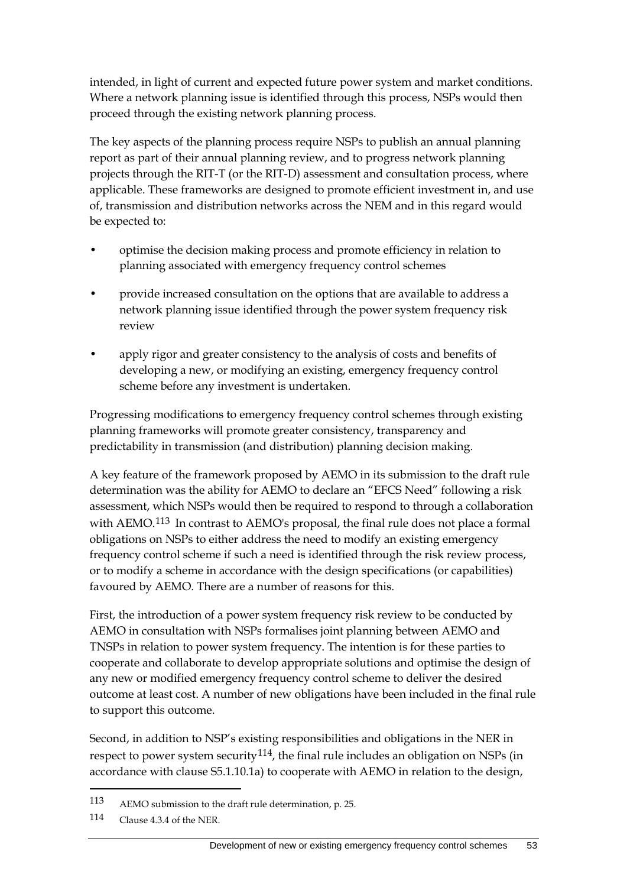intended, in light of current and expected future power system and market conditions. Where a network planning issue is identified through this process, NSPs would then proceed through the existing network planning process.

The key aspects of the planning process require NSPs to publish an annual planning report as part of their annual planning review, and to progress network planning projects through the RIT-T (or the RIT-D) assessment and consultation process, where applicable. These frameworks are designed to promote efficient investment in, and use of, transmission and distribution networks across the NEM and in this regard would be expected to:

- optimise the decision making process and promote efficiency in relation to planning associated with emergency frequency control schemes
- provide increased consultation on the options that are available to address a network planning issue identified through the power system frequency risk review
- apply rigor and greater consistency to the analysis of costs and benefits of developing a new, or modifying an existing, emergency frequency control scheme before any investment is undertaken.

Progressing modifications to emergency frequency control schemes through existing planning frameworks will promote greater consistency, transparency and predictability in transmission (and distribution) planning decision making.

A key feature of the framework proposed by AEMO in its submission to the draft rule determination was the ability for AEMO to declare an "EFCS Need" following a risk assessment, which NSPs would then be required to respond to through a collaboration with AEMO.[113] In contrast to AEMO's proposal, the final rule does not place a formal obligations on NSPs to either address the need to modify an existing emergency frequency control scheme if such a need is identified through the risk review process, or to modify a scheme in accordance with the design specifications (or capabilities) favoured by AEMO. There are a number of reasons for this.

First, the introduction of a power system frequency risk review to be conducted by AEMO in consultation with NSPs formalises joint planning between AEMO and TNSPs in relation to power system frequency. The intention is for these parties to cooperate and collaborate to develop appropriate solutions and optimise the design of any new or modified emergency frequency control scheme to deliver the desired outcome at least cost. A number of new obligations have been included in the final rule to support this outcome.

Second, in addition to NSP's existing responsibilities and obligations in the NER in respect to power system security[114], the final rule includes an obligation on NSPs (in accordance with clause S5.1.10.1a) to cooperate with AEMO in relation to the design,

---

[113] AEMO submission to the draft rule determination, p. 25.

[114] Clause 4.3.4 of the NER.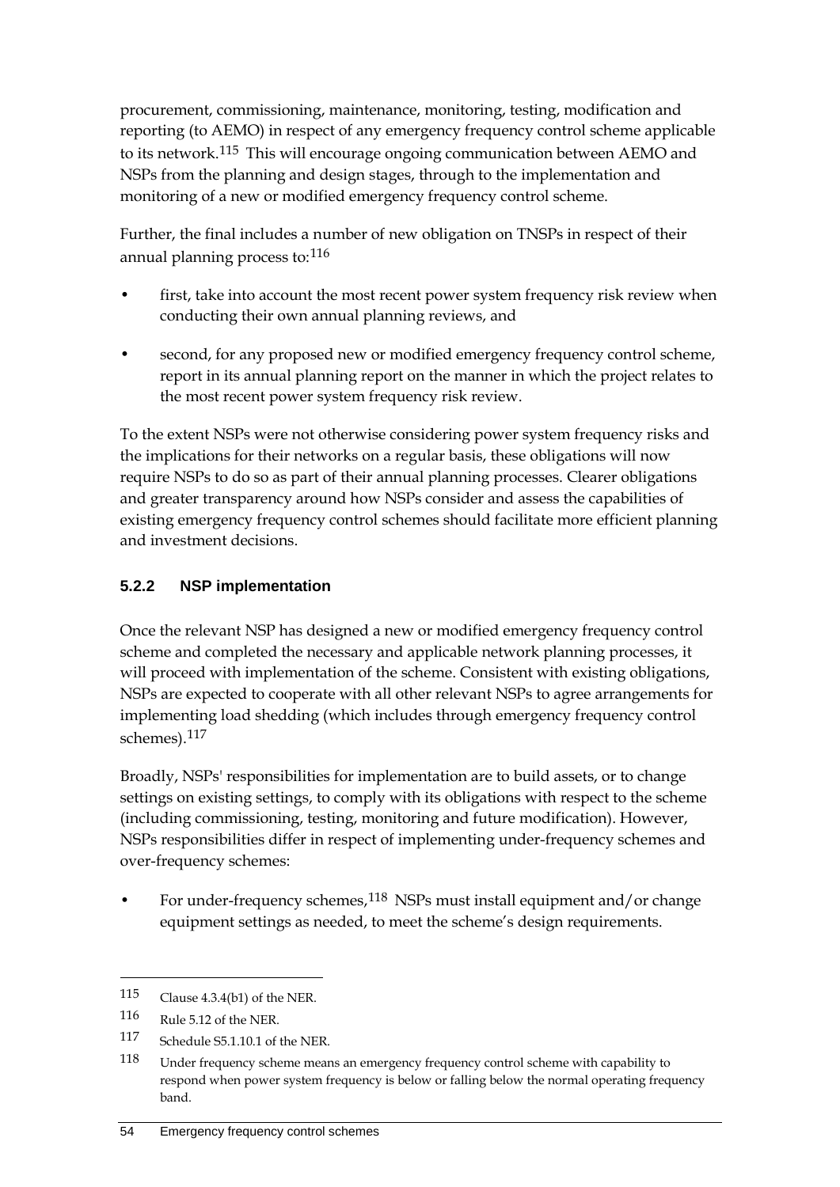procurement, commissioning, maintenance, monitoring, testing, modification and reporting (to AEMO) in respect of any emergency frequency control scheme applicable to its network.[115] This will encourage ongoing communication between AEMO and NSPs from the planning and design stages, through to the implementation and monitoring of a new or modified emergency frequency control scheme.

Further, the final includes a number of new obligation on TNSPs in respect of their annual planning process to:[116]

- first, take into account the most recent power system frequency risk review when conducting their own annual planning reviews, and
- second, for any proposed new or modified emergency frequency control scheme, report in its annual planning report on the manner in which the project relates to the most recent power system frequency risk review.

To the extent NSPs were not otherwise considering power system frequency risks and the implications for their networks on a regular basis, these obligations will now require NSPs to do so as part of their annual planning processes. Clearer obligations and greater transparency around how NSPs consider and assess the capabilities of existing emergency frequency control schemes should facilitate more efficient planning and investment decisions.

### 5.2.2 NSP implementation

Once the relevant NSP has designed a new or modified emergency frequency control scheme and completed the necessary and applicable network planning processes, it will proceed with implementation of the scheme. Consistent with existing obligations, NSPs are expected to cooperate with all other relevant NSPs to agree arrangements for implementing load shedding (which includes through emergency frequency control schemes).[117]

Broadly, NSPs' responsibilities for implementation are to build assets, or to change settings on existing settings, to comply with its obligations with respect to the scheme (including commissioning, testing, monitoring and future modification). However, NSPs responsibilities differ in respect of implementing under-frequency schemes and over-frequency schemes:

- For under-frequency schemes,[118] NSPs must install equipment and/or change equipment settings as needed, to meet the scheme's design requirements.

---

115 Clause 4.3.4(b1) of the NER.

116 Rule 5.12 of the NER.

117 Schedule S5.1.10.1 of the NER.

118 Under frequency scheme means an emergency frequency control scheme with capability to respond when power system frequency is below or falling below the normal operating frequency band.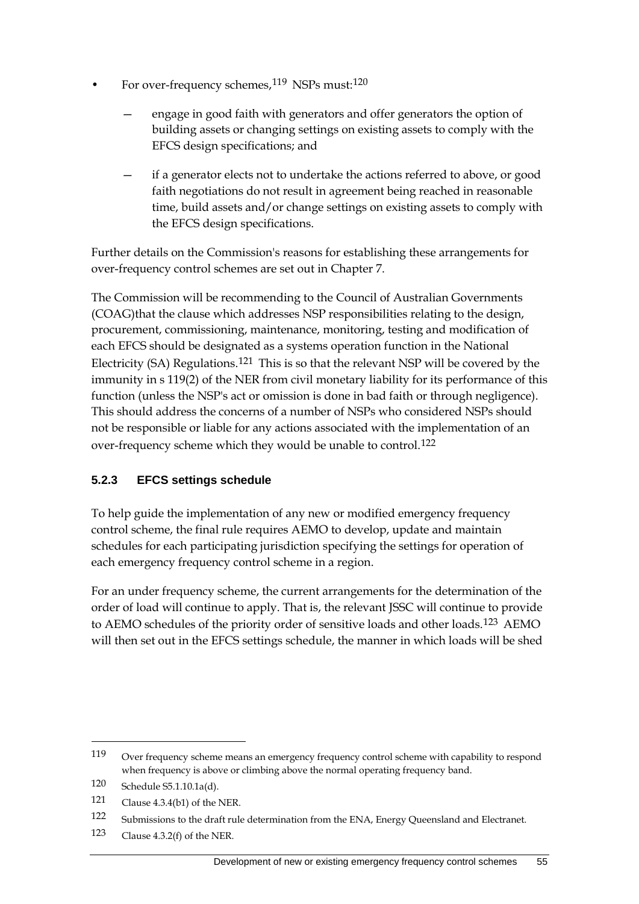- For over-frequency schemes,[119] NSPs must:[120]
  - engage in good faith with generators and offer generators the option of building assets or changing settings on existing assets to comply with the EFCS design specifications; and
  - if a generator elects not to undertake the actions referred to above, or good faith negotiations do not result in agreement being reached in reasonable time, build assets and/or change settings on existing assets to comply with the EFCS design specifications.

Further details on the Commission's reasons for establishing these arrangements for over-frequency control schemes are set out in Chapter 7.

The Commission will be recommending to the Council of Australian Governments (COAG)that the clause which addresses NSP responsibilities relating to the design, procurement, commissioning, maintenance, monitoring, testing and modification of each EFCS should be designated as a systems operation function in the National Electricity (SA) Regulations.[121] This is so that the relevant NSP will be covered by the immunity in s 119(2) of the NER from civil monetary liability for its performance of this function (unless the NSP's act or omission is done in bad faith or through negligence). This should address the concerns of a number of NSPs who considered NSPs should not be responsible or liable for any actions associated with the implementation of an over-frequency scheme which they would be unable to control.[122]

### 5.2.3 EFCS settings schedule

To help guide the implementation of any new or modified emergency frequency control scheme, the final rule requires AEMO to develop, update and maintain schedules for each participating jurisdiction specifying the settings for operation of each emergency frequency control scheme in a region.

For an under frequency scheme, the current arrangements for the determination of the order of load will continue to apply. That is, the relevant JSSC will continue to provide to AEMO schedules of the priority order of sensitive loads and other loads.[123] AEMO will then set out in the EFCS settings schedule, the manner in which loads will be shed

---

119 Over frequency scheme means an emergency frequency control scheme with capability to respond when frequency is above or climbing above the normal operating frequency band.

120 Schedule S5.1.10.1a(d).

121 Clause 4.3.4(b1) of the NER.

122 Submissions to the draft rule determination from the ENA, Energy Queensland and Electranet.

123 Clause 4.3.2(f) of the NER.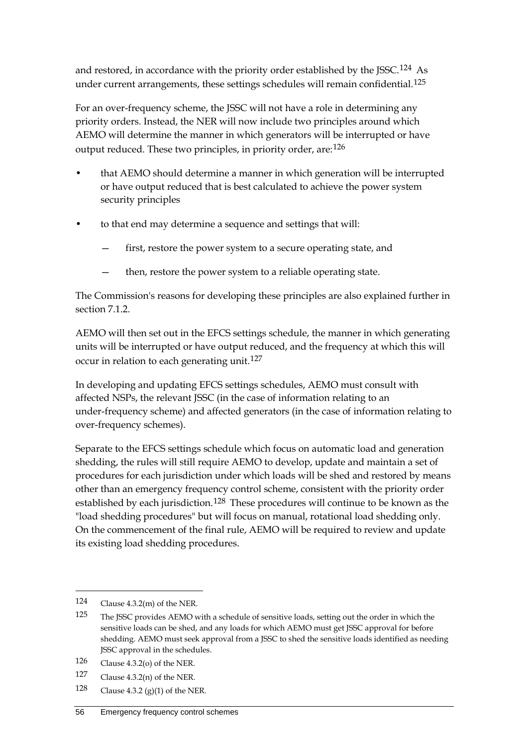and restored, in accordance with the priority order established by the JSSC.[124] As under current arrangements, these settings schedules will remain confidential.[125]

For an over-frequency scheme, the JSSC will not have a role in determining any priority orders. Instead, the NER will now include two principles around which AEMO will determine the manner in which generators will be interrupted or have output reduced. These two principles, in priority order, are:[126]

- that AEMO should determine a manner in which generation will be interrupted or have output reduced that is best calculated to achieve the power system security principles
- to that end may determine a sequence and settings that will:
  - first, restore the power system to a secure operating state, and
  - then, restore the power system to a reliable operating state.

The Commission's reasons for developing these principles are also explained further in section 7.1.2.

AEMO will then set out in the EFCS settings schedule, the manner in which generating units will be interrupted or have output reduced, and the frequency at which this will occur in relation to each generating unit.[127]

In developing and updating EFCS settings schedules, AEMO must consult with affected NSPs, the relevant JSSC (in the case of information relating to an under-frequency scheme) and affected generators (in the case of information relating to over-frequency schemes).

Separate to the EFCS settings schedule which focus on automatic load and generation shedding, the rules will still require AEMO to develop, update and maintain a set of procedures for each jurisdiction under which loads will be shed and restored by means other than an emergency frequency control scheme, consistent with the priority order established by each jurisdiction.[128] These procedures will continue to be known as the "load shedding procedures" but will focus on manual, rotational load shedding only. On the commencement of the final rule, AEMO will be required to review and update its existing load shedding procedures.

---

124 Clause 4.3.2(m) of the NER.

125 The JSSC provides AEMO with a schedule of sensitive loads, setting out the order in which the sensitive loads can be shed, and any loads for which AEMO must get JSSC approval for before shedding. AEMO must seek approval from a JSSC to shed the sensitive loads identified as needing JSSC approval in the schedules.

126 Clause 4.3.2(o) of the NER.

127 Clause 4.3.2(n) of the NER.

128 Clause 4.3.2 (g)(1) of the NER.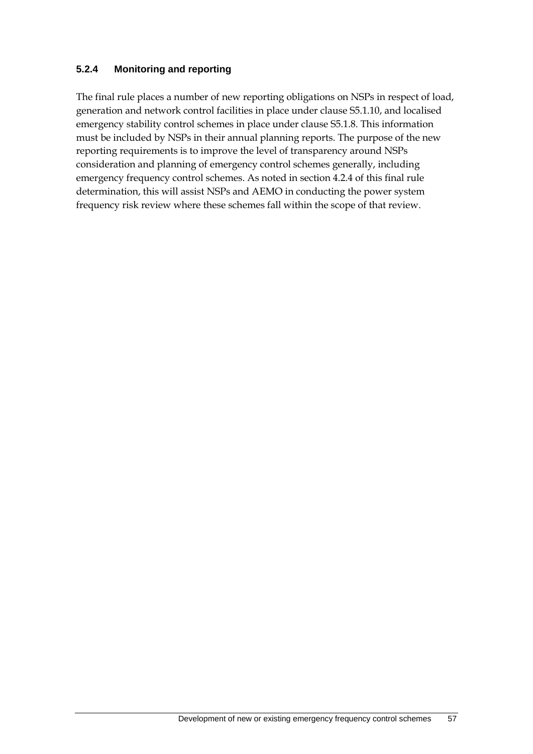### 5.2.4 Monitoring and reporting

The final rule places a number of new reporting obligations on NSPs in respect of load, generation and network control facilities in place under clause S5.1.10, and localised emergency stability control schemes in place under clause S5.1.8. This information must be included by NSPs in their annual planning reports. The purpose of the new reporting requirements is to improve the level of transparency around NSPs consideration and planning of emergency control schemes generally, including emergency frequency control schemes. As noted in section 4.2.4 of this final rule determination, this will assist NSPs and AEMO in conducting the power system frequency risk review where these schemes fall within the scope of that review.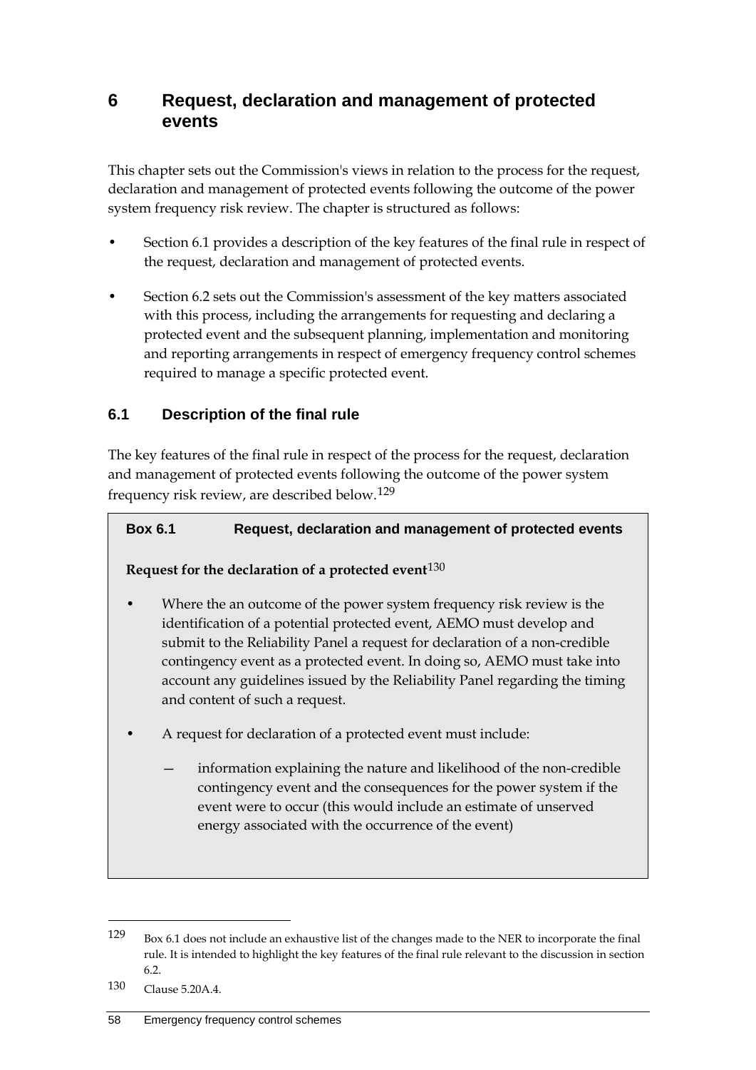# 6 Request, declaration and management of protected events

This chapter sets out the Commission's views in relation to the process for the request, declaration and management of protected events following the outcome of the power system frequency risk review. The chapter is structured as follows:

- Section 6.1 provides a description of the key features of the final rule in respect of the request, declaration and management of protected events.
- Section 6.2 sets out the Commission's assessment of the key matters associated with this process, including the arrangements for requesting and declaring a protected event and the subsequent planning, implementation and monitoring and reporting arrangements in respect of emergency frequency control schemes required to manage a specific protected event.

## 6.1 Description of the final rule

The key features of the final rule in respect of the process for the request, declaration and management of protected events following the outcome of the power system frequency risk review, are described below.[129]

**Box 6.1 Request, declaration and management of protected events**

**Request for the declaration of a protected event**[130]

- Where the an outcome of the power system frequency risk review is the identification of a potential protected event, AEMO must develop and submit to the Reliability Panel a request for declaration of a non-credible contingency event as a protected event. In doing so, AEMO must take into account any guidelines issued by the Reliability Panel regarding the timing and content of such a request.
- A request for declaration of a protected event must include:
  - information explaining the nature and likelihood of the non-credible contingency event and the consequences for the power system if the event were to occur (this would include an estimate of unserved energy associated with the occurrence of the event)

---

[129] Box 6.1 does not include an exhaustive list of the changes made to the NER to incorporate the final rule. It is intended to highlight the key features of the final rule relevant to the discussion in section 6.2.

[130] Clause 5.20A.4.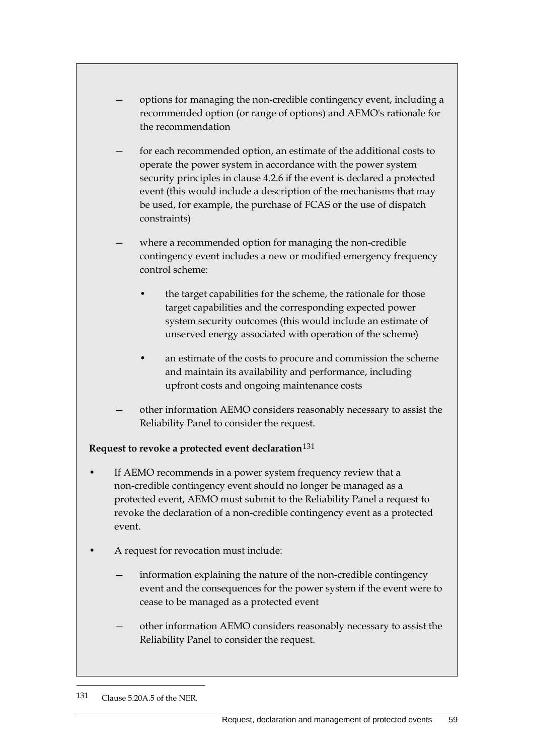- options for managing the non-credible contingency event, including a recommended option (or range of options) and AEMO's rationale for the recommendation
  - for each recommended option, an estimate of the additional costs to operate the power system in accordance with the power system security principles in clause 4.2.6 if the event is declared a protected event (this would include a description of the mechanisms that may be used, for example, the purchase of FCAS or the use of dispatch constraints)
  - where a recommended option for managing the non-credible contingency event includes a new or modified emergency frequency control scheme:
    - the target capabilities for the scheme, the rationale for those target capabilities and the corresponding expected power system security outcomes (this would include an estimate of unserved energy associated with operation of the scheme)
    - an estimate of the costs to procure and commission the scheme and maintain its availability and performance, including upfront costs and ongoing maintenance costs
  - other information AEMO considers reasonably necessary to assist the Reliability Panel to consider the request.

**Request to revoke a protected event declaration**[131]

- If AEMO recommends in a power system frequency review that a non-credible contingency event should no longer be managed as a protected event, AEMO must submit to the Reliability Panel a request to revoke the declaration of a non-credible contingency event as a protected event.
- A request for revocation must include:
  - information explaining the nature of the non-credible contingency event and the consequences for the power system if the event were to cease to be managed as a protected event
  - other information AEMO considers reasonably necessary to assist the Reliability Panel to consider the request.

---

131 Clause 5.20A.5 of the NER.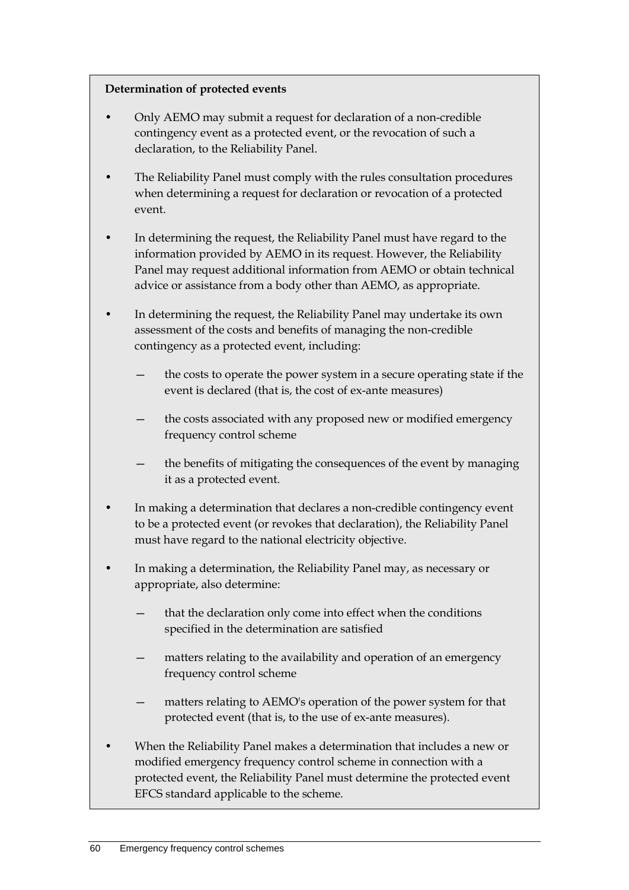**Determination of protected events**

- Only AEMO may submit a request for declaration of a non-credible contingency event as a protected event, or the revocation of such a declaration, to the Reliability Panel.
- The Reliability Panel must comply with the rules consultation procedures when determining a request for declaration or revocation of a protected event.
- In determining the request, the Reliability Panel must have regard to the information provided by AEMO in its request. However, the Reliability Panel may request additional information from AEMO or obtain technical advice or assistance from a body other than AEMO, as appropriate.
- In determining the request, the Reliability Panel may undertake its own assessment of the costs and benefits of managing the non-credible contingency as a protected event, including:
  - the costs to operate the power system in a secure operating state if the event is declared (that is, the cost of ex-ante measures)
  - the costs associated with any proposed new or modified emergency frequency control scheme
  - the benefits of mitigating the consequences of the event by managing it as a protected event.
- In making a determination that declares a non-credible contingency event to be a protected event (or revokes that declaration), the Reliability Panel must have regard to the national electricity objective.
- In making a determination, the Reliability Panel may, as necessary or appropriate, also determine:
  - that the declaration only come into effect when the conditions specified in the determination are satisfied
  - matters relating to the availability and operation of an emergency frequency control scheme
  - matters relating to AEMO's operation of the power system for that protected event (that is, to the use of ex-ante measures).
- When the Reliability Panel makes a determination that includes a new or modified emergency frequency control scheme in connection with a protected event, the Reliability Panel must determine the protected event EFCS standard applicable to the scheme.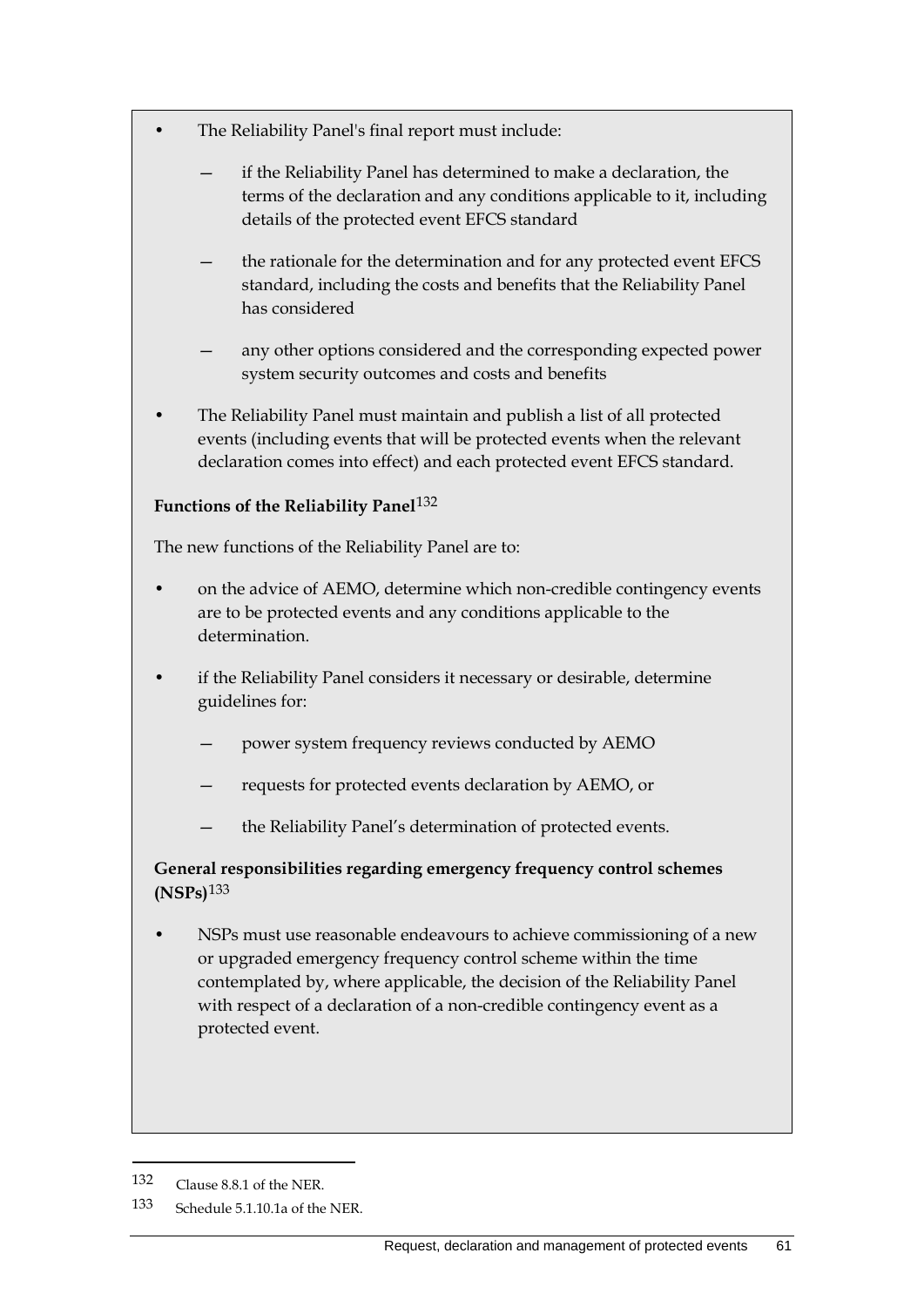- The Reliability Panel's final report must include:
  - if the Reliability Panel has determined to make a declaration, the terms of the declaration and any conditions applicable to it, including details of the protected event EFCS standard
  - the rationale for the determination and for any protected event EFCS standard, including the costs and benefits that the Reliability Panel has considered
  - any other options considered and the corresponding expected power system security outcomes and costs and benefits
- The Reliability Panel must maintain and publish a list of all protected events (including events that will be protected events when the relevant declaration comes into effect) and each protected event EFCS standard.

**Functions of the Reliability Panel**[132]

The new functions of the Reliability Panel are to:

- on the advice of AEMO, determine which non-credible contingency events are to be protected events and any conditions applicable to the determination.
- if the Reliability Panel considers it necessary or desirable, determine guidelines for:
  - power system frequency reviews conducted by AEMO
  - requests for protected events declaration by AEMO, or
  - the Reliability Panel's determination of protected events.

**General responsibilities regarding emergency frequency control schemes (NSPs)**[133]

- NSPs must use reasonable endeavours to achieve commissioning of a new or upgraded emergency frequency control scheme within the time contemplated by, where applicable, the decision of the Reliability Panel with respect of a declaration of a non-credible contingency event as a protected event.

---

132 Clause 8.8.1 of the NER.

133 Schedule 5.1.10.1a of the NER.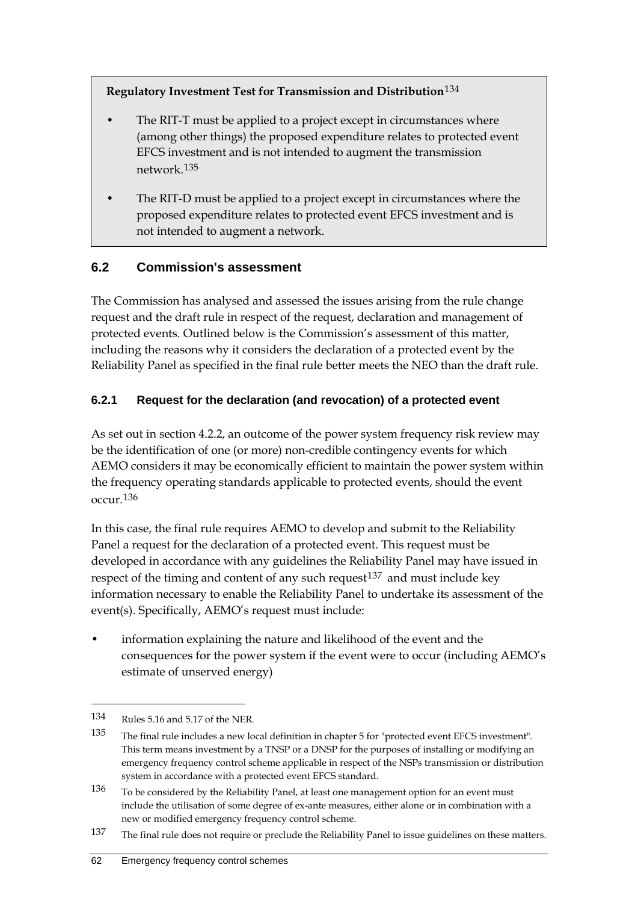**Regulatory Investment Test for Transmission and Distribution**[134]

- The RIT-T must be applied to a project except in circumstances where (among other things) the proposed expenditure relates to protected event EFCS investment and is not intended to augment the transmission network.[135]
- The RIT-D must be applied to a project except in circumstances where the proposed expenditure relates to protected event EFCS investment and is not intended to augment a network.

## 6.2 Commission's assessment

The Commission has analysed and assessed the issues arising from the rule change request and the draft rule in respect of the request, declaration and management of protected events. Outlined below is the Commission's assessment of this matter, including the reasons why it considers the declaration of a protected event by the Reliability Panel as specified in the final rule better meets the NEO than the draft rule.

### 6.2.1 Request for the declaration (and revocation) of a protected event

As set out in section 4.2.2, an outcome of the power system frequency risk review may be the identification of one (or more) non-credible contingency events for which AEMO considers it may be economically efficient to maintain the power system within the frequency operating standards applicable to protected events, should the event occur.[136]

In this case, the final rule requires AEMO to develop and submit to the Reliability Panel a request for the declaration of a protected event. This request must be developed in accordance with any guidelines the Reliability Panel may have issued in respect of the timing and content of any such request[137] and must include key information necessary to enable the Reliability Panel to undertake its assessment of the event(s). Specifically, AEMO's request must include:

- information explaining the nature and likelihood of the event and the consequences for the power system if the event were to occur (including AEMO's estimate of unserved energy)

---

134 Rules 5.16 and 5.17 of the NER.

135 The final rule includes a new local definition in chapter 5 for "protected event EFCS investment". This term means investment by a TNSP or a DNSP for the purposes of installing or modifying an emergency frequency control scheme applicable in respect of the NSPs transmission or distribution system in accordance with a protected event EFCS standard.

136 To be considered by the Reliability Panel, at least one management option for an event must include the utilisation of some degree of ex-ante measures, either alone or in combination with a new or modified emergency frequency control scheme.

137 The final rule does not require or preclude the Reliability Panel to issue guidelines on these matters.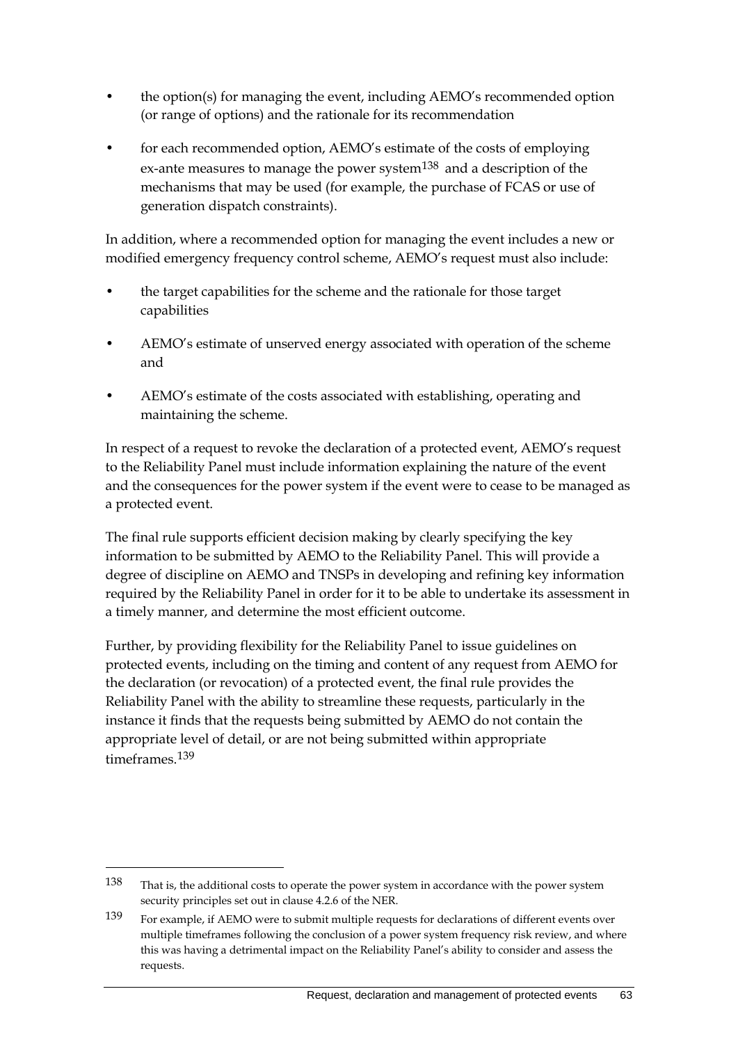- the option(s) for managing the event, including AEMO's recommended option (or range of options) and the rationale for its recommendation
- for each recommended option, AEMO's estimate of the costs of employing ex-ante measures to manage the power system[138] and a description of the mechanisms that may be used (for example, the purchase of FCAS or use of generation dispatch constraints).

In addition, where a recommended option for managing the event includes a new or modified emergency frequency control scheme, AEMO's request must also include:

- the target capabilities for the scheme and the rationale for those target capabilities
- AEMO's estimate of unserved energy associated with operation of the scheme and
- AEMO's estimate of the costs associated with establishing, operating and maintaining the scheme.

In respect of a request to revoke the declaration of a protected event, AEMO's request to the Reliability Panel must include information explaining the nature of the event and the consequences for the power system if the event were to cease to be managed as a protected event.

The final rule supports efficient decision making by clearly specifying the key information to be submitted by AEMO to the Reliability Panel. This will provide a degree of discipline on AEMO and TNSPs in developing and refining key information required by the Reliability Panel in order for it to be able to undertake its assessment in a timely manner, and determine the most efficient outcome.

Further, by providing flexibility for the Reliability Panel to issue guidelines on protected events, including on the timing and content of any request from AEMO for the declaration (or revocation) of a protected event, the final rule provides the Reliability Panel with the ability to streamline these requests, particularly in the instance it finds that the requests being submitted by AEMO do not contain the appropriate level of detail, or are not being submitted within appropriate timeframes.[139]

---

138 That is, the additional costs to operate the power system in accordance with the power system security principles set out in clause 4.2.6 of the NER.

139 For example, if AEMO were to submit multiple requests for declarations of different events over multiple timeframes following the conclusion of a power system frequency risk review, and where this was having a detrimental impact on the Reliability Panel's ability to consider and assess the requests.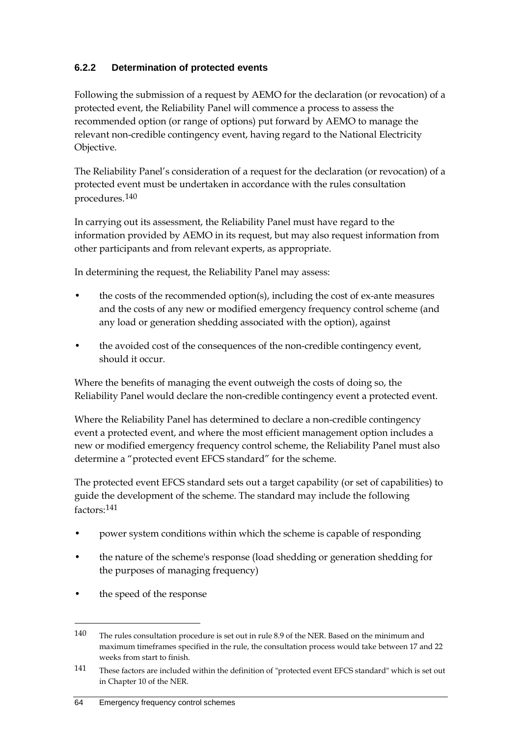### 6.2.2 Determination of protected events

Following the submission of a request by AEMO for the declaration (or revocation) of a protected event, the Reliability Panel will commence a process to assess the recommended option (or range of options) put forward by AEMO to manage the relevant non-credible contingency event, having regard to the National Electricity Objective.

The Reliability Panel's consideration of a request for the declaration (or revocation) of a protected event must be undertaken in accordance with the rules consultation procedures.[140]

In carrying out its assessment, the Reliability Panel must have regard to the information provided by AEMO in its request, but may also request information from other participants and from relevant experts, as appropriate.

In determining the request, the Reliability Panel may assess:

- the costs of the recommended option(s), including the cost of ex-ante measures and the costs of any new or modified emergency frequency control scheme (and any load or generation shedding associated with the option), against
- the avoided cost of the consequences of the non-credible contingency event, should it occur.

Where the benefits of managing the event outweigh the costs of doing so, the Reliability Panel would declare the non-credible contingency event a protected event.

Where the Reliability Panel has determined to declare a non-credible contingency event a protected event, and where the most efficient management option includes a new or modified emergency frequency control scheme, the Reliability Panel must also determine a "protected event EFCS standard" for the scheme.

The protected event EFCS standard sets out a target capability (or set of capabilities) to guide the development of the scheme. The standard may include the following factors:[141]

- power system conditions within which the scheme is capable of responding
- the nature of the scheme's response (load shedding or generation shedding for the purposes of managing frequency)
- the speed of the response

---

[140] The rules consultation procedure is set out in rule 8.9 of the NER. Based on the minimum and maximum timeframes specified in the rule, the consultation process would take between 17 and 22 weeks from start to finish.

[141] These factors are included within the definition of "protected event EFCS standard" which is set out in Chapter 10 of the NER.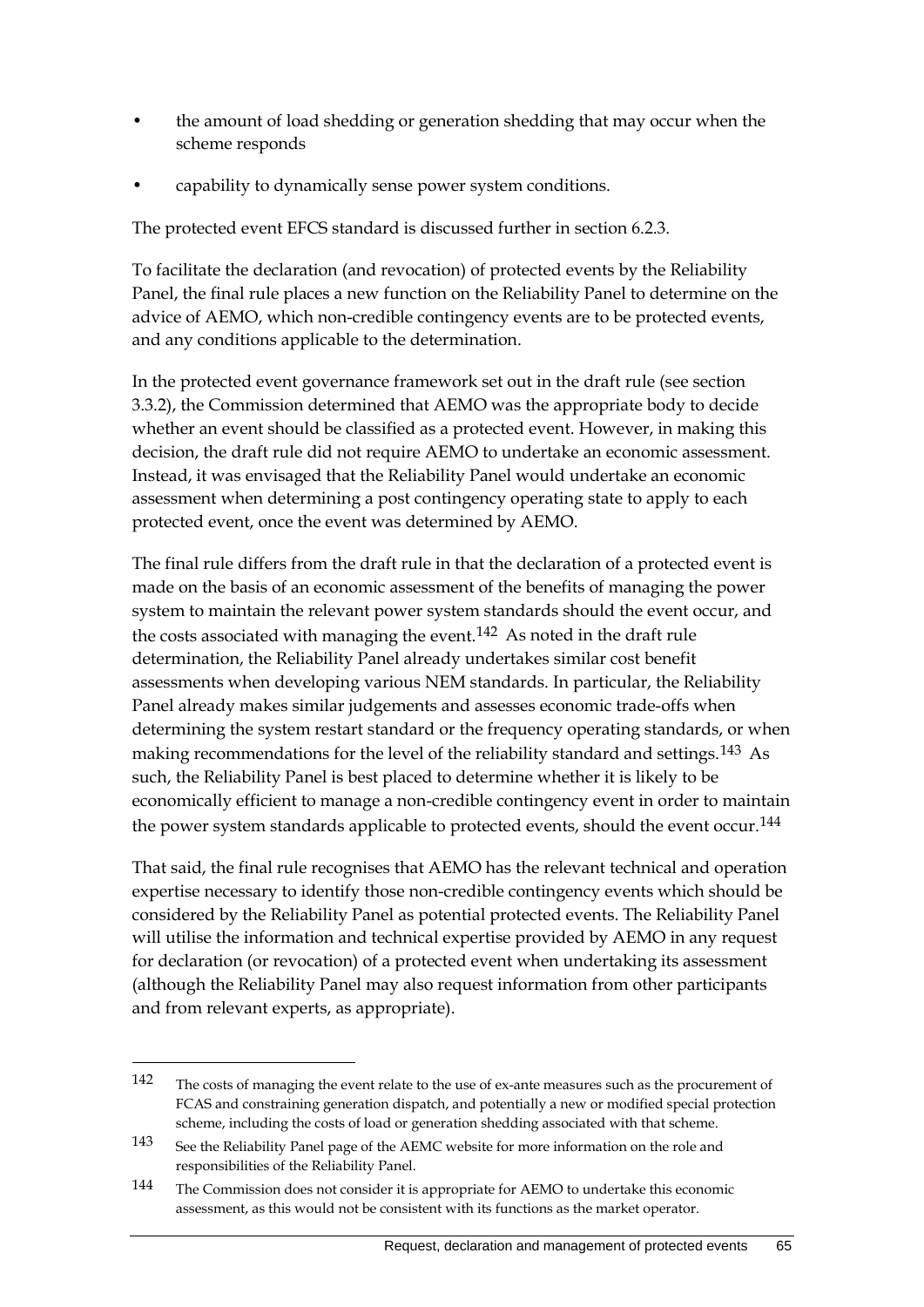- the amount of load shedding or generation shedding that may occur when the scheme responds
- capability to dynamically sense power system conditions.

The protected event EFCS standard is discussed further in section 6.2.3.

To facilitate the declaration (and revocation) of protected events by the Reliability Panel, the final rule places a new function on the Reliability Panel to determine on the advice of AEMO, which non-credible contingency events are to be protected events, and any conditions applicable to the determination.

In the protected event governance framework set out in the draft rule (see section 3.3.2), the Commission determined that AEMO was the appropriate body to decide whether an event should be classified as a protected event. However, in making this decision, the draft rule did not require AEMO to undertake an economic assessment. Instead, it was envisaged that the Reliability Panel would undertake an economic assessment when determining a post contingency operating state to apply to each protected event, once the event was determined by AEMO.

The final rule differs from the draft rule in that the declaration of a protected event is made on the basis of an economic assessment of the benefits of managing the power system to maintain the relevant power system standards should the event occur, and the costs associated with managing the event.[142] As noted in the draft rule determination, the Reliability Panel already undertakes similar cost benefit assessments when developing various NEM standards. In particular, the Reliability Panel already makes similar judgements and assesses economic trade-offs when determining the system restart standard or the frequency operating standards, or when making recommendations for the level of the reliability standard and settings.[143] As such, the Reliability Panel is best placed to determine whether it is likely to be economically efficient to manage a non-credible contingency event in order to maintain the power system standards applicable to protected events, should the event occur.[144]

That said, the final rule recognises that AEMO has the relevant technical and operation expertise necessary to identify those non-credible contingency events which should be considered by the Reliability Panel as potential protected events. The Reliability Panel will utilise the information and technical expertise provided by AEMO in any request for declaration (or revocation) of a protected event when undertaking its assessment (although the Reliability Panel may also request information from other participants and from relevant experts, as appropriate).

---

142 The costs of managing the event relate to the use of ex-ante measures such as the procurement of FCAS and constraining generation dispatch, and potentially a new or modified special protection scheme, including the costs of load or generation shedding associated with that scheme.

143 See the Reliability Panel page of the AEMC website for more information on the role and responsibilities of the Reliability Panel.

144 The Commission does not consider it is appropriate for AEMO to undertake this economic assessment, as this would not be consistent with its functions as the market operator.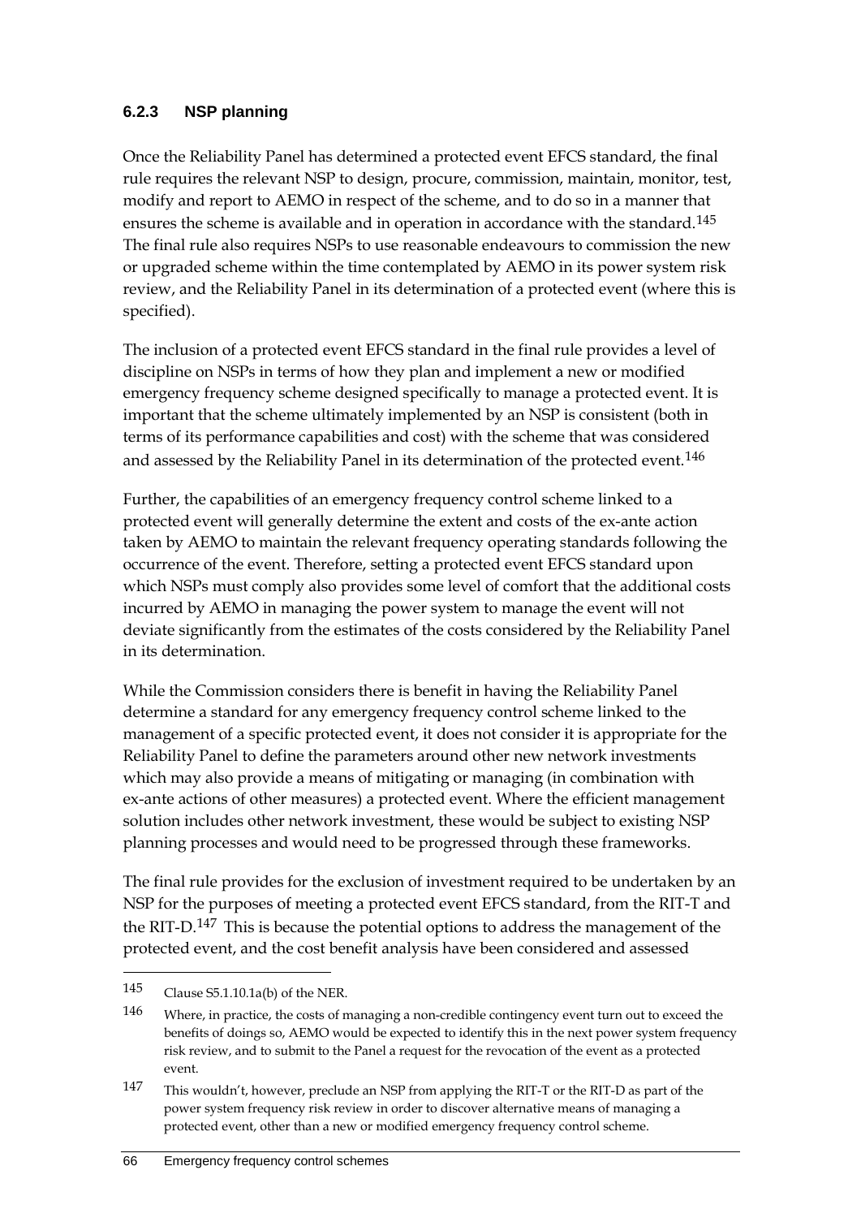### 6.2.3 NSP planning

Once the Reliability Panel has determined a protected event EFCS standard, the final rule requires the relevant NSP to design, procure, commission, maintain, monitor, test, modify and report to AEMO in respect of the scheme, and to do so in a manner that ensures the scheme is available and in operation in accordance with the standard.[145] The final rule also requires NSPs to use reasonable endeavours to commission the new or upgraded scheme within the time contemplated by AEMO in its power system risk review, and the Reliability Panel in its determination of a protected event (where this is specified).

The inclusion of a protected event EFCS standard in the final rule provides a level of discipline on NSPs in terms of how they plan and implement a new or modified emergency frequency scheme designed specifically to manage a protected event. It is important that the scheme ultimately implemented by an NSP is consistent (both in terms of its performance capabilities and cost) with the scheme that was considered and assessed by the Reliability Panel in its determination of the protected event.[146]

Further, the capabilities of an emergency frequency control scheme linked to a protected event will generally determine the extent and costs of the ex-ante action taken by AEMO to maintain the relevant frequency operating standards following the occurrence of the event. Therefore, setting a protected event EFCS standard upon which NSPs must comply also provides some level of comfort that the additional costs incurred by AEMO in managing the power system to manage the event will not deviate significantly from the estimates of the costs considered by the Reliability Panel in its determination.

While the Commission considers there is benefit in having the Reliability Panel determine a standard for any emergency frequency control scheme linked to the management of a specific protected event, it does not consider it is appropriate for the Reliability Panel to define the parameters around other new network investments which may also provide a means of mitigating or managing (in combination with ex-ante actions of other measures) a protected event. Where the efficient management solution includes other network investment, these would be subject to existing NSP planning processes and would need to be progressed through these frameworks.

The final rule provides for the exclusion of investment required to be undertaken by an NSP for the purposes of meeting a protected event EFCS standard, from the RIT-T and the RIT-D.[147] This is because the potential options to address the management of the protected event, and the cost benefit analysis have been considered and assessed

---

145 Clause S5.1.10.1a(b) of the NER.

146 Where, in practice, the costs of managing a non-credible contingency event turn out to exceed the benefits of doings so, AEMO would be expected to identify this in the next power system frequency risk review, and to submit to the Panel a request for the revocation of the event as a protected event.

147 This wouldn't, however, preclude an NSP from applying the RIT-T or the RIT-D as part of the power system frequency risk review in order to discover alternative means of managing a protected event, other than a new or modified emergency frequency control scheme.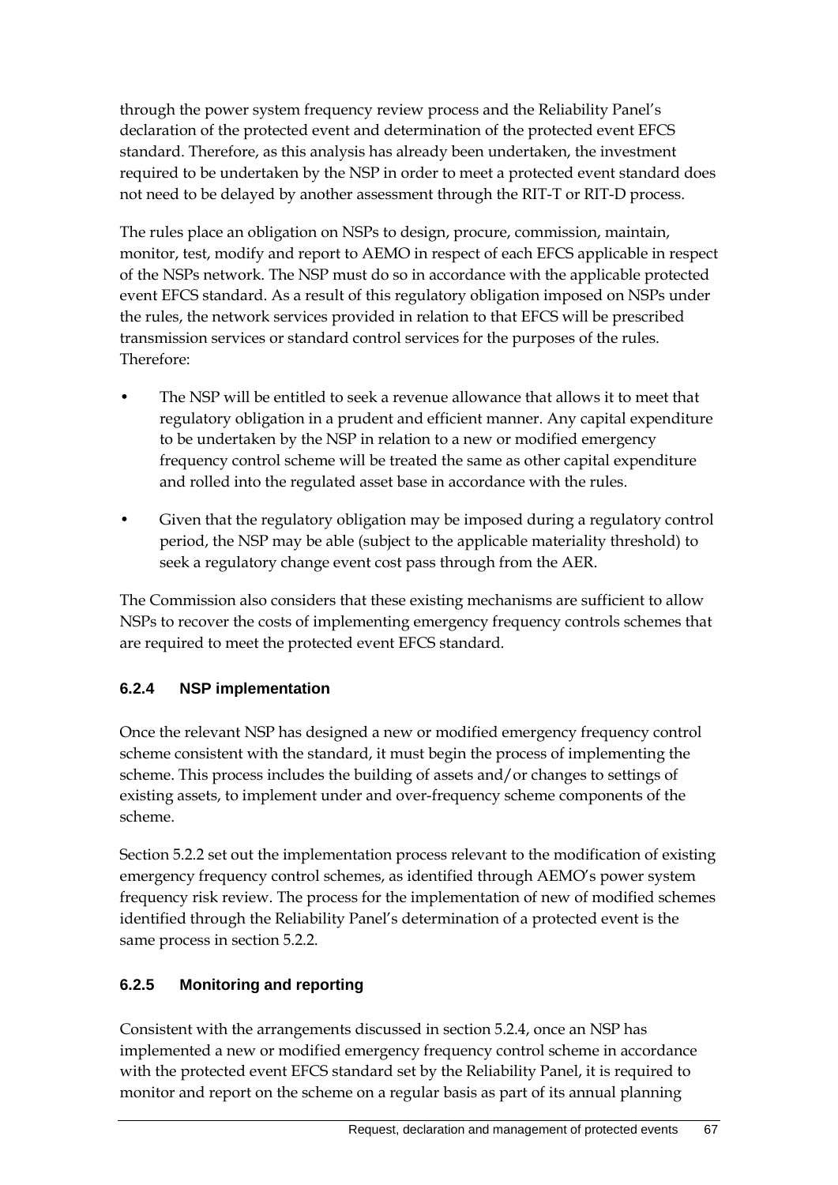through the power system frequency review process and the Reliability Panel's declaration of the protected event and determination of the protected event EFCS standard. Therefore, as this analysis has already been undertaken, the investment required to be undertaken by the NSP in order to meet a protected event standard does not need to be delayed by another assessment through the RIT-T or RIT-D process.

The rules place an obligation on NSPs to design, procure, commission, maintain, monitor, test, modify and report to AEMO in respect of each EFCS applicable in respect of the NSPs network. The NSP must do so in accordance with the applicable protected event EFCS standard. As a result of this regulatory obligation imposed on NSPs under the rules, the network services provided in relation to that EFCS will be prescribed transmission services or standard control services for the purposes of the rules. Therefore:

- The NSP will be entitled to seek a revenue allowance that allows it to meet that regulatory obligation in a prudent and efficient manner. Any capital expenditure to be undertaken by the NSP in relation to a new or modified emergency frequency control scheme will be treated the same as other capital expenditure and rolled into the regulated asset base in accordance with the rules.
- Given that the regulatory obligation may be imposed during a regulatory control period, the NSP may be able (subject to the applicable materiality threshold) to seek a regulatory change event cost pass through from the AER.

The Commission also considers that these existing mechanisms are sufficient to allow NSPs to recover the costs of implementing emergency frequency controls schemes that are required to meet the protected event EFCS standard.

### 6.2.4 NSP implementation

Once the relevant NSP has designed a new or modified emergency frequency control scheme consistent with the standard, it must begin the process of implementing the scheme. This process includes the building of assets and/or changes to settings of existing assets, to implement under and over-frequency scheme components of the scheme.

Section 5.2.2 set out the implementation process relevant to the modification of existing emergency frequency control schemes, as identified through AEMO's power system frequency risk review. The process for the implementation of new of modified schemes identified through the Reliability Panel's determination of a protected event is the same process in section 5.2.2.

### 6.2.5 Monitoring and reporting

Consistent with the arrangements discussed in section 5.2.4, once an NSP has implemented a new or modified emergency frequency control scheme in accordance with the protected event EFCS standard set by the Reliability Panel, it is required to monitor and report on the scheme on a regular basis as part of its annual planning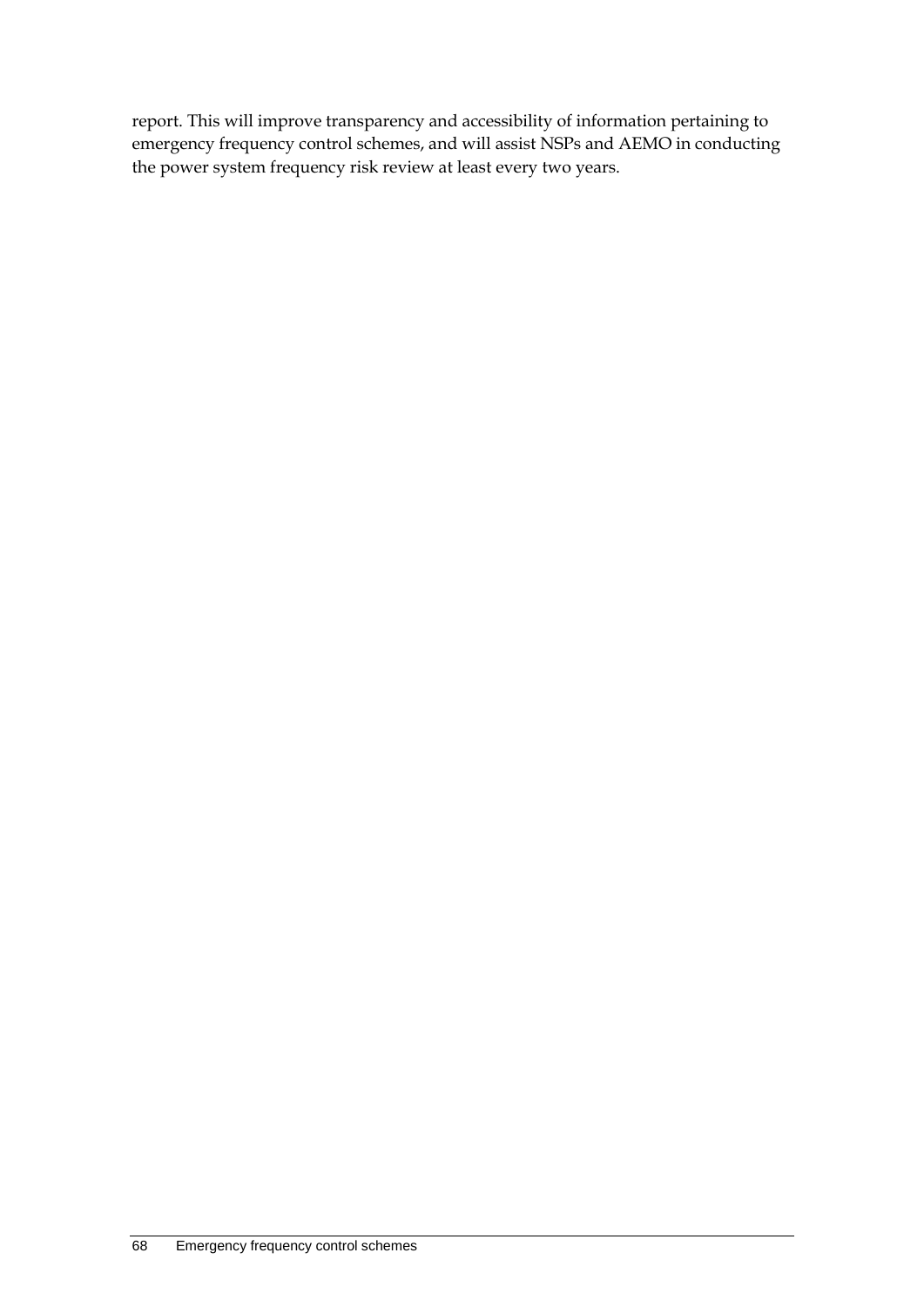report. This will improve transparency and accessibility of information pertaining to emergency frequency control schemes, and will assist NSPs and AEMO in conducting the power system frequency risk review at least every two years.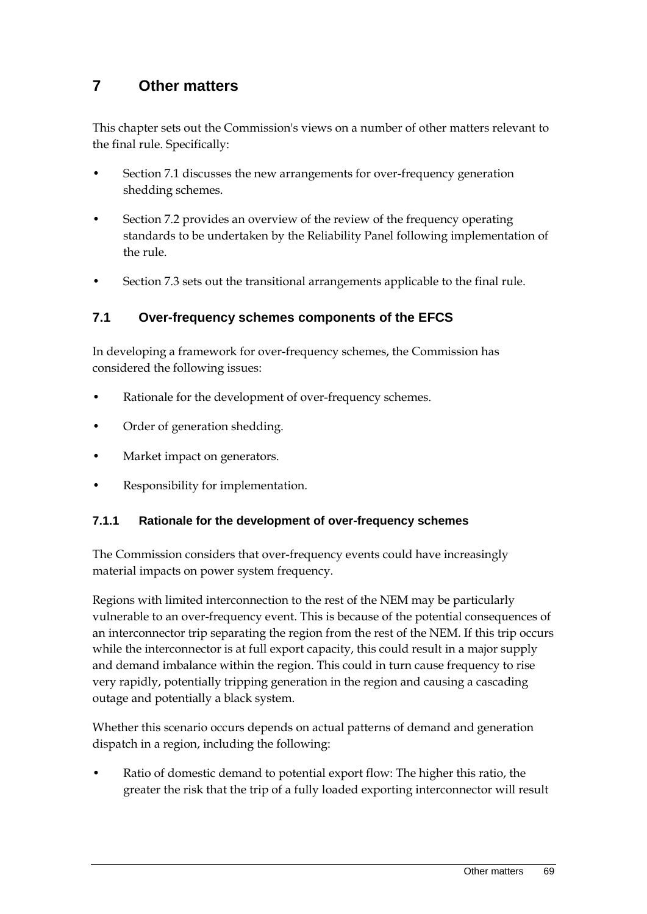# 7 Other matters

This chapter sets out the Commission's views on a number of other matters relevant to the final rule. Specifically:

- Section 7.1 discusses the new arrangements for over-frequency generation shedding schemes.
- Section 7.2 provides an overview of the review of the frequency operating standards to be undertaken by the Reliability Panel following implementation of the rule.
- Section 7.3 sets out the transitional arrangements applicable to the final rule.

## 7.1 Over-frequency schemes components of the EFCS

In developing a framework for over-frequency schemes, the Commission has considered the following issues:

- Rationale for the development of over-frequency schemes.
- Order of generation shedding.
- Market impact on generators.
- Responsibility for implementation.

### 7.1.1 Rationale for the development of over-frequency schemes

The Commission considers that over-frequency events could have increasingly material impacts on power system frequency.

Regions with limited interconnection to the rest of the NEM may be particularly vulnerable to an over-frequency event. This is because of the potential consequences of an interconnector trip separating the region from the rest of the NEM. If this trip occurs while the interconnector is at full export capacity, this could result in a major supply and demand imbalance within the region. This could in turn cause frequency to rise very rapidly, potentially tripping generation in the region and causing a cascading outage and potentially a black system.

Whether this scenario occurs depends on actual patterns of demand and generation dispatch in a region, including the following:

- Ratio of domestic demand to potential export flow: The higher this ratio, the greater the risk that the trip of a fully loaded exporting interconnector will result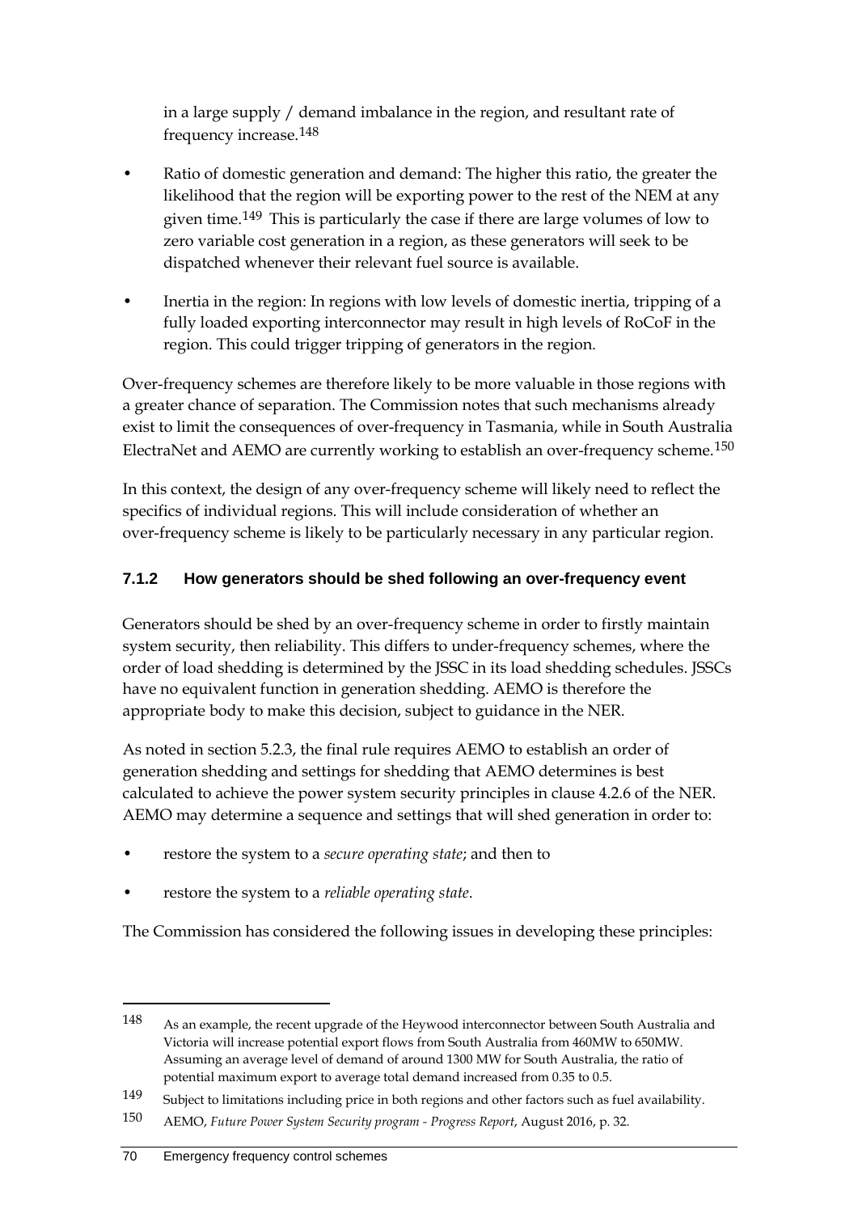in a large supply / demand imbalance in the region, and resultant rate of frequency increase.[148]

- Ratio of domestic generation and demand: The higher this ratio, the greater the likelihood that the region will be exporting power to the rest of the NEM at any given time.[149] This is particularly the case if there are large volumes of low to zero variable cost generation in a region, as these generators will seek to be dispatched whenever their relevant fuel source is available.
- Inertia in the region: In regions with low levels of domestic inertia, tripping of a fully loaded exporting interconnector may result in high levels of RoCoF in the region. This could trigger tripping of generators in the region.

Over-frequency schemes are therefore likely to be more valuable in those regions with a greater chance of separation. The Commission notes that such mechanisms already exist to limit the consequences of over-frequency in Tasmania, while in South Australia ElectraNet and AEMO are currently working to establish an over-frequency scheme.[150]

In this context, the design of any over-frequency scheme will likely need to reflect the specifics of individual regions. This will include consideration of whether an over-frequency scheme is likely to be particularly necessary in any particular region.

### 7.1.2 How generators should be shed following an over-frequency event

Generators should be shed by an over-frequency scheme in order to firstly maintain system security, then reliability. This differs to under-frequency schemes, where the order of load shedding is determined by the JSSC in its load shedding schedules. JSSCs have no equivalent function in generation shedding. AEMO is therefore the appropriate body to make this decision, subject to guidance in the NER.

As noted in section 5.2.3, the final rule requires AEMO to establish an order of generation shedding and settings for shedding that AEMO determines is best calculated to achieve the power system security principles in clause 4.2.6 of the NER. AEMO may determine a sequence and settings that will shed generation in order to:

- restore the system to a *secure operating state*; and then to
- restore the system to a *reliable operating state*.

The Commission has considered the following issues in developing these principles:

---

148 As an example, the recent upgrade of the Heywood interconnector between South Australia and Victoria will increase potential export flows from South Australia from 460MW to 650MW. Assuming an average level of demand of around 1300 MW for South Australia, the ratio of potential maximum export to average total demand increased from 0.35 to 0.5.

149 Subject to limitations including price in both regions and other factors such as fuel availability.

150 AEMO, *Future Power System Security program - Progress Report*, August 2016, p. 32.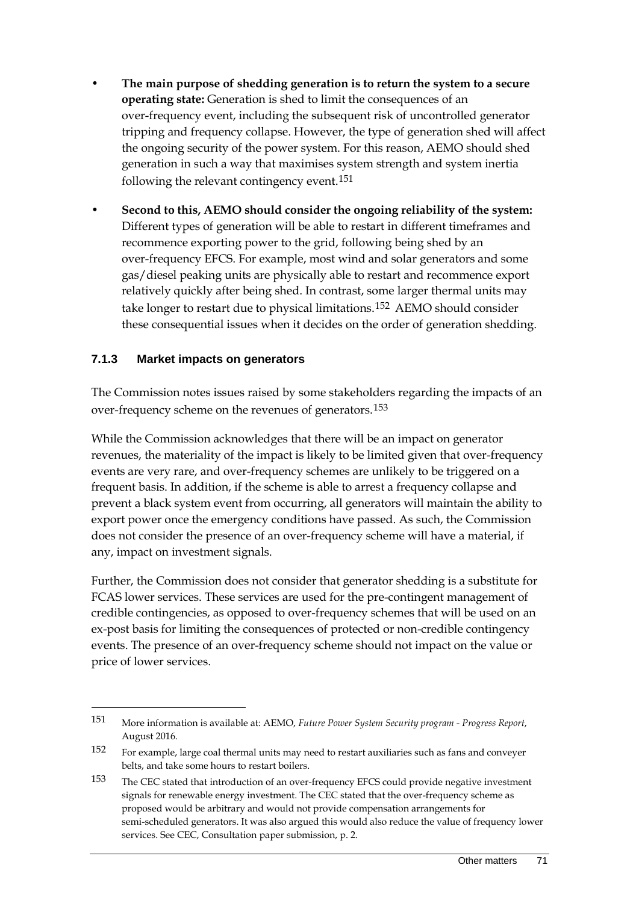- **The main purpose of shedding generation is to return the system to a secure operating state:** Generation is shed to limit the consequences of an over-frequency event, including the subsequent risk of uncontrolled generator tripping and frequency collapse. However, the type of generation shed will affect the ongoing security of the power system. For this reason, AEMO should shed generation in such a way that maximises system strength and system inertia following the relevant contingency event.[151]

- **Second to this, AEMO should consider the ongoing reliability of the system:** Different types of generation will be able to restart in different timeframes and recommence exporting power to the grid, following being shed by an over-frequency EFCS. For example, most wind and solar generators and some gas/diesel peaking units are physically able to restart and recommence export relatively quickly after being shed. In contrast, some larger thermal units may take longer to restart due to physical limitations.[152] AEMO should consider these consequential issues when it decides on the order of generation shedding.

### 7.1.3 Market impacts on generators

The Commission notes issues raised by some stakeholders regarding the impacts of an over-frequency scheme on the revenues of generators.[153]

While the Commission acknowledges that there will be an impact on generator revenues, the materiality of the impact is likely to be limited given that over-frequency events are very rare, and over-frequency schemes are unlikely to be triggered on a frequent basis. In addition, if the scheme is able to arrest a frequency collapse and prevent a black system event from occurring, all generators will maintain the ability to export power once the emergency conditions have passed. As such, the Commission does not consider the presence of an over-frequency scheme will have a material, if any, impact on investment signals.

Further, the Commission does not consider that generator shedding is a substitute for FCAS lower services. These services are used for the pre-contingent management of credible contingencies, as opposed to over-frequency schemes that will be used on an ex-post basis for limiting the consequences of protected or non-credible contingency events. The presence of an over-frequency scheme should not impact on the value or price of lower services.

---

151 More information is available at: AEMO, *Future Power System Security program - Progress Report*, August 2016.

152 For example, large coal thermal units may need to restart auxiliaries such as fans and conveyer belts, and take some hours to restart boilers.

153 The CEC stated that introduction of an over-frequency EFCS could provide negative investment signals for renewable energy investment. The CEC stated that the over-frequency scheme as proposed would be arbitrary and would not provide compensation arrangements for semi-scheduled generators. It was also argued this would also reduce the value of frequency lower services. See CEC, Consultation paper submission, p. 2.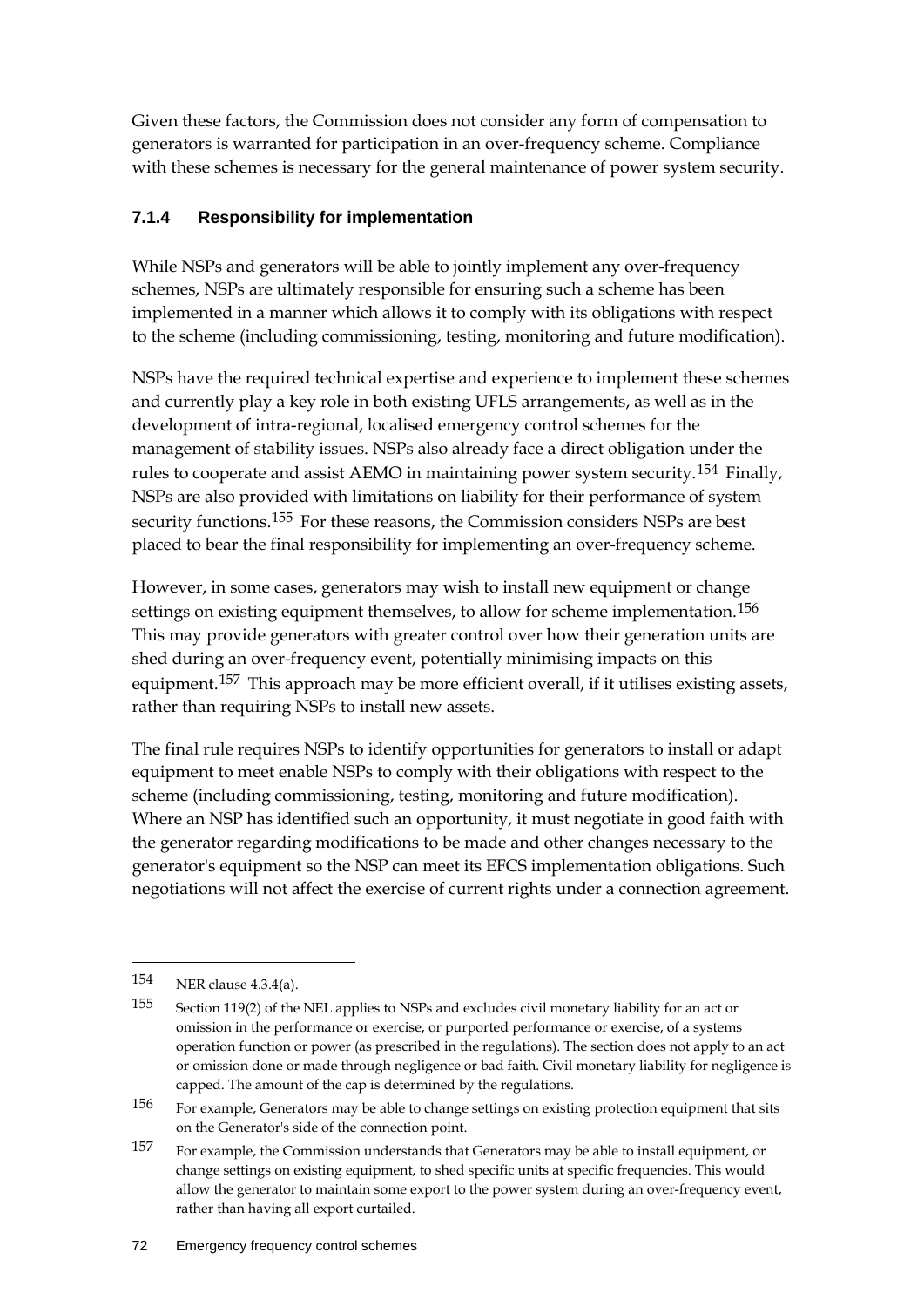Given these factors, the Commission does not consider any form of compensation to generators is warranted for participation in an over-frequency scheme. Compliance with these schemes is necessary for the general maintenance of power system security.

### 7.1.4 Responsibility for implementation

While NSPs and generators will be able to jointly implement any over-frequency schemes, NSPs are ultimately responsible for ensuring such a scheme has been implemented in a manner which allows it to comply with its obligations with respect to the scheme (including commissioning, testing, monitoring and future modification).

NSPs have the required technical expertise and experience to implement these schemes and currently play a key role in both existing UFLS arrangements, as well as in the development of intra-regional, localised emergency control schemes for the management of stability issues. NSPs also already face a direct obligation under the rules to cooperate and assist AEMO in maintaining power system security.[154] Finally, NSPs are also provided with limitations on liability for their performance of system security functions.[155] For these reasons, the Commission considers NSPs are best placed to bear the final responsibility for implementing an over-frequency scheme.

However, in some cases, generators may wish to install new equipment or change settings on existing equipment themselves, to allow for scheme implementation.[156] This may provide generators with greater control over how their generation units are shed during an over-frequency event, potentially minimising impacts on this equipment.[157] This approach may be more efficient overall, if it utilises existing assets, rather than requiring NSPs to install new assets.

The final rule requires NSPs to identify opportunities for generators to install or adapt equipment to meet enable NSPs to comply with their obligations with respect to the scheme (including commissioning, testing, monitoring and future modification). Where an NSP has identified such an opportunity, it must negotiate in good faith with the generator regarding modifications to be made and other changes necessary to the generator's equipment so the NSP can meet its EFCS implementation obligations. Such negotiations will not affect the exercise of current rights under a connection agreement.

---

154 NER clause 4.3.4(a).

155 Section 119(2) of the NEL applies to NSPs and excludes civil monetary liability for an act or omission in the performance or exercise, or purported performance or exercise, of a systems operation function or power (as prescribed in the regulations). The section does not apply to an act or omission done or made through negligence or bad faith. Civil monetary liability for negligence is capped. The amount of the cap is determined by the regulations.

156 For example, Generators may be able to change settings on existing protection equipment that sits on the Generator's side of the connection point.

157 For example, the Commission understands that Generators may be able to install equipment, or change settings on existing equipment, to shed specific units at specific frequencies. This would allow the generator to maintain some export to the power system during an over-frequency event, rather than having all export curtailed.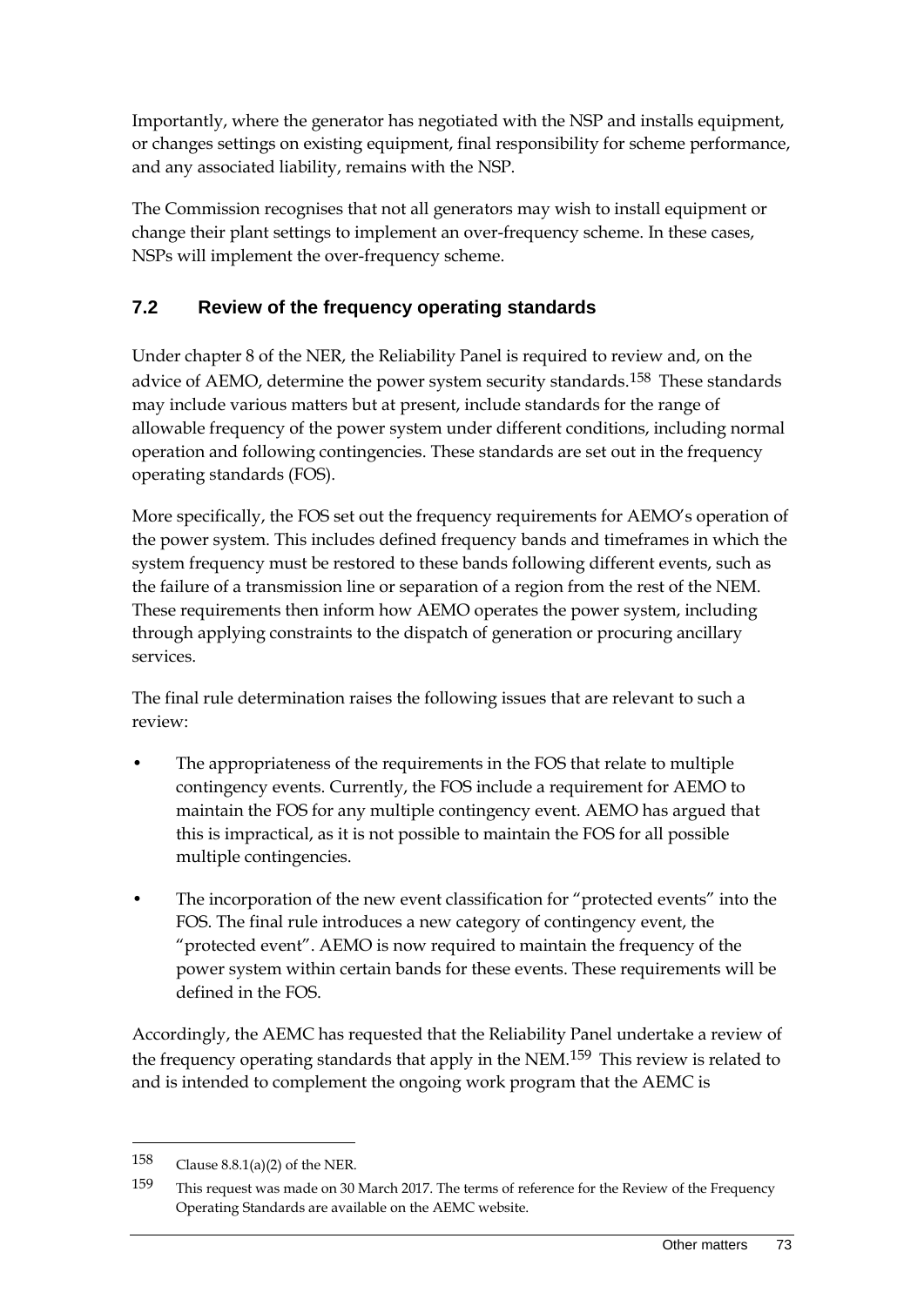Importantly, where the generator has negotiated with the NSP and installs equipment, or changes settings on existing equipment, final responsibility for scheme performance, and any associated liability, remains with the NSP.

The Commission recognises that not all generators may wish to install equipment or change their plant settings to implement an over-frequency scheme. In these cases, NSPs will implement the over-frequency scheme.

## 7.2 Review of the frequency operating standards

Under chapter 8 of the NER, the Reliability Panel is required to review and, on the advice of AEMO, determine the power system security standards.[158] These standards may include various matters but at present, include standards for the range of allowable frequency of the power system under different conditions, including normal operation and following contingencies. These standards are set out in the frequency operating standards (FOS).

More specifically, the FOS set out the frequency requirements for AEMO's operation of the power system. This includes defined frequency bands and timeframes in which the system frequency must be restored to these bands following different events, such as the failure of a transmission line or separation of a region from the rest of the NEM. These requirements then inform how AEMO operates the power system, including through applying constraints to the dispatch of generation or procuring ancillary services.

The final rule determination raises the following issues that are relevant to such a review:

- The appropriateness of the requirements in the FOS that relate to multiple contingency events. Currently, the FOS include a requirement for AEMO to maintain the FOS for any multiple contingency event. AEMO has argued that this is impractical, as it is not possible to maintain the FOS for all possible multiple contingencies.
- The incorporation of the new event classification for "protected events" into the FOS. The final rule introduces a new category of contingency event, the "protected event". AEMO is now required to maintain the frequency of the power system within certain bands for these events. These requirements will be defined in the FOS.

Accordingly, the AEMC has requested that the Reliability Panel undertake a review of the frequency operating standards that apply in the NEM.[159] This review is related to and is intended to complement the ongoing work program that the AEMC is

---

158 Clause 8.8.1(a)(2) of the NER.

159 This request was made on 30 March 2017. The terms of reference for the Review of the Frequency Operating Standards are available on the AEMC website.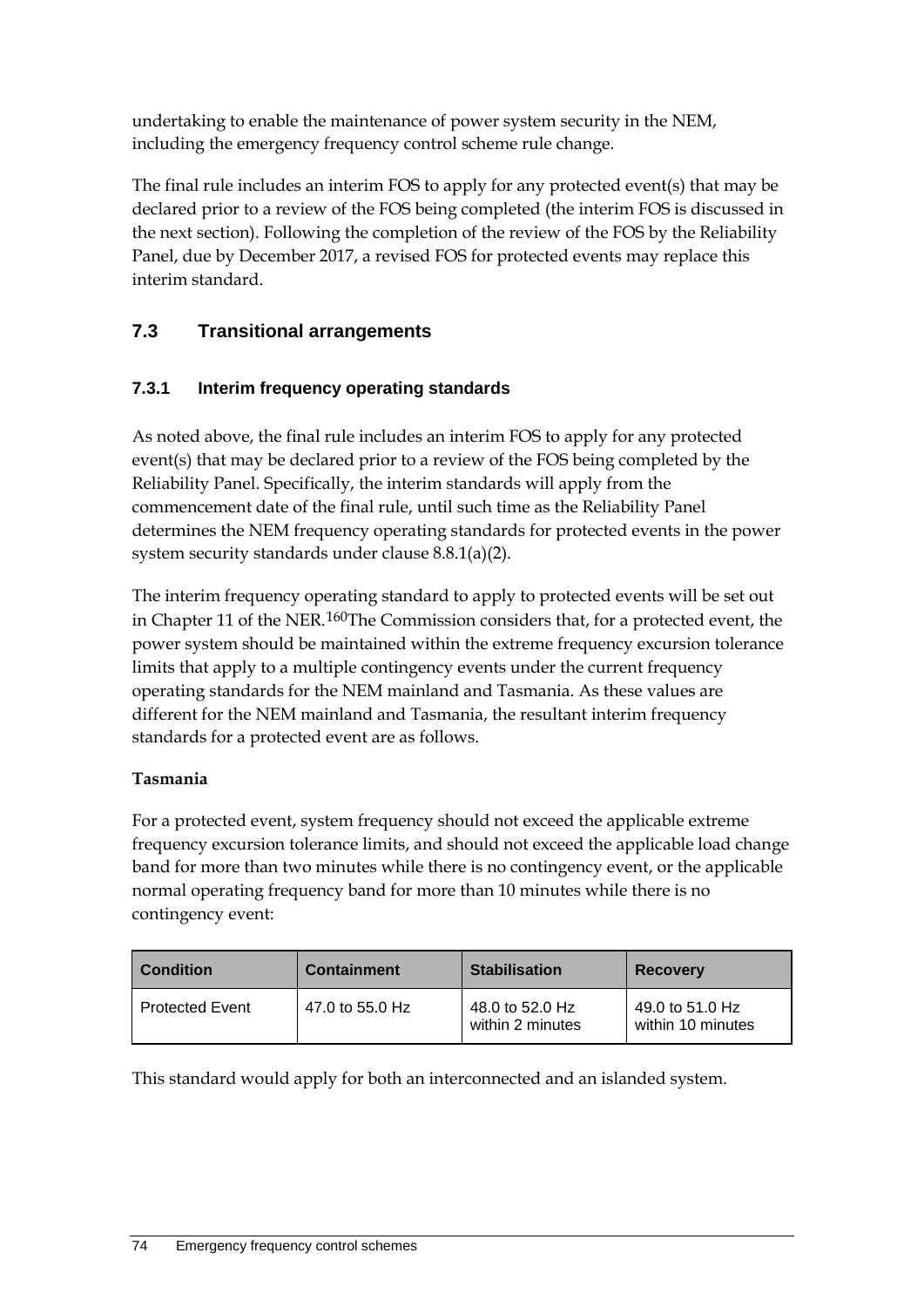undertaking to enable the maintenance of power system security in the NEM, including the emergency frequency control scheme rule change.

The final rule includes an interim FOS to apply for any protected event(s) that may be declared prior to a review of the FOS being completed (the interim FOS is discussed in the next section). Following the completion of the review of the FOS by the Reliability Panel, due by December 2017, a revised FOS for protected events may replace this interim standard.

## 7.3 Transitional arrangements

### 7.3.1 Interim frequency operating standards

As noted above, the final rule includes an interim FOS to apply for any protected event(s) that may be declared prior to a review of the FOS being completed by the Reliability Panel. Specifically, the interim standards will apply from the commencement date of the final rule, until such time as the Reliability Panel determines the NEM frequency operating standards for protected events in the power system security standards under clause 8.8.1(a)(2).

The interim frequency operating standard to apply to protected events will be set out in Chapter 11 of the NER.[160]The Commission considers that, for a protected event, the power system should be maintained within the extreme frequency excursion tolerance limits that apply to a multiple contingency events under the current frequency operating standards for the NEM mainland and Tasmania. As these values are different for the NEM mainland and Tasmania, the resultant interim frequency standards for a protected event are as follows.

**Tasmania**

For a protected event, system frequency should not exceed the applicable extreme frequency excursion tolerance limits, and should not exceed the applicable load change band for more than two minutes while there is no contingency event, or the applicable normal operating frequency band for more than 10 minutes while there is no contingency event:

| Condition | Containment | Stabilisation | Recovery |
|---|---|---|---|
| Protected Event | 47.0 to 55.0 Hz | 48.0 to 52.0 Hz within 2 minutes | 49.0 to 51.0 Hz within 10 minutes |

This standard would apply for both an interconnected and an islanded system.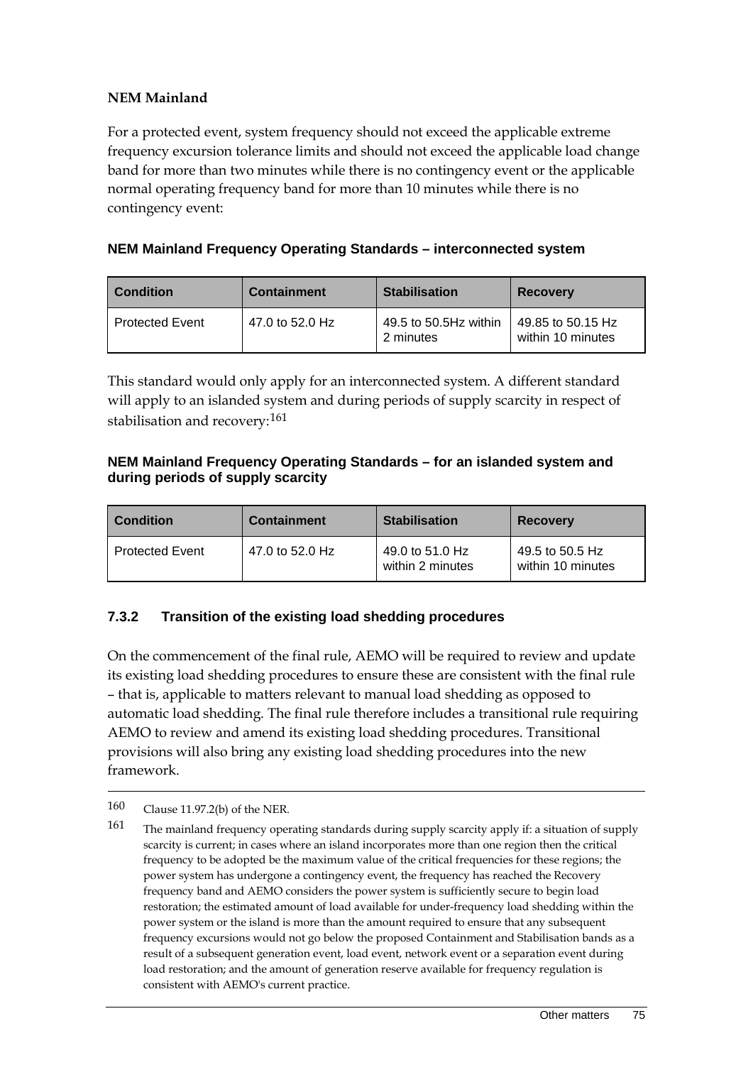**NEM Mainland**

For a protected event, system frequency should not exceed the applicable extreme frequency excursion tolerance limits and should not exceed the applicable load change band for more than two minutes while there is no contingency event or the applicable normal operating frequency band for more than 10 minutes while there is no contingency event:

**NEM Mainland Frequency Operating Standards – interconnected system**

| Condition | Containment | Stabilisation | Recovery |
|---|---|---|---|
| Protected Event | 47.0 to 52.0 Hz | 49.5 to 50.5Hz within 2 minutes | 49.85 to 50.15 Hz within 10 minutes |

This standard would only apply for an interconnected system. A different standard will apply to an islanded system and during periods of supply scarcity in respect of stabilisation and recovery:[161]

**NEM Mainland Frequency Operating Standards – for an islanded system and during periods of supply scarcity**

| Condition | Containment | Stabilisation | Recovery |
|---|---|---|---|
| Protected Event | 47.0 to 52.0 Hz | 49.0 to 51.0 Hz within 2 minutes | 49.5 to 50.5 Hz within 10 minutes |

### 7.3.2 Transition of the existing load shedding procedures

On the commencement of the final rule, AEMO will be required to review and update its existing load shedding procedures to ensure these are consistent with the final rule – that is, applicable to matters relevant to manual load shedding as opposed to automatic load shedding. The final rule therefore includes a transitional rule requiring AEMO to review and amend its existing load shedding procedures. Transitional provisions will also bring any existing load shedding procedures into the new framework.

---

160 Clause 11.97.2(b) of the NER.

161 The mainland frequency operating standards during supply scarcity apply if: a situation of supply scarcity is current; in cases where an island incorporates more than one region then the critical frequency to be adopted be the maximum value of the critical frequencies for these regions; the power system has undergone a contingency event, the frequency has reached the Recovery frequency band and AEMO considers the power system is sufficiently secure to begin load restoration; the estimated amount of load available for under-frequency load shedding within the power system or the island is more than the amount required to ensure that any subsequent frequency excursions would not go below the proposed Containment and Stabilisation bands as a result of a subsequent generation event, load event, network event or a separation event during load restoration; and the amount of generation reserve available for frequency regulation is consistent with AEMO's current practice.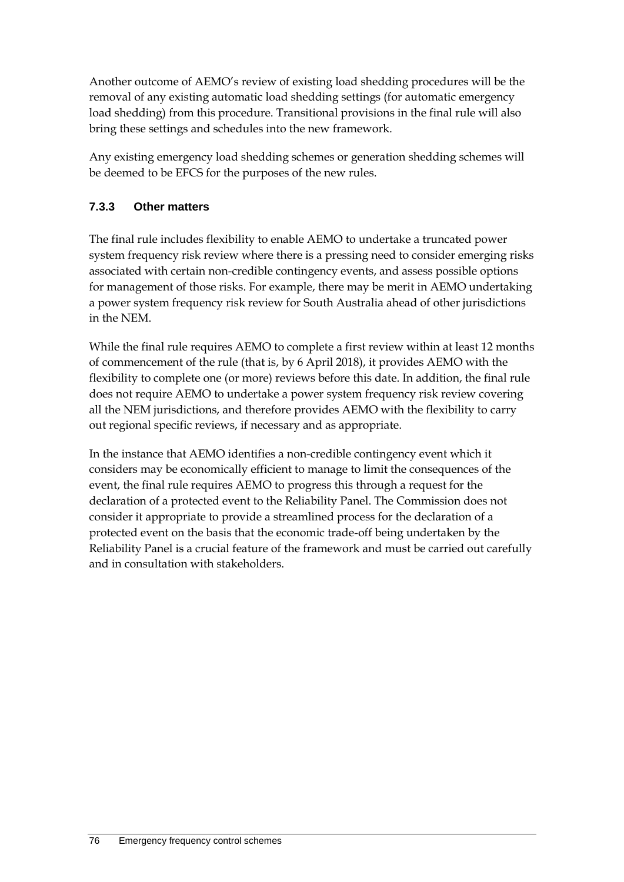Another outcome of AEMO's review of existing load shedding procedures will be the removal of any existing automatic load shedding settings (for automatic emergency load shedding) from this procedure. Transitional provisions in the final rule will also bring these settings and schedules into the new framework.

Any existing emergency load shedding schemes or generation shedding schemes will be deemed to be EFCS for the purposes of the new rules.

### 7.3.3 Other matters

The final rule includes flexibility to enable AEMO to undertake a truncated power system frequency risk review where there is a pressing need to consider emerging risks associated with certain non-credible contingency events, and assess possible options for management of those risks. For example, there may be merit in AEMO undertaking a power system frequency risk review for South Australia ahead of other jurisdictions in the NEM.

While the final rule requires AEMO to complete a first review within at least 12 months of commencement of the rule (that is, by 6 April 2018), it provides AEMO with the flexibility to complete one (or more) reviews before this date. In addition, the final rule does not require AEMO to undertake a power system frequency risk review covering all the NEM jurisdictions, and therefore provides AEMO with the flexibility to carry out regional specific reviews, if necessary and as appropriate.

In the instance that AEMO identifies a non-credible contingency event which it considers may be economically efficient to manage to limit the consequences of the event, the final rule requires AEMO to progress this through a request for the declaration of a protected event to the Reliability Panel. The Commission does not consider it appropriate to provide a streamlined process for the declaration of a protected event on the basis that the economic trade-off being undertaken by the Reliability Panel is a crucial feature of the framework and must be carried out carefully and in consultation with stakeholders.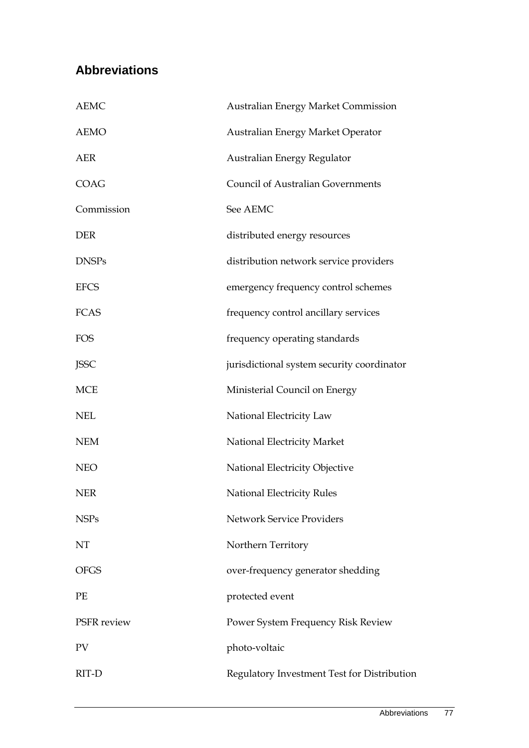## Abbreviations

| | |
|---|---|
| AEMC | Australian Energy Market Commission |
| AEMO | Australian Energy Market Operator |
| AER | Australian Energy Regulator |
| COAG | Council of Australian Governments |
| Commission | See AEMC |
| DER | distributed energy resources |
| DNSPs | distribution network service providers |
| EFCS | emergency frequency control schemes |
| FCAS | frequency control ancillary services |
| FOS | frequency operating standards |
| JSSC | jurisdictional system security coordinator |
| MCE | Ministerial Council on Energy |
| NEL | National Electricity Law |
| NEM | National Electricity Market |
| NEO | National Electricity Objective |
| NER | National Electricity Rules |
| NSPs | Network Service Providers |
| NT | Northern Territory |
| OFGS | over-frequency generator shedding |
| PE | protected event |
| PSFR review | Power System Frequency Risk Review |
| PV | photo-voltaic |
| RIT-D | Regulatory Investment Test for Distribution |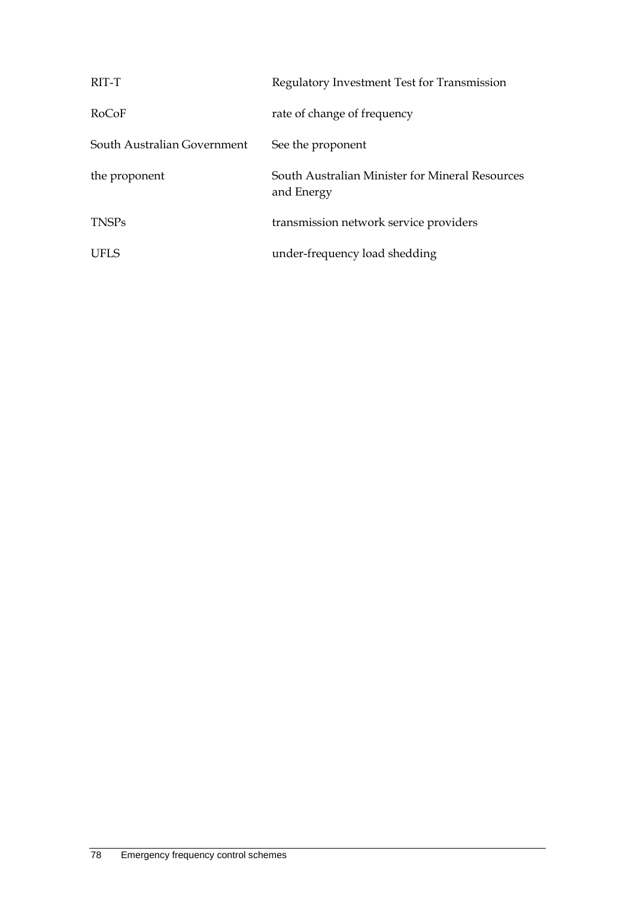| | |
|---|---|
| RIT-T | Regulatory Investment Test for Transmission |
| RoCoF | rate of change of frequency |
| South Australian Government | See the proponent |
| the proponent | South Australian Minister for Mineral Resources and Energy |
| TNSPs | transmission network service providers |
| UFLS | under-frequency load shedding |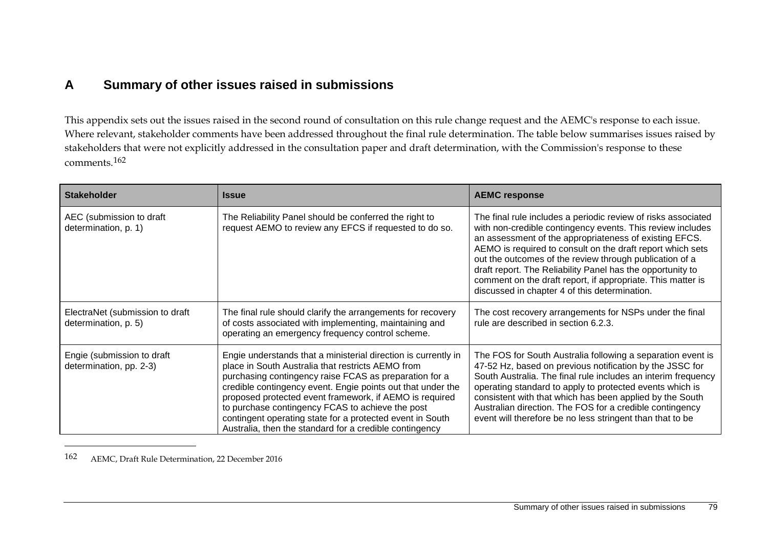# A Summary of other issues raised in submissions

This appendix sets out the issues raised in the second round of consultation on this rule change request and the AEMC's response to each issue. Where relevant, stakeholder comments have been addressed throughout the final rule determination. The table below summarises issues raised by stakeholders that were not explicitly addressed in the consultation paper and draft determination, with the Commission's response to these comments.[162]

| Stakeholder | Issue | AEMC response |
|---|---|---|
| AEC (submission to draft determination, p. 1) | The Reliability Panel should be conferred the right to request AEMO to review any EFCS if requested to do so. | The final rule includes a periodic review of risks associated with non-credible contingency events. This review includes an assessment of the appropriateness of existing EFCS. AEMO is required to consult on the draft report which sets out the outcomes of the review through publication of a draft report. The Reliability Panel has the opportunity to comment on the draft report, if appropriate. This matter is discussed in chapter 4 of this determination. |
| ElectraNet (submission to draft determination, p. 5) | The final rule should clarify the arrangements for recovery of costs associated with implementing, maintaining and operating an emergency frequency control scheme. | The cost recovery arrangements for NSPs under the final rule are described in section 6.2.3. |
| Engie (submission to draft determination, pp. 2-3) | Engie understands that a ministerial direction is currently in place in South Australia that restricts AEMO from purchasing contingency raise FCAS as preparation for a credible contingency event. Engie points out that under the proposed protected event framework, if AEMO is required to purchase contingency FCAS to achieve the post contingent operating state for a protected event in South Australia, then the standard for a credible contingency | The FOS for South Australia following a separation event is 47-52 Hz, based on previous notification by the JSSC for South Australia. The final rule includes an interim frequency operating standard to apply to protected events which is consistent with that which has been applied by the South Australian direction. The FOS for a credible contingency event will therefore be no less stringent than that to be |

162 AEMC, Draft Rule Determination, 22 December 2016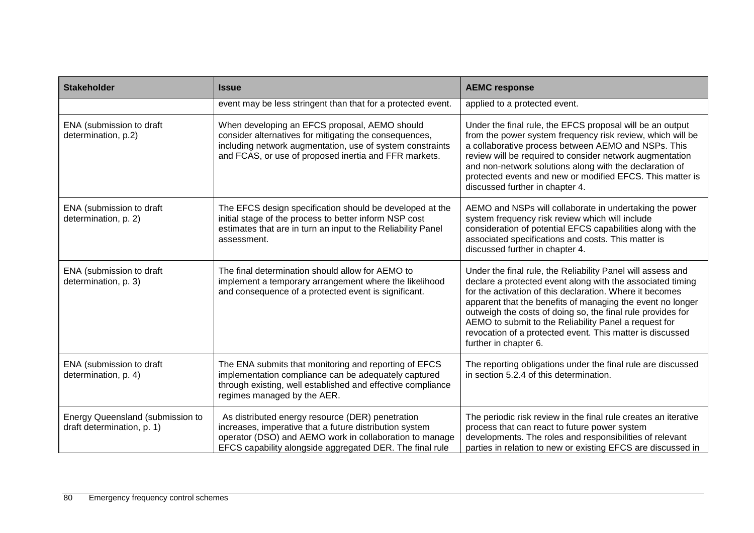| Stakeholder | Issue | AEMC response |
|---|---|---|
| | event may be less stringent than that for a protected event. | applied to a protected event. |
| ENA (submission to draft determination, p.2) | When developing an EFCS proposal, AEMO should consider alternatives for mitigating the consequences, including network augmentation, use of system constraints and FCAS, or use of proposed inertia and FFR markets. | Under the final rule, the EFCS proposal will be an output from the power system frequency risk review, which will be a collaborative process between AEMO and NSPs. This review will be required to consider network augmentation and non-network solutions along with the declaration of protected events and new or modified EFCS. This matter is discussed further in chapter 4. |
| ENA (submission to draft determination, p. 2) | The EFCS design specification should be developed at the initial stage of the process to better inform NSP cost estimates that are in turn an input to the Reliability Panel assessment. | AEMO and NSPs will collaborate in undertaking the power system frequency risk review which will include consideration of potential EFCS capabilities along with the associated specifications and costs. This matter is discussed further in chapter 4. |
| ENA (submission to draft determination, p. 3) | The final determination should allow for AEMO to implement a temporary arrangement where the likelihood and consequence of a protected event is significant. | Under the final rule, the Reliability Panel will assess and declare a protected event along with the associated timing for the activation of this declaration. Where it becomes apparent that the benefits of managing the event no longer outweigh the costs of doing so, the final rule provides for AEMO to submit to the Reliability Panel a request for revocation of a protected event. This matter is discussed further in chapter 6. |
| ENA (submission to draft determination, p. 4) | The ENA submits that monitoring and reporting of EFCS implementation compliance can be adequately captured through existing, well established and effective compliance regimes managed by the AER. | The reporting obligations under the final rule are discussed in section 5.2.4 of this determination. |
| Energy Queensland (submission to draft determination, p. 1) | As distributed energy resource (DER) penetration increases, imperative that a future distribution system operator (DSO) and AEMO work in collaboration to manage EFCS capability alongside aggregated DER. The final rule | The periodic risk review in the final rule creates an iterative process that can react to future power system developments. The roles and responsibilities of relevant parties in relation to new or existing EFCS are discussed in |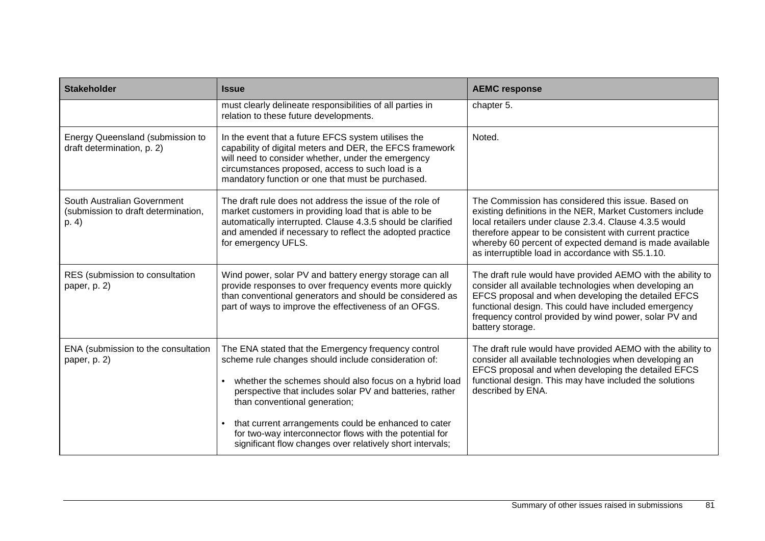| Stakeholder | Issue | AEMC response |
|---|---|---|
| | must clearly delineate responsibilities of all parties in relation to these future developments. | chapter 5. |
| Energy Queensland (submission to draft determination, p. 2) | In the event that a future EFCS system utilises the capability of digital meters and DER, the EFCS framework will need to consider whether, under the emergency circumstances proposed, access to such load is a mandatory function or one that must be purchased. | Noted. |
| South Australian Government (submission to draft determination, p. 4) | The draft rule does not address the issue of the role of market customers in providing load that is able to be automatically interrupted. Clause 4.3.5 should be clarified and amended if necessary to reflect the adopted practice for emergency UFLS. | The Commission has considered this issue. Based on existing definitions in the NER, Market Customers include local retailers under clause 2.3.4. Clause 4.3.5 would therefore appear to be consistent with current practice whereby 60 percent of expected demand is made available as interruptible load in accordance with S5.1.10. |
| RES (submission to consultation paper, p. 2) | Wind power, solar PV and battery energy storage can all provide responses to over frequency events more quickly than conventional generators and should be considered as part of ways to improve the effectiveness of an OFGS. | The draft rule would have provided AEMO with the ability to consider all available technologies when developing an EFCS proposal and when developing the detailed EFCS functional design. This could have included emergency frequency control provided by wind power, solar PV and battery storage. |
| ENA (submission to the consultation paper, p. 2) | The ENA stated that the Emergency frequency control scheme rule changes should include consideration of:<br><br>• whether the schemes should also focus on a hybrid load perspective that includes solar PV and batteries, rather than conventional generation;<br><br>• that current arrangements could be enhanced to cater for two-way interconnector flows with the potential for significant flow changes over relatively short intervals; | The draft rule would have provided AEMO with the ability to consider all available technologies when developing an EFCS proposal and when developing the detailed EFCS functional design. This may have included the solutions described by ENA. |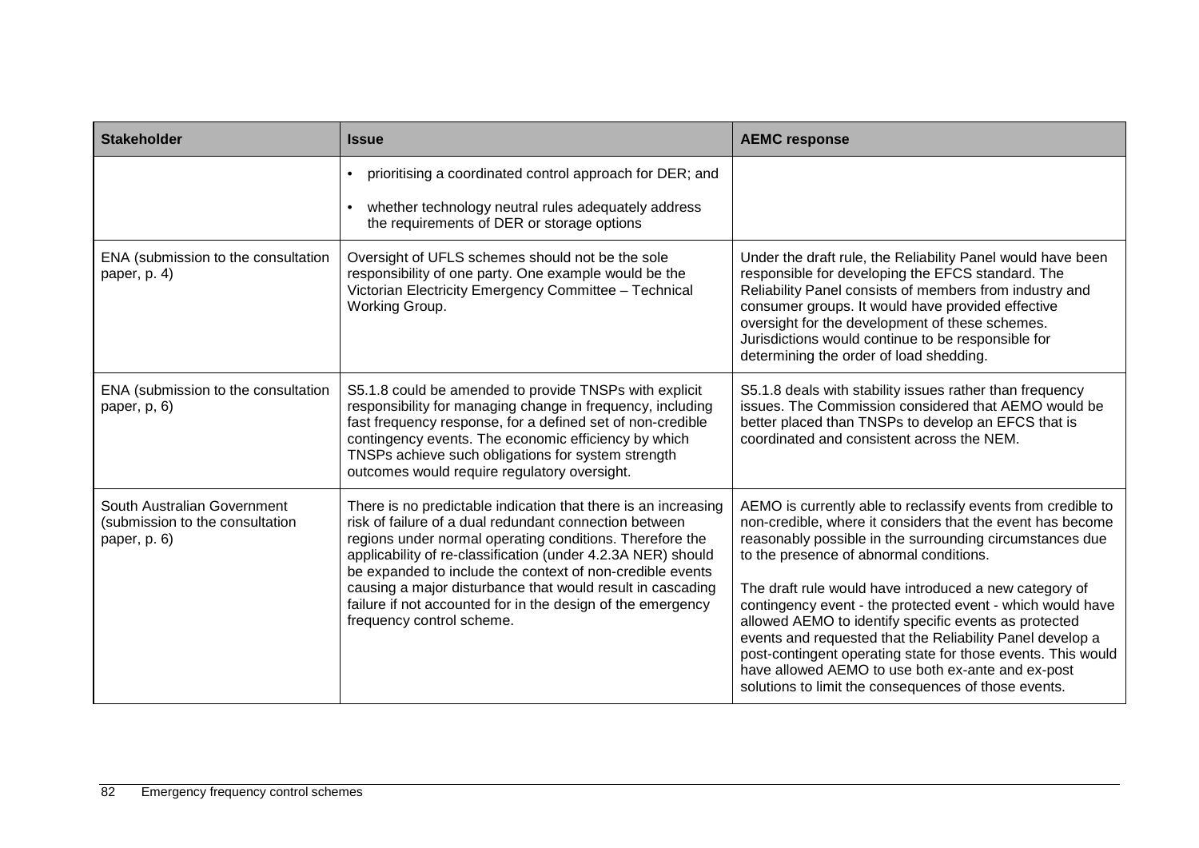| Stakeholder | Issue | AEMC response |
|---|---|---|
| | • prioritising a coordinated control approach for DER; and<br><br>• whether technology neutral rules adequately address the requirements of DER or storage options | |
| ENA (submission to the consultation paper, p. 4) | Oversight of UFLS schemes should not be the sole responsibility of one party. One example would be the Victorian Electricity Emergency Committee – Technical Working Group. | Under the draft rule, the Reliability Panel would have been responsible for developing the EFCS standard. The Reliability Panel consists of members from industry and consumer groups. It would have provided effective oversight for the development of these schemes. Jurisdictions would continue to be responsible for determining the order of load shedding. |
| ENA (submission to the consultation paper, p, 6) | S5.1.8 could be amended to provide TNSPs with explicit responsibility for managing change in frequency, including fast frequency response, for a defined set of non-credible contingency events. The economic efficiency by which TNSPs achieve such obligations for system strength outcomes would require regulatory oversight. | S5.1.8 deals with stability issues rather than frequency issues. The Commission considered that AEMO would be better placed than TNSPs to develop an EFCS that is coordinated and consistent across the NEM. |
| South Australian Government (submission to the consultation paper, p. 6) | There is no predictable indication that there is an increasing risk of failure of a dual redundant connection between regions under normal operating conditions. Therefore the applicability of re-classification (under 4.2.3A NER) should be expanded to include the context of non-credible events causing a major disturbance that would result in cascading failure if not accounted for in the design of the emergency frequency control scheme. | AEMO is currently able to reclassify events from credible to non-credible, where it considers that the event has become reasonably possible in the surrounding circumstances due to the presence of abnormal conditions.<br><br>The draft rule would have introduced a new category of contingency event - the protected event - which would have allowed AEMO to identify specific events as protected events and requested that the Reliability Panel develop a post-contingent operating state for those events. This would have allowed AEMO to use both ex-ante and ex-post solutions to limit the consequences of those events. |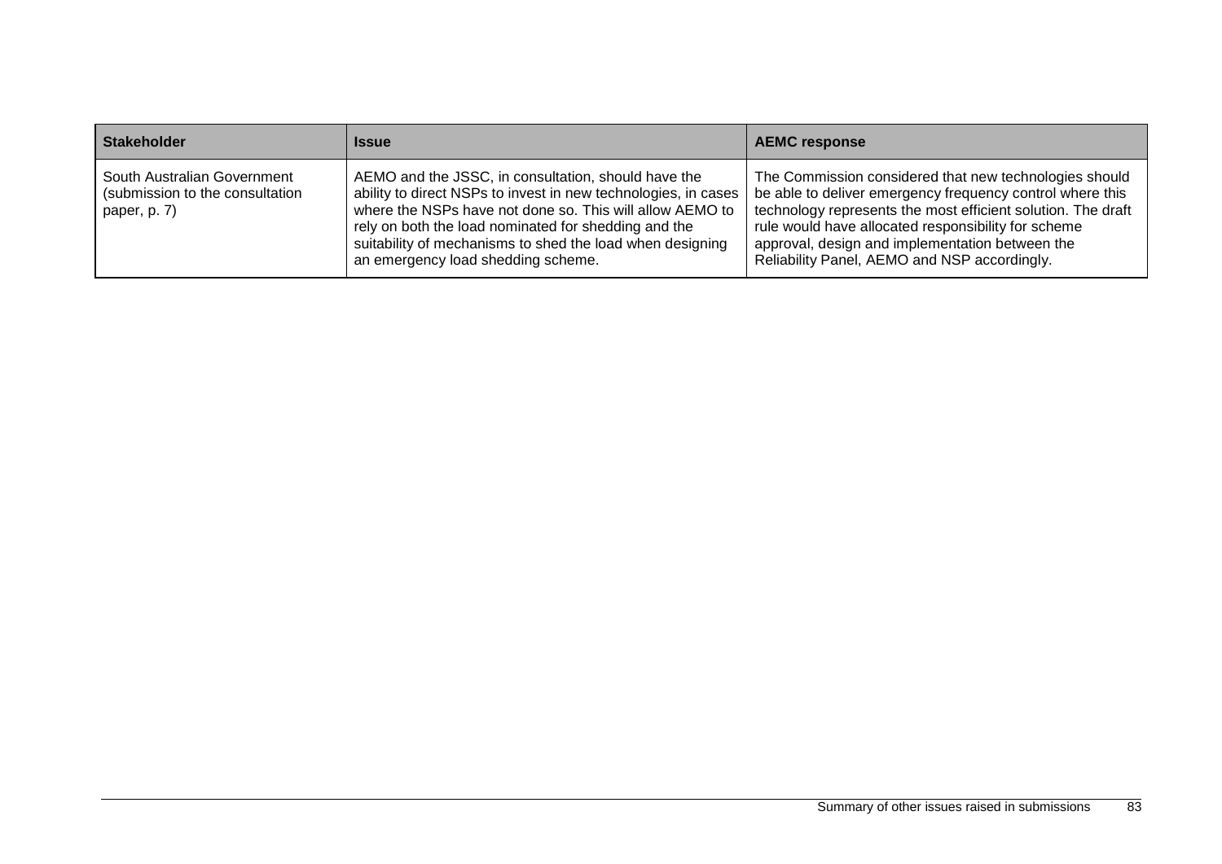| Stakeholder | Issue | AEMC response |
|---|---|---|
| South Australian Government (submission to the consultation paper, p. 7) | AEMO and the JSSC, in consultation, should have the ability to direct NSPs to invest in new technologies, in cases where the NSPs have not done so. This will allow AEMO to rely on both the load nominated for shedding and the suitability of mechanisms to shed the load when designing an emergency load shedding scheme. | The Commission considered that new technologies should be able to deliver emergency frequency control where this technology represents the most efficient solution. The draft rule would have allocated responsibility for scheme approval, design and implementation between the Reliability Panel, AEMO and NSP accordingly. |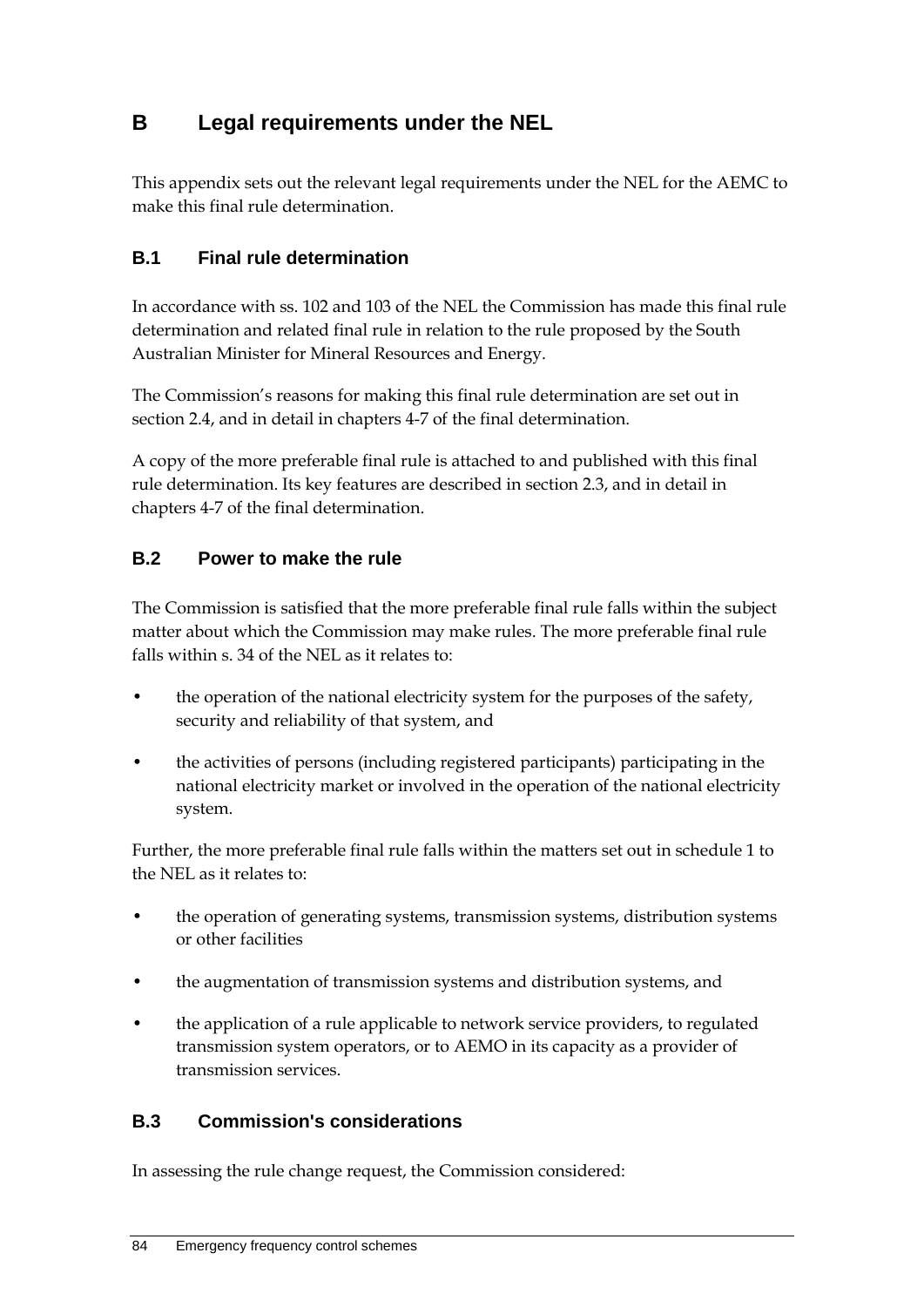# B Legal requirements under the NEL

This appendix sets out the relevant legal requirements under the NEL for the AEMC to make this final rule determination.

## B.1 Final rule determination

In accordance with ss. 102 and 103 of the NEL the Commission has made this final rule determination and related final rule in relation to the rule proposed by the South Australian Minister for Mineral Resources and Energy.

The Commission's reasons for making this final rule determination are set out in section 2.4, and in detail in chapters 4-7 of the final determination.

A copy of the more preferable final rule is attached to and published with this final rule determination. Its key features are described in section 2.3, and in detail in chapters 4-7 of the final determination.

## B.2 Power to make the rule

The Commission is satisfied that the more preferable final rule falls within the subject matter about which the Commission may make rules. The more preferable final rule falls within s. 34 of the NEL as it relates to:

- the operation of the national electricity system for the purposes of the safety, security and reliability of that system, and
- the activities of persons (including registered participants) participating in the national electricity market or involved in the operation of the national electricity system.

Further, the more preferable final rule falls within the matters set out in schedule 1 to the NEL as it relates to:

- the operation of generating systems, transmission systems, distribution systems or other facilities
- the augmentation of transmission systems and distribution systems, and
- the application of a rule applicable to network service providers, to regulated transmission system operators, or to AEMO in its capacity as a provider of transmission services.

## B.3 Commission's considerations

In assessing the rule change request, the Commission considered: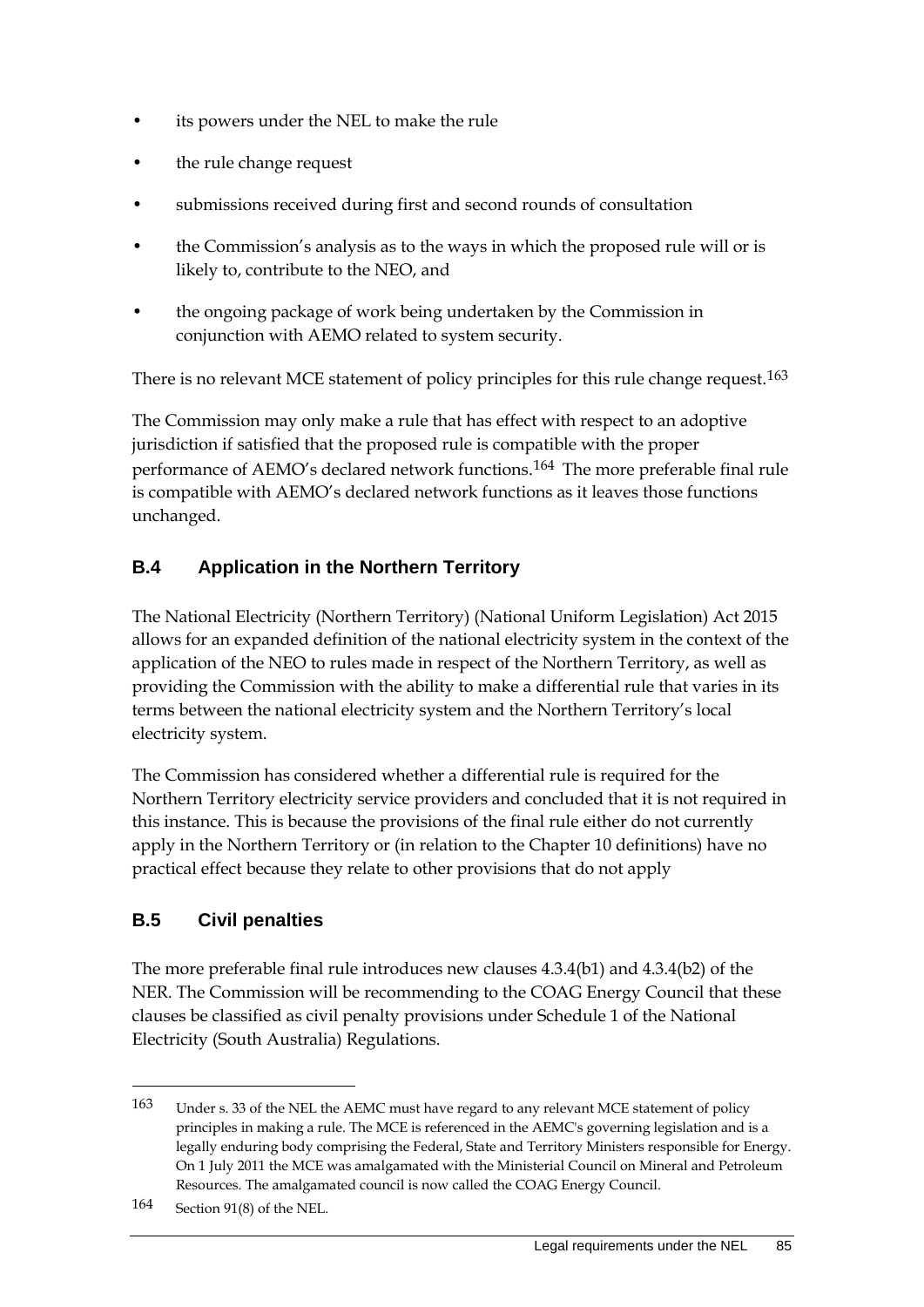- its powers under the NEL to make the rule
- the rule change request
- submissions received during first and second rounds of consultation
- the Commission's analysis as to the ways in which the proposed rule will or is likely to, contribute to the NEO, and
- the ongoing package of work being undertaken by the Commission in conjunction with AEMO related to system security.

There is no relevant MCE statement of policy principles for this rule change request.[163]

The Commission may only make a rule that has effect with respect to an adoptive jurisdiction if satisfied that the proposed rule is compatible with the proper performance of AEMO's declared network functions.[164] The more preferable final rule is compatible with AEMO's declared network functions as it leaves those functions unchanged.

## B.4 Application in the Northern Territory

The National Electricity (Northern Territory) (National Uniform Legislation) Act 2015 allows for an expanded definition of the national electricity system in the context of the application of the NEO to rules made in respect of the Northern Territory, as well as providing the Commission with the ability to make a differential rule that varies in its terms between the national electricity system and the Northern Territory's local electricity system.

The Commission has considered whether a differential rule is required for the Northern Territory electricity service providers and concluded that it is not required in this instance. This is because the provisions of the final rule either do not currently apply in the Northern Territory or (in relation to the Chapter 10 definitions) have no practical effect because they relate to other provisions that do not apply

## B.5 Civil penalties

The more preferable final rule introduces new clauses 4.3.4(b1) and 4.3.4(b2) of the NER. The Commission will be recommending to the COAG Energy Council that these clauses be classified as civil penalty provisions under Schedule 1 of the National Electricity (South Australia) Regulations.

---

163 Under s. 33 of the NEL the AEMC must have regard to any relevant MCE statement of policy principles in making a rule. The MCE is referenced in the AEMC's governing legislation and is a legally enduring body comprising the Federal, State and Territory Ministers responsible for Energy. On 1 July 2011 the MCE was amalgamated with the Ministerial Council on Mineral and Petroleum Resources. The amalgamated council is now called the COAG Energy Council.

164 Section 91(8) of the NEL.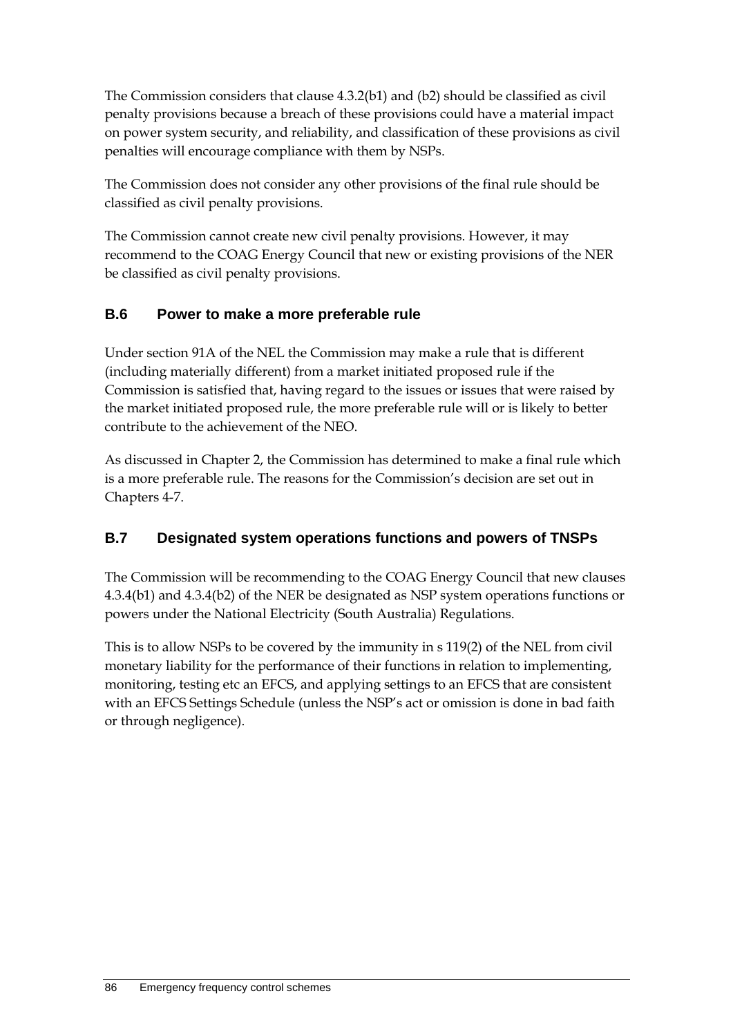The Commission considers that clause 4.3.2(b1) and (b2) should be classified as civil penalty provisions because a breach of these provisions could have a material impact on power system security, and reliability, and classification of these provisions as civil penalties will encourage compliance with them by NSPs.

The Commission does not consider any other provisions of the final rule should be classified as civil penalty provisions.

The Commission cannot create new civil penalty provisions. However, it may recommend to the COAG Energy Council that new or existing provisions of the NER be classified as civil penalty provisions.

## B.6 Power to make a more preferable rule

Under section 91A of the NEL the Commission may make a rule that is different (including materially different) from a market initiated proposed rule if the Commission is satisfied that, having regard to the issues or issues that were raised by the market initiated proposed rule, the more preferable rule will or is likely to better contribute to the achievement of the NEO.

As discussed in Chapter 2, the Commission has determined to make a final rule which is a more preferable rule. The reasons for the Commission's decision are set out in Chapters 4-7.

## B.7 Designated system operations functions and powers of TNSPs

The Commission will be recommending to the COAG Energy Council that new clauses 4.3.4(b1) and 4.3.4(b2) of the NER be designated as NSP system operations functions or powers under the National Electricity (South Australia) Regulations.

This is to allow NSPs to be covered by the immunity in s 119(2) of the NEL from civil monetary liability for the performance of their functions in relation to implementing, monitoring, testing etc an EFCS, and applying settings to an EFCS that are consistent with an EFCS Settings Schedule (unless the NSP's act or omission is done in bad faith or through negligence).